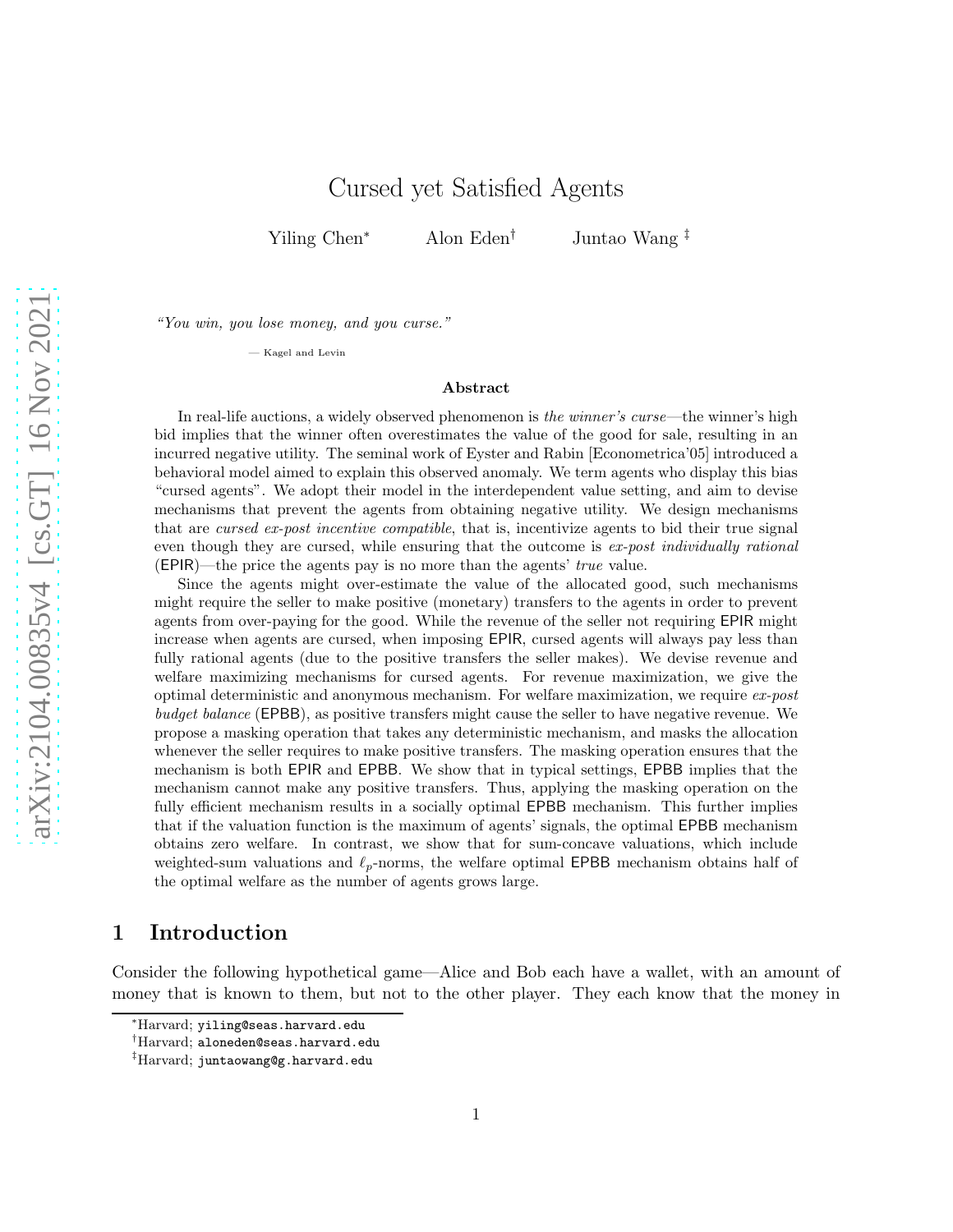# Cursed yet Satisfied Agents

Yiling Chen* Alon Eden† Juntao Wang ‡

*"You win, you lose money, and you curse."*

— Kagel and Levin

## Abstract

In real-life auctions, a widely observed phenomenon is *the winner's curse*—the winner's high bid implies that the winner often overestimates the value of the good for sale, resulting in an incurred negative utility. The seminal work of Eyster and Rabin [Econometrica'05] introduced a behavioral model aimed to explain this observed anomaly. We term agents who display this bias "cursed agents". We adopt their model in the interdependent value setting, and aim to devise mechanisms that prevent the agents from obtaining negative utility. We design mechanisms that are *cursed ex-post incentive compatible*, that is, incentivize agents to bid their true signal even though they are cursed, while ensuring that the outcome is *ex-post individually rational* (EPIR)—the price the agents pay is no more than the agents' *true* value.

Since the agents might over-estimate the value of the allocated good, such mechanisms might require the seller to make positive (monetary) transfers to the agents in order to prevent agents from over-paying for the good. While the revenue of the seller not requiring EPIR might increase when agents are cursed, when imposing EPIR, cursed agents will always pay less than fully rational agents (due to the positive transfers the seller makes). We devise revenue and welfare maximizing mechanisms for cursed agents. For revenue maximization, we give the optimal deterministic and anonymous mechanism. For welfare maximization, we require *ex-post budget balance* (EPBB), as positive transfers might cause the seller to have negative revenue. We propose a masking operation that takes any deterministic mechanism, and masks the allocation whenever the seller requires to make positive transfers. The masking operation ensures that the mechanism is both EPIR and EPBB. We show that in typical settings, EPBB implies that the mechanism cannot make any positive transfers. Thus, applying the masking operation on the fully efficient mechanism results in a socially optimal EPBB mechanism. This further implies that if the valuation function is the maximum of agents' signals, the optimal EPBB mechanism obtains zero welfare. In contrast, we show that for sum-concave valuations, which include weighted-sum valuations and $\ell_p$-norms, the welfare optimal EPBB mechanism obtains half of the optimal welfare as the number of agents grows large.

## 1 Introduction

Consider the following hypothetical game—Alice and Bob each have a wallet, with an amount of money that is known to them, but not to the other player. They each know that the money in

*Harvard; yiling@seas.harvard.edu

†Harvard; aloneden@seas.harvard.edu

‡Harvard; juntaowang@g.harvard.edu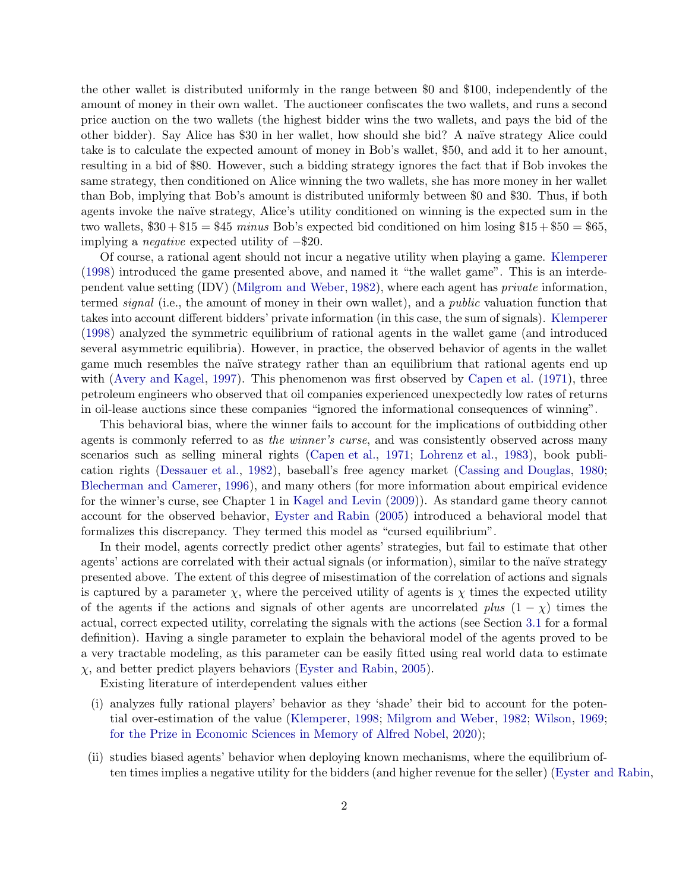the other wallet is distributed uniformly in the range between \$0 and \$100, independently of the amount of money in their own wallet. The auctioneer confiscates the two wallets, and runs a second price auction on the two wallets (the highest bidder wins the two wallets, and pays the bid of the other bidder). Say Alice has \$30 in her wallet, how should she bid? A naïve strategy Alice could take is to calculate the expected amount of money in Bob's wallet, \$50, and add it to her amount, resulting in a bid of \$80. However, such a bidding strategy ignores the fact that if Bob invokes the same strategy, then conditioned on Alice winning the two wallets, she has more money in her wallet than Bob, implying that Bob's amount is distributed uniformly between \$0 and \$30. Thus, if both agents invoke the naïve strategy, Alice's utility conditioned on winning is the expected sum in the two wallets, $\$30 + \$15 = \$45$ *minus* Bob's expected bid conditioned on him losing $\$15 + \$50 = \$65$, implying a *negative* expected utility of $-\$20$.

Of course, a rational agent should not incur a negative utility when playing a game. Klemperer (1998) introduced the game presented above, and named it "the wallet game". This is an interdependent value setting (IDV) (Milgrom and Weber, 1982), where each agent has *private* information, termed *signal* (i.e., the amount of money in their own wallet), and a *public* valuation function that takes into account different bidders' private information (in this case, the sum of signals). Klemperer (1998) analyzed the symmetric equilibrium of rational agents in the wallet game (and introduced several asymmetric equilibria). However, in practice, the observed behavior of agents in the wallet game much resembles the naïve strategy rather than an equilibrium that rational agents end up with (Avery and Kagel, 1997). This phenomenon was first observed by Capen et al. (1971), three petroleum engineers who observed that oil companies experienced unexpectedly low rates of returns in oil-lease auctions since these companies "ignored the informational consequences of winning".

This behavioral bias, where the winner fails to account for the implications of outbidding other agents is commonly referred to as *the winner's curse*, and was consistently observed across many scenarios such as selling mineral rights (Capen et al., 1971; Lohrenz et al., 1983), book publication rights (Dessauer et al., 1982), baseball's free agency market (Cassing and Douglas, 1980; Blecherman and Camerer, 1996), and many others (for more information about empirical evidence for the winner's curse, see Chapter 1 in Kagel and Levin (2009)). As standard game theory cannot account for the observed behavior, Eyster and Rabin (2005) introduced a behavioral model that formalizes this discrepancy. They termed this model as "cursed equilibrium".

In their model, agents correctly predict other agents' strategies, but fail to estimate that other agents' actions are correlated with their actual signals (or information), similar to the naïve strategy presented above. The extent of this degree of misestimation of the correlation of actions and signals is captured by a parameter $\chi$, where the perceived utility of agents is $\chi$ times the expected utility of the agents if the actions and signals of other agents are uncorrelated *plus* $(1 - \chi)$ times the actual, correct expected utility, correlating the signals with the actions (see Section 3.1 for a formal definition). Having a single parameter to explain the behavioral model of the agents proved to be a very tractable modeling, as this parameter can be easily fitted using real world data to estimate $\chi$, and better predict players behaviors (Eyster and Rabin, 2005).

Existing literature of interdependent values either

(i) analyzes fully rational players' behavior as they 'shade' their bid to account for the potential over-estimation of the value (Klemperer, 1998; Milgrom and Weber, 1982; Wilson, 1969; for the Prize in Economic Sciences in Memory of Alfred Nobel, 2020);

(ii) studies biased agents' behavior when deploying known mechanisms, where the equilibrium often times implies a negative utility for the bidders (and higher revenue for the seller) (Eyster and Rabin,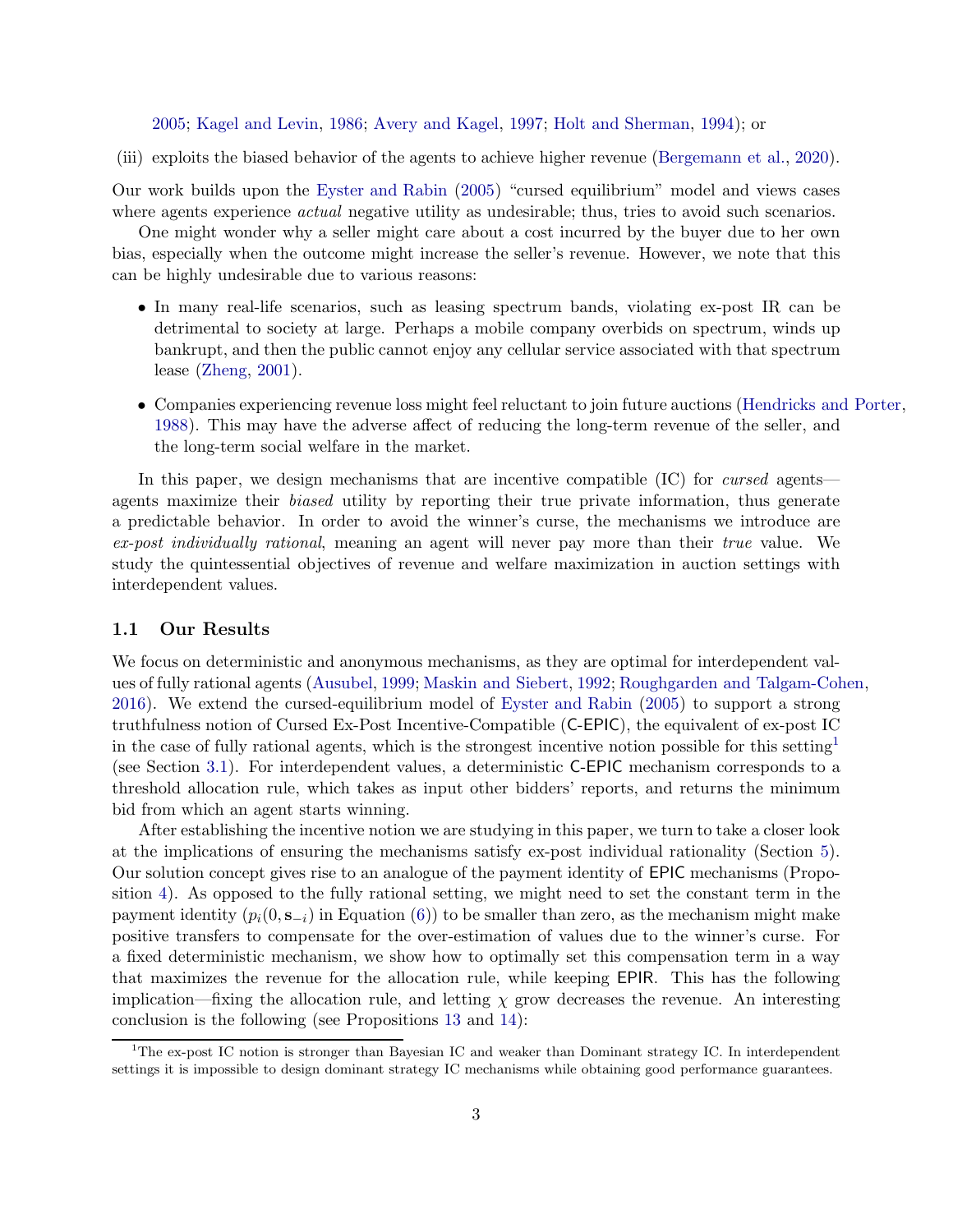2005; Kagel and Levin, 1986; Avery and Kagel, 1997; Holt and Sherman, 1994); or

(iii) exploits the biased behavior of the agents to achieve higher revenue (Bergemann et al., 2020).

Our work builds upon the Eyster and Rabin (2005) "cursed equilibrium" model and views cases where agents experience *actual* negative utility as undesirable; thus, tries to avoid such scenarios.

One might wonder why a seller might care about a cost incurred by the buyer due to her own bias, especially when the outcome might increase the seller's revenue. However, we note that this can be highly undesirable due to various reasons:

- In many real-life scenarios, such as leasing spectrum bands, violating ex-post IR can be detrimental to society at large. Perhaps a mobile company overbids on spectrum, winds up bankrupt, and then the public cannot enjoy any cellular service associated with that spectrum lease (Zheng, 2001).
- Companies experiencing revenue loss might feel reluctant to join future auctions (Hendricks and Porter, 1988). This may have the adverse affect of reducing the long-term revenue of the seller, and the long-term social welfare in the market.

In this paper, we design mechanisms that are incentive compatible (IC) for *cursed* agents—agents maximize their *biased* utility by reporting their true private information, thus generate a predictable behavior. In order to avoid the winner's curse, the mechanisms we introduce are *ex-post individually rational*, meaning an agent will never pay more than their *true* value. We study the quintessential objectives of revenue and welfare maximization in auction settings with interdependent values.

## 1.1 Our Results

We focus on deterministic and anonymous mechanisms, as they are optimal for interdependent values of fully rational agents (Ausubel, 1999; Maskin and Siebert, 1992; Roughgarden and Talgam-Cohen, 2016). We extend the cursed-equilibrium model of Eyster and Rabin (2005) to support a strong truthfulness notion of Cursed Ex-Post Incentive-Compatible (C-EPIC), the equivalent of ex-post IC in the case of fully rational agents, which is the strongest incentive notion possible for this setting[1] (see Section 3.1). For interdependent values, a deterministic C-EPIC mechanism corresponds to a threshold allocation rule, which takes as input other bidders' reports, and returns the minimum bid from which an agent starts winning.

After establishing the incentive notion we are studying in this paper, we turn to take a closer look at the implications of ensuring the mechanisms satisfy ex-post individual rationality (Section 5). Our solution concept gives rise to an analogue of the payment identity of EPIC mechanisms (Proposition 4). As opposed to the fully rational setting, we might need to set the constant term in the payment identity ($p_i(0, \mathbf{s}_{-i})$ in Equation (6)) to be smaller than zero, as the mechanism might make positive transfers to compensate for the over-estimation of values due to the winner's curse. For a fixed deterministic mechanism, we show how to optimally set this compensation term in a way that maximizes the revenue for the allocation rule, while keeping EPIR. This has the following implication—fixing the allocation rule, and letting $\chi$ grow decreases the revenue. An interesting conclusion is the following (see Propositions 13 and 14):

[1] The ex-post IC notion is stronger than Bayesian IC and weaker than Dominant strategy IC. In interdependent settings it is impossible to design dominant strategy IC mechanisms while obtaining good performance guarantees.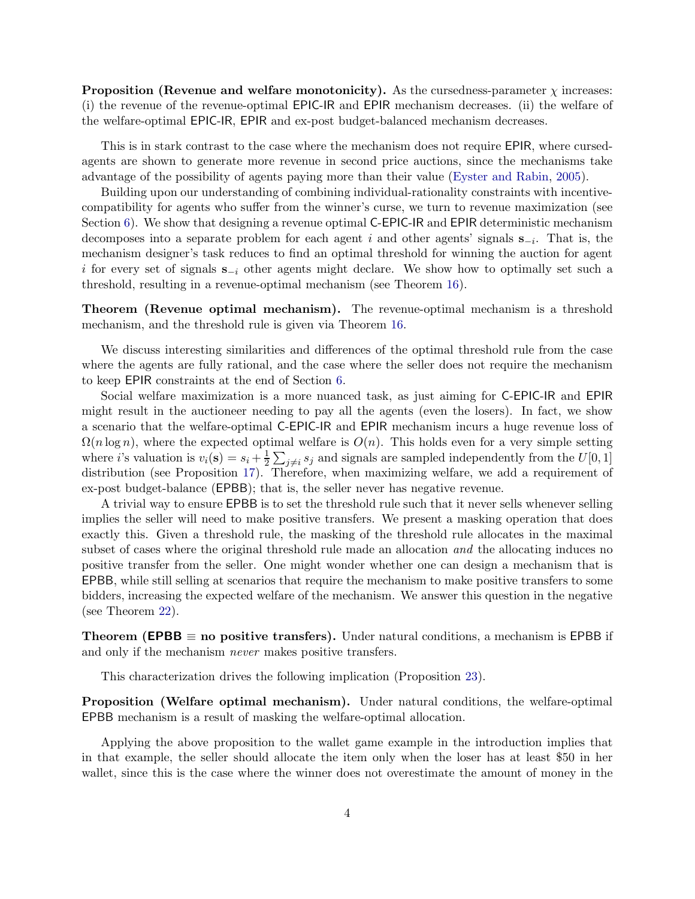**Proposition (Revenue and welfare monotonicity).** As the cursedness-parameter $\chi$ increases: (i) the revenue of the revenue-optimal EPIC-IR and EPIR mechanism decreases. (ii) the welfare of the welfare-optimal EPIC-IR, EPIR and ex-post budget-balanced mechanism decreases.

This is in stark contrast to the case where the mechanism does not require EPIR, where cursed-agents are shown to generate more revenue in second price auctions, since the mechanisms take advantage of the possibility of agents paying more than their value (Eyster and Rabin, 2005).

Building upon our understanding of combining individual-rationality constraints with incentive-compatibility for agents who suffer from the winner's curse, we turn to revenue maximization (see Section 6). We show that designing a revenue optimal C-EPIC-IR and EPIR deterministic mechanism decomposes into a separate problem for each agent $i$ and other agents' signals $\mathbf{s}_{-i}$. That is, the mechanism designer's task reduces to find an optimal threshold for winning the auction for agent $i$ for every set of signals $\mathbf{s}_{-i}$ other agents might declare. We show how to optimally set such a threshold, resulting in a revenue-optimal mechanism (see Theorem 16).

**Theorem (Revenue optimal mechanism).** The revenue-optimal mechanism is a threshold mechanism, and the threshold rule is given via Theorem 16.

We discuss interesting similarities and differences of the optimal threshold rule from the case where the agents are fully rational, and the case where the seller does not require the mechanism to keep EPIR constraints at the end of Section 6.

Social welfare maximization is a more nuanced task, as just aiming for C-EPIC-IR and EPIR might result in the auctioneer needing to pay all the agents (even the losers). In fact, we show a scenario that the welfare-optimal C-EPIC-IR and EPIR mechanism incurs a huge revenue loss of $\Omega(n \log n)$, where the expected optimal welfare is $O(n)$. This holds even for a very simple setting where $i$'s valuation is $v_i(\mathbf{s}) = s_i + \frac{1}{2}\sum_{j\neq i} s_j$ and signals are sampled independently from the $U[0,1]$ distribution (see Proposition 17). Therefore, when maximizing welfare, we add a requirement of ex-post budget-balance (EPBB); that is, the seller never has negative revenue.

A trivial way to ensure EPBB is to set the threshold rule such that it never sells whenever selling implies the seller will need to make positive transfers. We present a masking operation that does exactly this. Given a threshold rule, the masking of the threshold rule allocates in the maximal subset of cases where the original threshold rule made an allocation *and* the allocating induces no positive transfer from the seller. One might wonder whether one can design a mechanism that is EPBB, while still selling at scenarios that require the mechanism to make positive transfers to some bidders, increasing the expected welfare of the mechanism. We answer this question in the negative (see Theorem 22).

**Theorem (EPBB $\equiv$ no positive transfers).** Under natural conditions, a mechanism is EPBB if and only if the mechanism *never* makes positive transfers.

This characterization drives the following implication (Proposition 23).

**Proposition (Welfare optimal mechanism).** Under natural conditions, the welfare-optimal EPBB mechanism is a result of masking the welfare-optimal allocation.

Applying the above proposition to the wallet game example in the introduction implies that in that example, the seller should allocate the item only when the loser has at least \$50 in her wallet, since this is the case where the winner does not overestimate the amount of money in the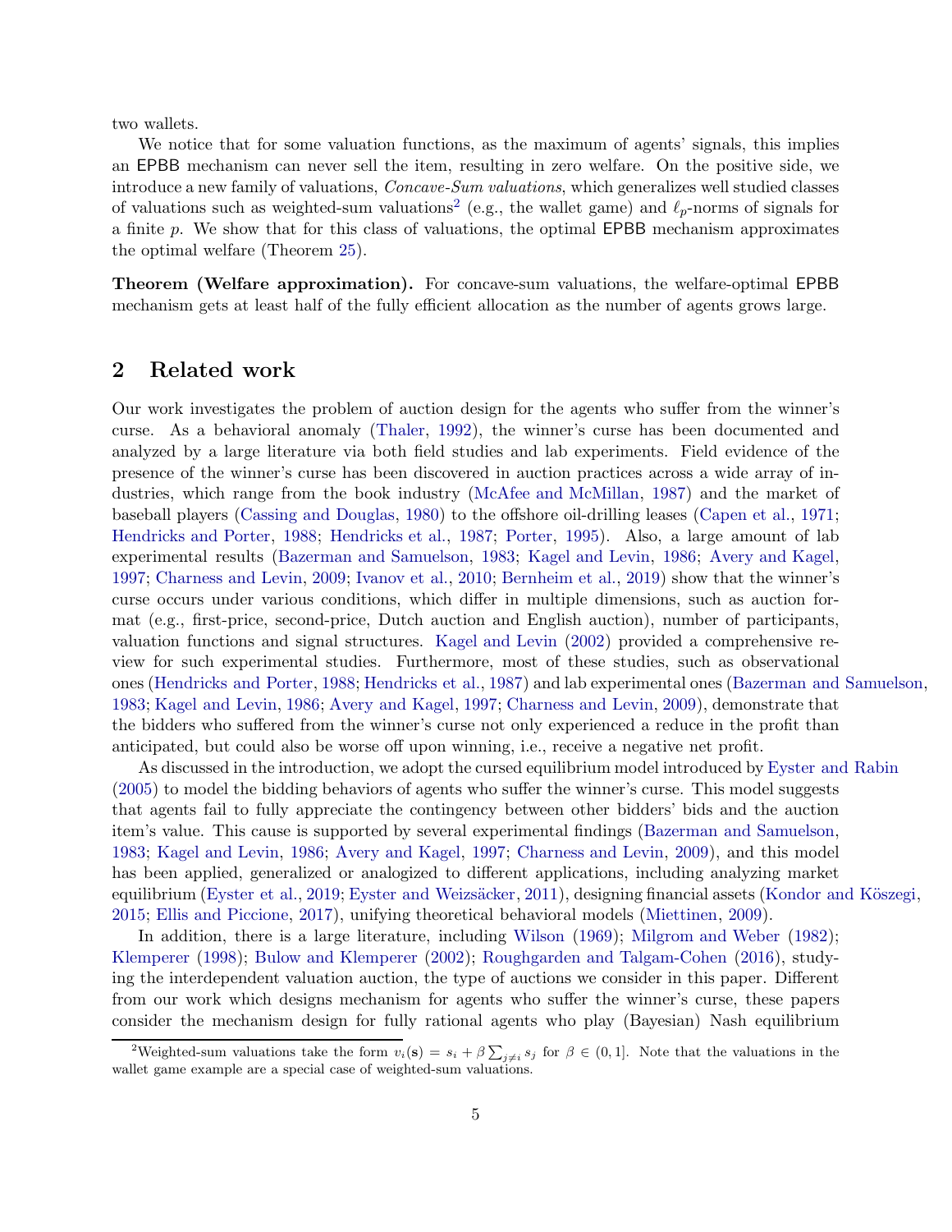two wallets.

We notice that for some valuation functions, as the maximum of agents' signals, this implies an EPBB mechanism can never sell the item, resulting in zero welfare. On the positive side, we introduce a new family of valuations, *Concave-Sum valuations*, which generalizes well studied classes of valuations such as weighted-sum valuations[2] (e.g., the wallet game) and $\ell_p$-norms of signals for a finite $p$. We show that for this class of valuations, the optimal EPBB mechanism approximates the optimal welfare (Theorem 25).

**Theorem (Welfare approximation).** For concave-sum valuations, the welfare-optimal EPBB mechanism gets at least half of the fully efficient allocation as the number of agents grows large.

## 2 Related work

Our work investigates the problem of auction design for the agents who suffer from the winner's curse. As a behavioral anomaly (Thaler, 1992), the winner's curse has been documented and analyzed by a large literature via both field studies and lab experiments. Field evidence of the presence of the winner's curse has been discovered in auction practices across a wide array of industries, which range from the book industry (McAfee and McMillan, 1987) and the market of baseball players (Cassing and Douglas, 1980) to the offshore oil-drilling leases (Capen et al., 1971; Hendricks and Porter, 1988; Hendricks et al., 1987; Porter, 1995). Also, a large amount of lab experimental results (Bazerman and Samuelson, 1983; Kagel and Levin, 1986; Avery and Kagel, 1997; Charness and Levin, 2009; Ivanov et al., 2010; Bernheim et al., 2019) show that the winner's curse occurs under various conditions, which differ in multiple dimensions, such as auction format (e.g., first-price, second-price, Dutch auction and English auction), number of participants, valuation functions and signal structures. Kagel and Levin (2002) provided a comprehensive review for such experimental studies. Furthermore, most of these studies, such as observational ones (Hendricks and Porter, 1988; Hendricks et al., 1987) and lab experimental ones (Bazerman and Samuelson, 1983; Kagel and Levin, 1986; Avery and Kagel, 1997; Charness and Levin, 2009), demonstrate that the bidders who suffered from the winner's curse not only experienced a reduce in the profit than anticipated, but could also be worse off upon winning, i.e., receive a negative net profit.

As discussed in the introduction, we adopt the cursed equilibrium model introduced by Eyster and Rabin (2005) to model the bidding behaviors of agents who suffer the winner's curse. This model suggests that agents fail to fully appreciate the contingency between other bidders' bids and the auction item's value. This cause is supported by several experimental findings (Bazerman and Samuelson, 1983; Kagel and Levin, 1986; Avery and Kagel, 1997; Charness and Levin, 2009), and this model has been applied, generalized or analogized to different applications, including analyzing market equilibrium (Eyster et al., 2019; Eyster and Weizsäcker, 2011), designing financial assets (Kondor and Köszegi, 2015; Ellis and Piccione, 2017), unifying theoretical behavioral models (Miettinen, 2009).

In addition, there is a large literature, including Wilson (1969); Milgrom and Weber (1982); Klemperer (1998); Bulow and Klemperer (2002); Roughgarden and Talgam-Cohen (2016), studying the interdependent valuation auction, the type of auctions we consider in this paper. Different from our work which designs mechanism for agents who suffer the winner's curse, these papers consider the mechanism design for fully rational agents who play (Bayesian) Nash equilibrium

[2] Weighted-sum valuations take the form $v_i(\mathbf{s}) = s_i + \beta \sum_{j \neq i} s_j$ for $\beta \in (0, 1]$. Note that the valuations in the wallet game example are a special case of weighted-sum valuations.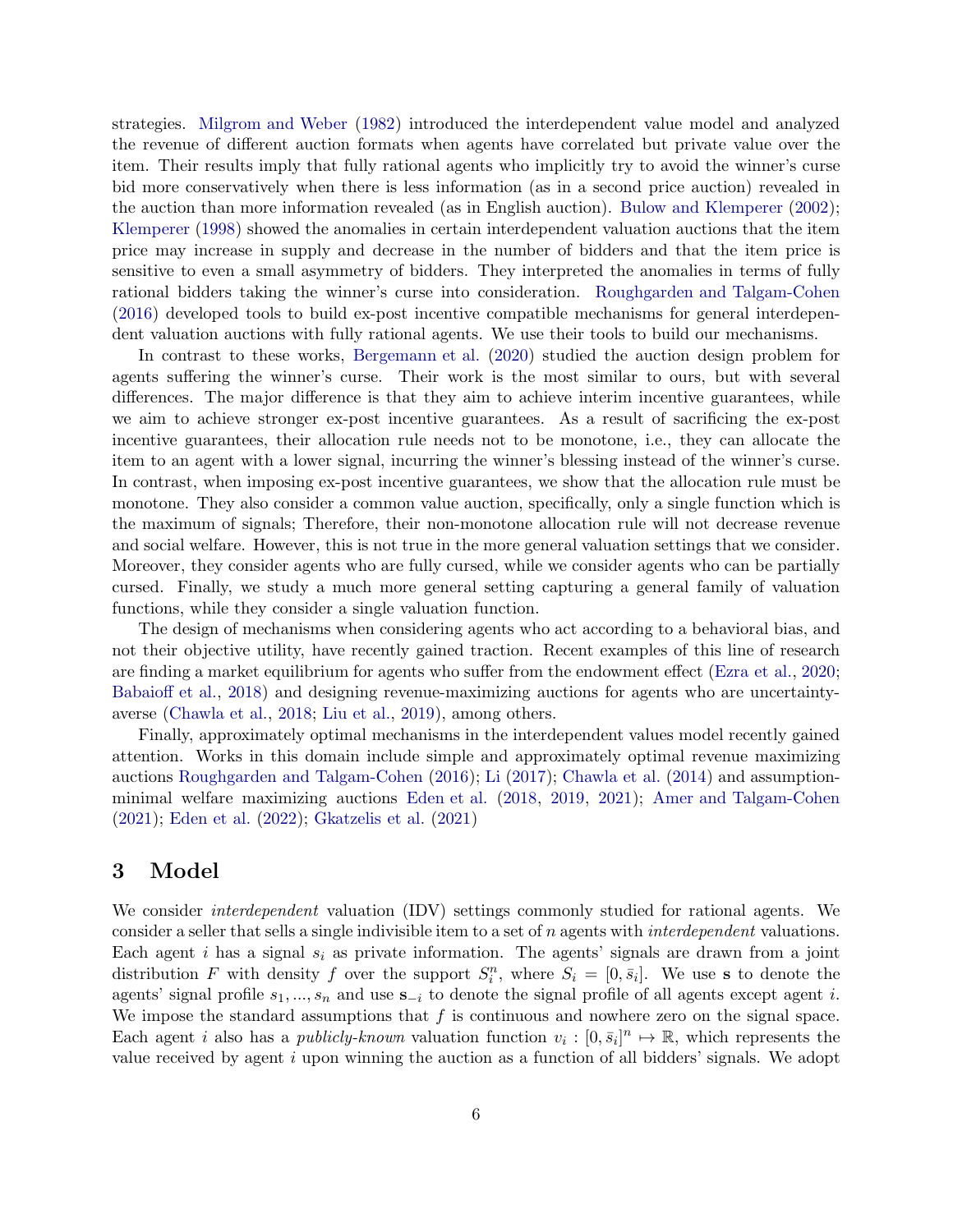strategies. Milgrom and Weber (1982) introduced the interdependent value model and analyzed the revenue of different auction formats when agents have correlated but private value over the item. Their results imply that fully rational agents who implicitly try to avoid the winner's curse bid more conservatively when there is less information (as in a second price auction) revealed in the auction than more information revealed (as in English auction). Bulow and Klemperer (2002); Klemperer (1998) showed the anomalies in certain interdependent valuation auctions that the item price may increase in supply and decrease in the number of bidders and that the item price is sensitive to even a small asymmetry of bidders. They interpreted the anomalies in terms of fully rational bidders taking the winner's curse into consideration. Roughgarden and Talgam-Cohen (2016) developed tools to build ex-post incentive compatible mechanisms for general interdependent valuation auctions with fully rational agents. We use their tools to build our mechanisms.

In contrast to these works, Bergemann et al. (2020) studied the auction design problem for agents suffering the winner's curse. Their work is the most similar to ours, but with several differences. The major difference is that they aim to achieve interim incentive guarantees, while we aim to achieve stronger ex-post incentive guarantees. As a result of sacrificing the ex-post incentive guarantees, their allocation rule needs not to be monotone, i.e., they can allocate the item to an agent with a lower signal, incurring the winner's blessing instead of the winner's curse. In contrast, when imposing ex-post incentive guarantees, we show that the allocation rule must be monotone. They also consider a common value auction, specifically, only a single function which is the maximum of signals; Therefore, their non-monotone allocation rule will not decrease revenue and social welfare. However, this is not true in the more general valuation settings that we consider. Moreover, they consider agents who are fully cursed, while we consider agents who can be partially cursed. Finally, we study a much more general setting capturing a general family of valuation functions, while they consider a single valuation function.

The design of mechanisms when considering agents who act according to a behavioral bias, and not their objective utility, have recently gained traction. Recent examples of this line of research are finding a market equilibrium for agents who suffer from the endowment effect (Ezra et al., 2020; Babaioff et al., 2018) and designing revenue-maximizing auctions for agents who are uncertainty-averse (Chawla et al., 2018; Liu et al., 2019), among others.

Finally, approximately optimal mechanisms in the interdependent values model recently gained attention. Works in this domain include simple and approximately optimal revenue maximizing auctions Roughgarden and Talgam-Cohen (2016); Li (2017); Chawla et al. (2014) and assumption-minimal welfare maximizing auctions Eden et al. (2018, 2019, 2021); Amer and Talgam-Cohen (2021); Eden et al. (2022); Gkatzelis et al. (2021)

# 3 Model

We consider *interdependent* valuation (IDV) settings commonly studied for rational agents. We consider a seller that sells a single indivisible item to a set of $n$ agents with *interdependent* valuations. Each agent $i$ has a signal $s_i$ as private information. The agents' signals are drawn from a joint distribution $F$ with density $f$ over the support $S_i^n$, where $S_i = [0, \bar{s}_i]$. We use $\mathbf{s}$ to denote the agents' signal profile $s_1, ..., s_n$ and use $\mathbf{s}_{-i}$ to denote the signal profile of all agents except agent $i$. We impose the standard assumptions that $f$ is continuous and nowhere zero on the signal space. Each agent $i$ also has a *publicly-known* valuation function $v_i : [0, \bar{s}_i]^n \mapsto \mathbb{R}$, which represents the value received by agent $i$ upon winning the auction as a function of all bidders' signals. We adopt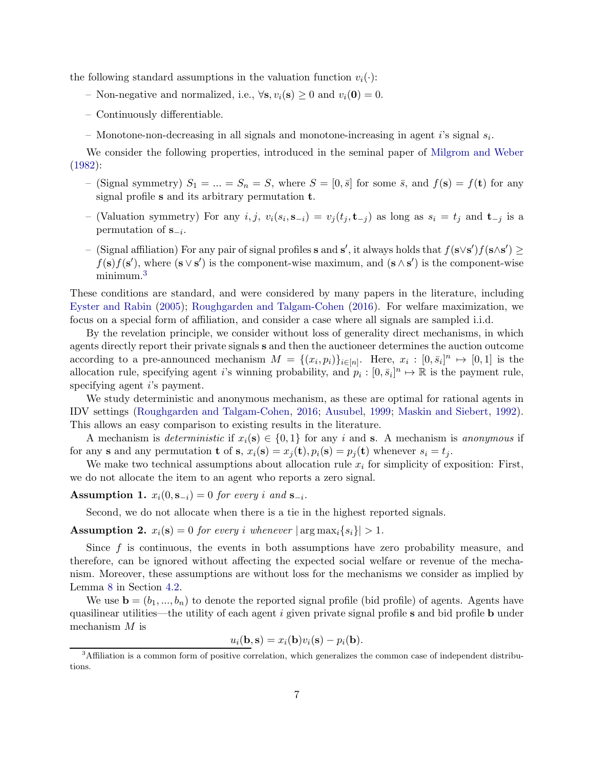the following standard assumptions in the valuation function $v_i(\cdot)$:

- Non-negative and normalized, i.e., $\forall \mathbf{s}, v_i(\mathbf{s}) \geq 0$ and $v_i(\mathbf{0}) = 0$.
- Continuously differentiable.
- Monotone-non-decreasing in all signals and monotone-increasing in agent $i$'s signal $s_i$.

We consider the following properties, introduced in the seminal paper of Milgrom and Weber (1982):

- (Signal symmetry) $S_1 = ... = S_n = S$, where $S = [0, \bar{s}]$ for some $\bar{s}$, and $f(\mathbf{s}) = f(\mathbf{t})$ for any signal profile $\mathbf{s}$ and its arbitrary permutation $\mathbf{t}$.
- (Valuation symmetry) For any $i, j$, $v_i(s_i, \mathbf{s}_{-i}) = v_j(t_j, \mathbf{t}_{-j})$ as long as $s_i = t_j$ and $\mathbf{t}_{-j}$ is a permutation of $\mathbf{s}_{-i}$.
- (Signal affiliation) For any pair of signal profiles $\mathbf{s}$ and $\mathbf{s}'$, it always holds that $f(\mathbf{s} \vee \mathbf{s}') f(\mathbf{s} \wedge \mathbf{s}') \geq f(\mathbf{s}) f(\mathbf{s}')$, where $(\mathbf{s} \vee \mathbf{s}')$ is the component-wise maximum, and $(\mathbf{s} \wedge \mathbf{s}')$ is the component-wise minimum.[3]

These conditions are standard, and were considered by many papers in the literature, including Eyster and Rabin (2005); Roughgarden and Talgam-Cohen (2016). For welfare maximization, we focus on a special form of affiliation, and consider a case where all signals are sampled i.i.d.

By the revelation principle, we consider without loss of generality direct mechanisms, in which agents directly report their private signals $\mathbf{s}$ and then the auctioneer determines the auction outcome according to a pre-announced mechanism $M = \{(x_i, p_i)\}_{i \in [n]}$. Here, $x_i : [0, \bar{s}]^n \mapsto [0, 1]$ is the allocation rule, specifying agent $i$'s winning probability, and $p_i : [0, \bar{s}_i]^n \mapsto \mathbb{R}$ is the payment rule, specifying agent $i$'s payment.

We study deterministic and anonymous mechanism, as these are optimal for rational agents in IDV settings (Roughgarden and Talgam-Cohen, 2016; Ausubel, 1999; Maskin and Siebert, 1992). This allows an easy comparison to existing results in the literature.

A mechanism is *deterministic* if $x_i(\mathbf{s}) \in \{0, 1\}$ for any $i$ and $\mathbf{s}$. A mechanism is *anonymous* if for any $\mathbf{s}$ and any permutation $\mathbf{t}$ of $\mathbf{s}$, $x_i(\mathbf{s}) = x_j(\mathbf{t}), p_i(\mathbf{s}) = p_j(\mathbf{t})$ whenever $s_i = t_j$.

We make two technical assumptions about allocation rule $x_i$ for simplicity of exposition: First, we do not allocate the item to an agent who reports a zero signal.

**Assumption 1.** *$x_i(0, \mathbf{s}_{-i}) = 0$ for every $i$ and $\mathbf{s}_{-i}$.*

Second, we do not allocate when there is a tie in the highest reported signals.

**Assumption 2.** *$x_i(\mathbf{s}) = 0$ for every $i$ whenever $|\arg\max_i \{s_i\}| > 1$.*

Since $f$ is continuous, the events in both assumptions have zero probability measure, and therefore, can be ignored without affecting the expected social welfare or revenue of the mechanism. Moreover, these assumptions are without loss for the mechanisms we consider as implied by Lemma 8 in Section 4.2.

We use $\mathbf{b} = (b_1, ..., b_n)$ to denote the reported signal profile (bid profile) of agents. Agents have quasilinear utilities—the utility of each agent $i$ given private signal profile $\mathbf{s}$ and bid profile $\mathbf{b}$ under mechanism $M$ is

$$u_i(\mathbf{b}, \mathbf{s}) = x_i(\mathbf{b}) v_i(\mathbf{s}) - p_i(\mathbf{b}).$$

[3] Affiliation is a common form of positive correlation, which generalizes the common case of independent distributions.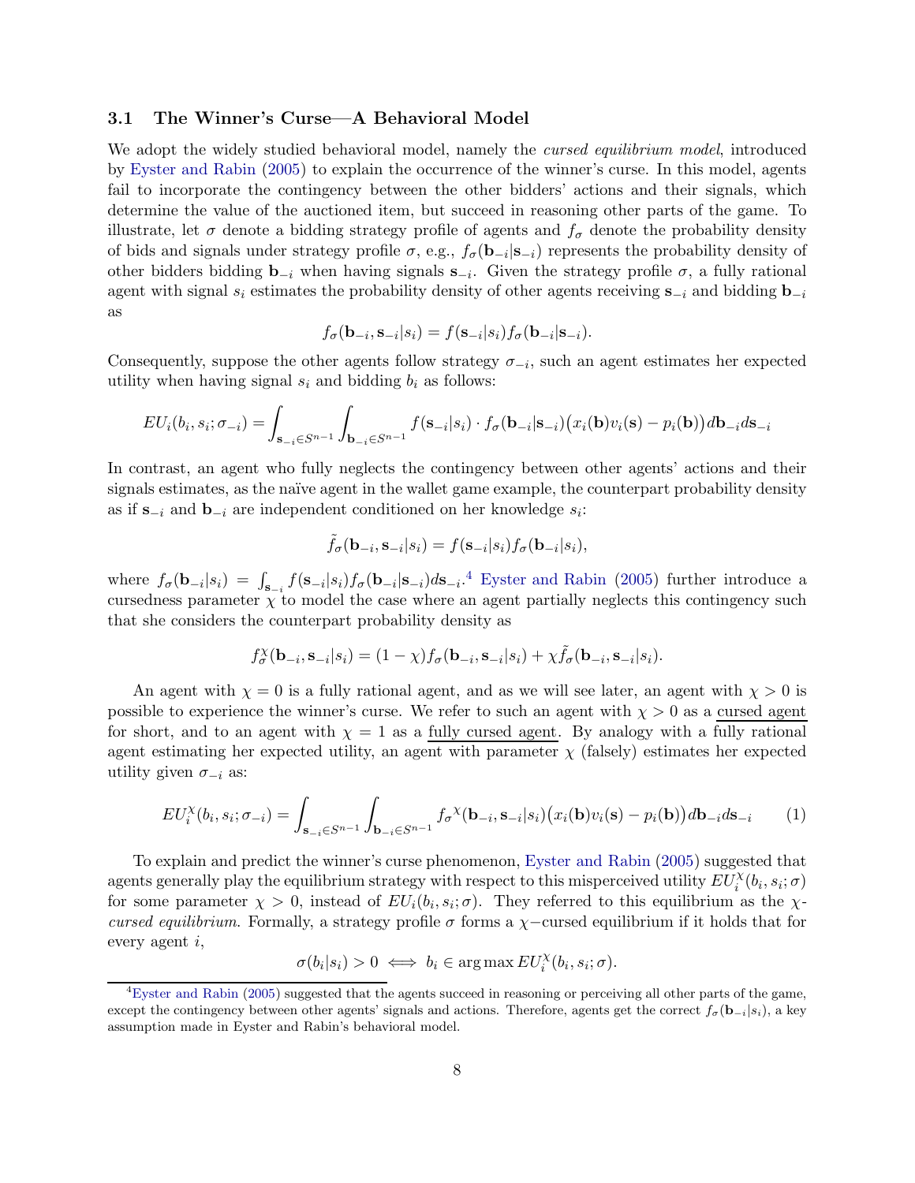### 3.1 The Winner's Curse—A Behavioral Model

We adopt the widely studied behavioral model, namely the *cursed equilibrium model*, introduced by Eyster and Rabin (2005) to explain the occurrence of the winner's curse. In this model, agents fail to incorporate the contingency between the other bidders' actions and their signals, which determine the value of the auctioned item, but succeed in reasoning other parts of the game. To illustrate, let $\sigma$ denote a bidding strategy profile of agents and $f_\sigma$ denote the probability density of bids and signals under strategy profile $\sigma$, e.g., $f_\sigma(\mathbf{b}_{-i}|\mathbf{s}_{-i})$ represents the probability density of other bidders bidding $\mathbf{b}_{-i}$ when having signals $\mathbf{s}_{-i}$. Given the strategy profile $\sigma$, a fully rational agent with signal $s_i$ estimates the probability density of other agents receiving $\mathbf{s}_{-i}$ and bidding $\mathbf{b}_{-i}$ as

$$f_\sigma(\mathbf{b}_{-i}, \mathbf{s}_{-i}|s_i) = f(\mathbf{s}_{-i}|s_i) f_\sigma(\mathbf{b}_{-i}|\mathbf{s}_{-i}).$$

Consequently, suppose the other agents follow strategy $\sigma_{-i}$, such an agent estimates her expected utility when having signal $s_i$ and bidding $b_i$ as follows:

$$EU_i(b_i, s_i; \sigma_{-i}) = \int_{\mathbf{s}_{-i} \in S^{n-1}} \int_{\mathbf{b}_{-i} \in S^{n-1}} f(\mathbf{s}_{-i}|s_i) \cdot f_\sigma(\mathbf{b}_{-i}|\mathbf{s}_{-i}) \big(x_i(\mathbf{b}) v_i(\mathbf{s}) - p_i(\mathbf{b})\big) d\mathbf{b}_{-i} d\mathbf{s}_{-i}$$

In contrast, an agent who fully neglects the contingency between other agents' actions and their signals estimates, as the naïve agent in the wallet game example, the counterpart probability density as if $\mathbf{s}_{-i}$ and $\mathbf{b}_{-i}$ are independent conditioned on her knowledge $s_i$:

$$\tilde{f}_\sigma(\mathbf{b}_{-i}, \mathbf{s}_{-i}|s_i) = f(\mathbf{s}_{-i}|s_i) f_\sigma(\mathbf{b}_{-i}|s_i),$$

where $f_\sigma(\mathbf{b}_{-i}|s_i) = \int_{\mathbf{s}_{-i}} f(\mathbf{s}_{-i}|s_i) f_\sigma(\mathbf{b}_{-i}|\mathbf{s}_{-i}) d\mathbf{s}_{-i}$.[4] Eyster and Rabin (2005) further introduce a cursedness parameter $\chi$ to model the case where an agent partially neglects this contingency such that she considers the counterpart probability density as

$$f_\sigma^\chi(\mathbf{b}_{-i}, \mathbf{s}_{-i}|s_i) = (1-\chi) f_\sigma(\mathbf{b}_{-i}, \mathbf{s}_{-i}|s_i) + \chi \tilde{f}_\sigma(\mathbf{b}_{-i}, \mathbf{s}_{-i}|s_i).$$

An agent with $\chi = 0$ is a fully rational agent, and as we will see later, an agent with $\chi > 0$ is possible to experience the winner's curse. We refer to such an agent with $\chi > 0$ as a cursed agent for short, and to an agent with $\chi = 1$ as a fully cursed agent. By analogy with a fully rational agent estimating her expected utility, an agent with parameter $\chi$ (falsely) estimates her expected utility given $\sigma_{-i}$ as:

$$EU_i^\chi(b_i, s_i; \sigma_{-i}) = \int_{\mathbf{s}_{-i} \in S^{n-1}} \int_{\mathbf{b}_{-i} \in S^{n-1}} f_\sigma{}^\chi(\mathbf{b}_{-i}, \mathbf{s}_{-i}|s_i) \big(x_i(\mathbf{b}) v_i(\mathbf{s}) - p_i(\mathbf{b})\big) d\mathbf{b}_{-i} d\mathbf{s}_{-i} \tag{1}$$

To explain and predict the winner's curse phenomenon, Eyster and Rabin (2005) suggested that agents generally play the equilibrium strategy with respect to this misperceived utility $EU_i^\chi(b_i, s_i; \sigma)$ for some parameter $\chi > 0$, instead of $EU_i(b_i, s_i; \sigma)$. They referred to this equilibrium as the *$\chi$-cursed equilibrium*. Formally, a strategy profile $\sigma$ forms a $\chi-$cursed equilibrium if it holds that for every agent $i$,

$$\sigma(b_i|s_i) > 0 \iff b_i \in \arg\max EU_i^\chi(b_i, s_i; \sigma).$$

[4] Eyster and Rabin (2005) suggested that the agents succeed in reasoning or perceiving all other parts of the game, except the contingency between other agents' signals and actions. Therefore, agents get the correct $f_\sigma(\mathbf{b}_{-i}|s_i)$, a key assumption made in Eyster and Rabin's behavioral model.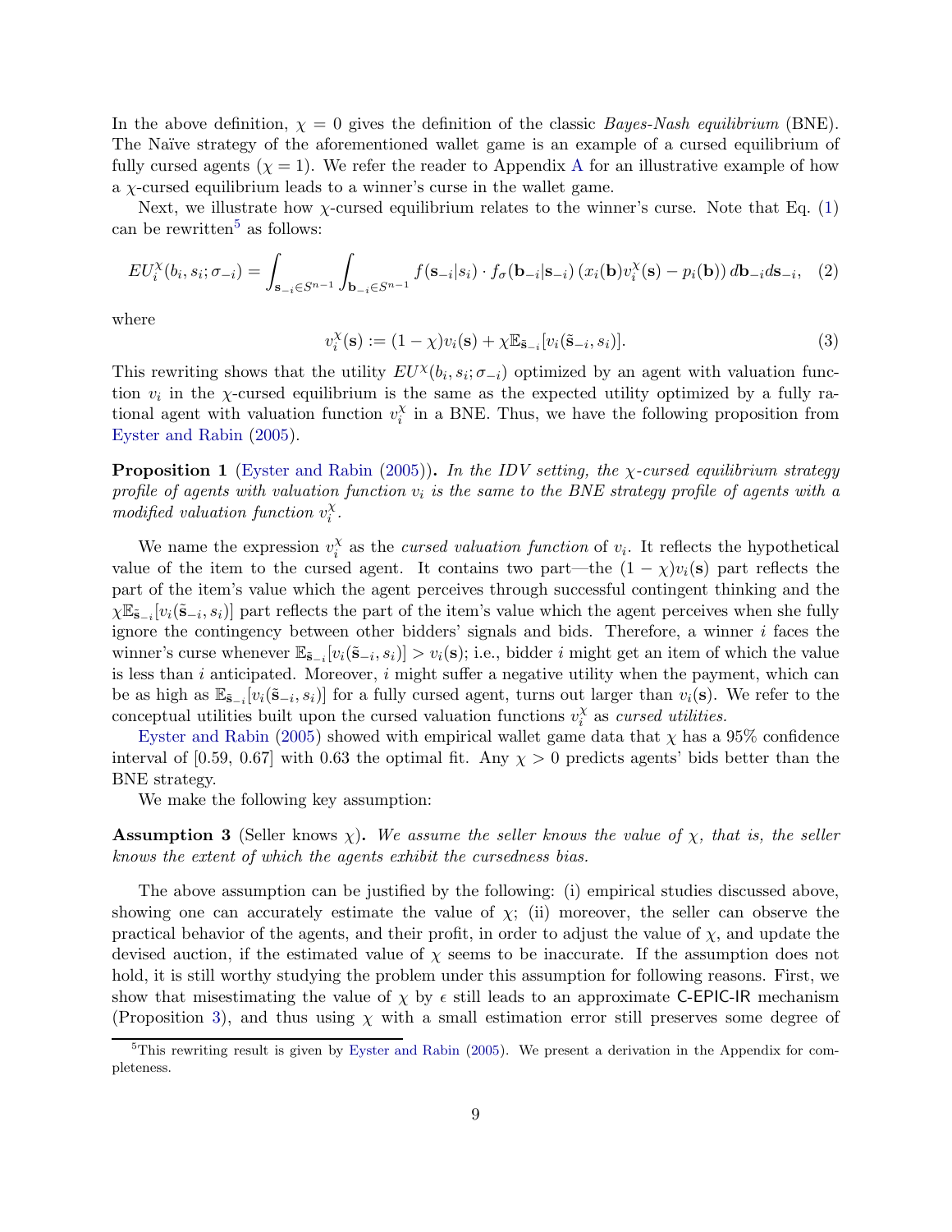In the above definition, $\chi = 0$ gives the definition of the classic *Bayes-Nash equilibrium* (BNE). The Naïve strategy of the aforementioned wallet game is an example of a cursed equilibrium of fully cursed agents ($\chi = 1$). We refer the reader to Appendix A for an illustrative example of how a $\chi$-cursed equilibrium leads to a winner's curse in the wallet game.

Next, we illustrate how $\chi$-cursed equilibrium relates to the winner's curse. Note that Eq. (1) can be rewritten[5] as follows:

$$EU_i^{\chi}(b_i, s_i; \sigma_{-i}) = \int_{\mathbf{s}_{-i} \in S^{n-1}} \int_{\mathbf{b}_{-i} \in S^{n-1}} f(\mathbf{s}_{-i}|s_i) \cdot f_{\sigma}(\mathbf{b}_{-i}|\mathbf{s}_{-i}) \left(x_i(\mathbf{b}) v_i^{\chi}(\mathbf{s}) - p_i(\mathbf{b})\right) d\mathbf{b}_{-i} d\mathbf{s}_{-i}, \quad (2)$$

where

$$v_i^{\chi}(\mathbf{s}) := (1 - \chi) v_i(\mathbf{s}) + \chi \mathbb{E}_{\tilde{\mathbf{s}}_{-i}}[v_i(\tilde{\mathbf{s}}_{-i}, s_i)]. \quad (3)$$

This rewriting shows that the utility $EU^{\chi}(b_i, s_i; \sigma_{-i})$ optimized by an agent with valuation function $v_i$ in the $\chi$-cursed equilibrium is the same as the expected utility optimized by a fully rational agent with valuation function $v_i^{\chi}$ in a BNE. Thus, we have the following proposition from Eyster and Rabin (2005).

**Proposition 1** (Eyster and Rabin (2005))**.** *In the IDV setting, the $\chi$-cursed equilibrium strategy profile of agents with valuation function $v_i$ is the same to the BNE strategy profile of agents with a modified valuation function $v_i^{\chi}$.*

We name the expression $v_i^{\chi}$ as the *cursed valuation function* of $v_i$. It reflects the hypothetical value of the item to the cursed agent. It contains two part—the $(1 - \chi)v_i(\mathbf{s})$ part reflects the part of the item's value which the agent perceives through successful contingent thinking and the $\chi \mathbb{E}_{\tilde{\mathbf{s}}_{-i}}[v_i(\tilde{\mathbf{s}}_{-i}, s_i)]$ part reflects the part of the item's value which the agent perceives when she fully ignore the contingency between other bidders' signals and bids. Therefore, a winner $i$ faces the winner's curse whenever $\mathbb{E}_{\tilde{\mathbf{s}}_{-i}}[v_i(\tilde{\mathbf{s}}_{-i}, s_i)] > v_i(\mathbf{s})$; i.e., bidder $i$ might get an item of which the value is less than $i$ anticipated. Moreover, $i$ might suffer a negative utility when the payment, which can be as high as $\mathbb{E}_{\tilde{\mathbf{s}}_{-i}}[v_i(\tilde{\mathbf{s}}_{-i}, s_i)]$ for a fully cursed agent, turns out larger than $v_i(\mathbf{s})$. We refer to the conceptual utilities built upon the cursed valuation functions $v_i^{\chi}$ as *cursed utilities.*

Eyster and Rabin (2005) showed with empirical wallet game data that $\chi$ has a 95% confidence interval of [0.59, 0.67] with 0.63 the optimal fit. Any $\chi > 0$ predicts agents' bids better than the BNE strategy.

We make the following key assumption:

**Assumption 3** (Seller knows $\chi$)**.** *We assume the seller knows the value of $\chi$, that is, the seller knows the extent of which the agents exhibit the cursedness bias.*

The above assumption can be justified by the following: (i) empirical studies discussed above, showing one can accurately estimate the value of $\chi$; (ii) moreover, the seller can observe the practical behavior of the agents, and their profit, in order to adjust the value of $\chi$, and update the devised auction, if the estimated value of $\chi$ seems to be inaccurate. If the assumption does not hold, it is still worthy studying the problem under this assumption for following reasons. First, we show that misestimating the value of $\chi$ by $\epsilon$ still leads to an approximate C-EPIC-IR mechanism (Proposition 3), and thus using $\chi$ with a small estimation error still preserves some degree of

[5] This rewriting result is given by Eyster and Rabin (2005). We present a derivation in the Appendix for completeness.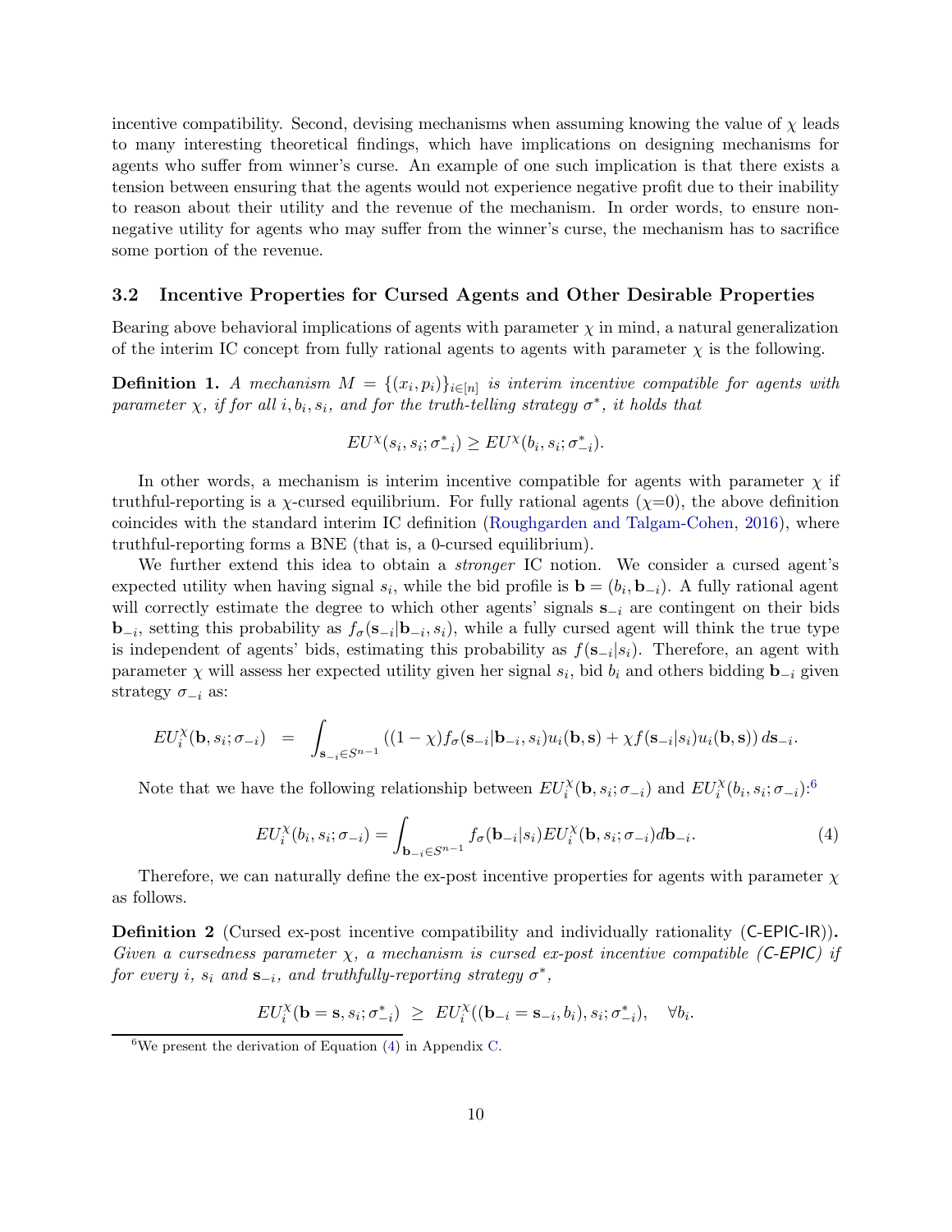incentive compatibility. Second, devising mechanisms when assuming knowing the value of $\chi$ leads to many interesting theoretical findings, which have implications on designing mechanisms for agents who suffer from winner's curse. An example of one such implication is that there exists a tension between ensuring that the agents would not experience negative profit due to their inability to reason about their utility and the revenue of the mechanism. In order words, to ensure non-negative utility for agents who may suffer from the winner's curse, the mechanism has to sacrifice some portion of the revenue.

### 3.2 Incentive Properties for Cursed Agents and Other Desirable Properties

Bearing above behavioral implications of agents with parameter $\chi$ in mind, a natural generalization of the interim IC concept from fully rational agents to agents with parameter $\chi$ is the following.

**Definition 1.** *A mechanism $M = \{(x_i, p_i)\}_{i \in [n]}$ is interim incentive compatible for agents with parameter $\chi$, if for all $i, b_i, s_i$, and for the truth-telling strategy $\sigma^*$, it holds that*

$$EU^{\chi}(s_i, s_i; \sigma^*_{-i}) \geq EU^{\chi}(b_i, s_i; \sigma^*_{-i}).$$

In other words, a mechanism is interim incentive compatible for agents with parameter $\chi$ if truthful-reporting is a $\chi$-cursed equilibrium. For fully rational agents ($\chi$=0), the above definition coincides with the standard interim IC definition (Roughgarden and Talgam-Cohen, 2016), where truthful-reporting forms a BNE (that is, a 0-cursed equilibrium).

We further extend this idea to obtain a *stronger* IC notion. We consider a cursed agent's expected utility when having signal $s_i$, while the bid profile is $\mathbf{b} = (b_i, \mathbf{b}_{-i})$. A fully rational agent will correctly estimate the degree to which other agents' signals $\mathbf{s}_{-i}$ are contingent on their bids $\mathbf{b}_{-i}$, setting this probability as $f_\sigma(\mathbf{s}_{-i}|\mathbf{b}_{-i}, s_i)$, while a fully cursed agent will think the true type is independent of agents' bids, estimating this probability as $f(\mathbf{s}_{-i}|s_i)$. Therefore, an agent with parameter $\chi$ will assess her expected utility given her signal $s_i$, bid $b_i$ and others bidding $\mathbf{b}_{-i}$ given strategy $\sigma_{-i}$ as:

$$EU_i^{\chi}(\mathbf{b}, s_i; \sigma_{-i}) \;\;=\;\; \int_{\mathbf{s}_{-i} \in S^{n-1}} \left((1-\chi) f_\sigma(\mathbf{s}_{-i}|\mathbf{b}_{-i}, s_i) u_i(\mathbf{b}, \mathbf{s}) + \chi f(\mathbf{s}_{-i}|s_i) u_i(\mathbf{b}, \mathbf{s})\right) d\mathbf{s}_{-i}.$$

Note that we have the following relationship between $EU_i^{\chi}(\mathbf{b}, s_i; \sigma_{-i})$ and $EU_i^{\chi}(b_i, s_i; \sigma_{-i})$:[6]

$$EU_i^{\chi}(b_i, s_i; \sigma_{-i}) = \int_{\mathbf{b}_{-i} \in S^{n-1}} f_\sigma(\mathbf{b}_{-i}|s_i) EU_i^{\chi}(\mathbf{b}, s_i; \sigma_{-i}) d\mathbf{b}_{-i}. \tag{4}$$

Therefore, we can naturally define the ex-post incentive properties for agents with parameter $\chi$ as follows.

**Definition 2** (Cursed ex-post incentive compatibility and individually rationality (C-EPIC-IR))**.** *Given a cursedness parameter $\chi$, a mechanism is cursed ex-post incentive compatible (C-EPIC) if for every $i$, $s_i$ and $\mathbf{s}_{-i}$, and truthfully-reporting strategy $\sigma^*$,*

$$EU_i^{\chi}(\mathbf{b} = \mathbf{s}, s_i; \sigma^*_{-i}) \;\geq\; EU_i^{\chi}((\mathbf{b}_{-i} = \mathbf{s}_{-i}, b_i), s_i; \sigma^*_{-i}), \quad \forall b_i.$$

[6] We present the derivation of Equation (4) in Appendix C.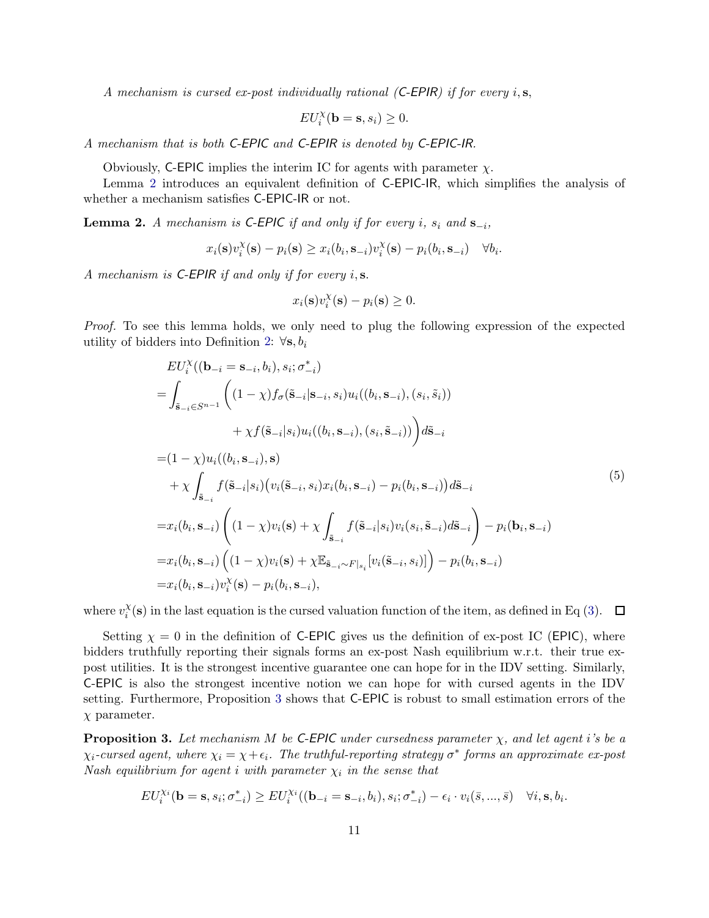*A mechanism is cursed ex-post individually rational (C-EPIR) if for every $i, \mathbf{s}$,*

$$EU_i^\chi(\mathbf{b} = \mathbf{s}, s_i) \geq 0.$$

*A mechanism that is both C-EPIC and C-EPIR is denoted by C-EPIC-IR.*

Obviously, C-EPIC implies the interim IC for agents with parameter $\chi$.

Lemma 2 introduces an equivalent definition of C-EPIC-IR, which simplifies the analysis of whether a mechanism satisfies C-EPIC-IR or not.

**Lemma 2.** *A mechanism is C-EPIC if and only if for every $i$, $s_i$ and $\mathbf{s}_{-i}$,*

$$x_i(\mathbf{s})v_i^\chi(\mathbf{s}) - p_i(\mathbf{s}) \geq x_i(b_i, \mathbf{s}_{-i})v_i^\chi(\mathbf{s}) - p_i(b_i, \mathbf{s}_{-i}) \quad \forall b_i.$$

*A mechanism is C-EPIR if and only if for every $i, \mathbf{s}$.*

$$x_i(\mathbf{s})v_i^\chi(\mathbf{s}) - p_i(\mathbf{s}) \geq 0.$$

*Proof.* To see this lemma holds, we only need to plug the following expression of the expected utility of bidders into Definition 2: $\forall \mathbf{s}, b_i$

$$\begin{aligned}
&EU_i^\chi((\mathbf{b}_{-i} = \mathbf{s}_{-i}, b_i), s_i; \sigma^*_{-i}) \\
=&\int_{\tilde{\mathbf{s}}_{-i} \in S^{n-1}} \bigg( (1-\chi) f_\sigma(\tilde{\mathbf{s}}_{-i}|\mathbf{s}_{-i}, s_i) u_i((b_i, \mathbf{s}_{-i}), (s_i, \tilde{s}_i)) \\
&\qquad\qquad + \chi f(\tilde{\mathbf{s}}_{-i}|s_i) u_i((b_i, \mathbf{s}_{-i}), (s_i, \tilde{\mathbf{s}}_{-i})) \bigg) d\tilde{\mathbf{s}}_{-i} \\
=&(1-\chi) u_i((b_i, \mathbf{s}_{-i}), \mathbf{s}) \\
&+ \chi \int_{\tilde{\mathbf{s}}_{-i}} f(\tilde{\mathbf{s}}_{-i}|s_i) \big( v_i(\tilde{\mathbf{s}}_{-i}, s_i) x_i(b_i, \mathbf{s}_{-i}) - p_i(b_i, \mathbf{s}_{-i}) \big) d\tilde{\mathbf{s}}_{-i} \\
=&x_i(b_i, \mathbf{s}_{-i}) \left( (1-\chi) v_i(\mathbf{s}) + \chi \int_{\tilde{\mathbf{s}}_{-i}} f(\tilde{\mathbf{s}}_{-i}|s_i) v_i(s_i, \tilde{\mathbf{s}}_{-i}) d\tilde{\mathbf{s}}_{-i} \right) - p_i(\mathbf{b}_i, \mathbf{s}_{-i}) \\
=&x_i(b_i, \mathbf{s}_{-i}) \Big( (1-\chi) v_i(\mathbf{s}) + \chi \mathbb{E}_{\tilde{\mathbf{s}}_{-i} \sim F|_{s_i}} [v_i(\tilde{\mathbf{s}}_{-i}, s_i)] \Big) - p_i(b_i, \mathbf{s}_{-i}) \\
=&x_i(b_i, \mathbf{s}_{-i}) v_i^\chi(\mathbf{s}) - p_i(b_i, \mathbf{s}_{-i}),
\end{aligned} \tag{5}$$

where $v_i^\chi(\mathbf{s})$ in the last equation is the cursed valuation function of the item, as defined in Eq (3). $\square$

Setting $\chi = 0$ in the definition of C-EPIC gives us the definition of ex-post IC (EPIC), where bidders truthfully reporting their signals forms an ex-post Nash equilibrium w.r.t. their true ex-post utilities. It is the strongest incentive guarantee one can hope for in the IDV setting. Similarly, C-EPIC is also the strongest incentive notion we can hope for with cursed agents in the IDV setting. Furthermore, Proposition 3 shows that C-EPIC is robust to small estimation errors of the $\chi$ parameter.

**Proposition 3.** *Let mechanism $M$ be C-EPIC under cursedness parameter $\chi$, and let agent $i$'s be a $\chi_i$-cursed agent, where $\chi_i = \chi + \epsilon_i$. The truthful-reporting strategy $\sigma^*$ forms an approximate ex-post Nash equilibrium for agent $i$ with parameter $\chi_i$ in the sense that*

$$EU_i^{\chi_i}(\mathbf{b} = \mathbf{s}, s_i; \sigma^*_{-i}) \geq EU_i^{\chi_i}((\mathbf{b}_{-i} = \mathbf{s}_{-i}, b_i), s_i; \sigma^*_{-i}) - \epsilon_i \cdot v_i(\bar{s}, ..., \bar{s}) \quad \forall i, \mathbf{s}, b_i.$$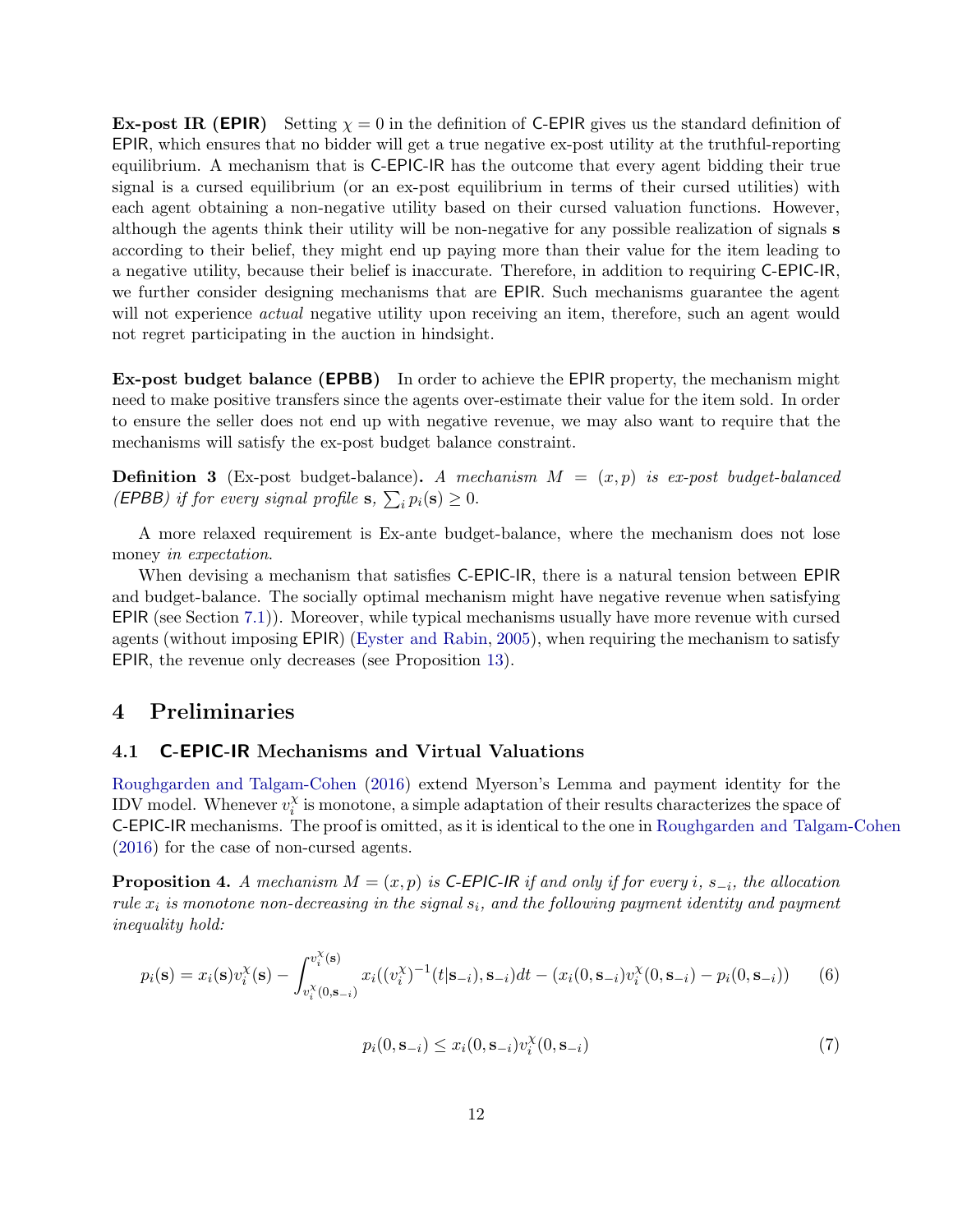**Ex-post IR (EPIR)** Setting $\chi = 0$ in the definition of C-EPIR gives us the standard definition of EPIR, which ensures that no bidder will get a true negative ex-post utility at the truthful-reporting equilibrium. A mechanism that is C-EPIC-IR has the outcome that every agent bidding their true signal is a cursed equilibrium (or an ex-post equilibrium in terms of their cursed utilities) with each agent obtaining a non-negative utility based on their cursed valuation functions. However, although the agents think their utility will be non-negative for any possible realization of signals $\mathbf{s}$ according to their belief, they might end up paying more than their value for the item leading to a negative utility, because their belief is inaccurate. Therefore, in addition to requiring C-EPIC-IR, we further consider designing mechanisms that are EPIR. Such mechanisms guarantee the agent will not experience *actual* negative utility upon receiving an item, therefore, such an agent would not regret participating in the auction in hindsight.

**Ex-post budget balance (EPBB)** In order to achieve the EPIR property, the mechanism might need to make positive transfers since the agents over-estimate their value for the item sold. In order to ensure the seller does not end up with negative revenue, we may also want to require that the mechanisms will satisfy the ex-post budget balance constraint.

**Definition 3** (Ex-post budget-balance)**.** *A mechanism $M = (x, p)$ is ex-post budget-balanced (EPBB) if for every signal profile $\mathbf{s}$, $\sum_i p_i(\mathbf{s}) \geq 0$.*

A more relaxed requirement is Ex-ante budget-balance, where the mechanism does not lose money *in expectation*.

When devising a mechanism that satisfies C-EPIC-IR, there is a natural tension between EPIR and budget-balance. The socially optimal mechanism might have negative revenue when satisfying EPIR (see Section 7.1)). Moreover, while typical mechanisms usually have more revenue with cursed agents (without imposing EPIR) (Eyster and Rabin, 2005), when requiring the mechanism to satisfy EPIR, the revenue only decreases (see Proposition 13).

# 4 Preliminaries

## 4.1 C-EPIC-IR Mechanisms and Virtual Valuations

Roughgarden and Talgam-Cohen (2016) extend Myerson's Lemma and payment identity for the IDV model. Whenever $v_i^\chi$ is monotone, a simple adaptation of their results characterizes the space of C-EPIC-IR mechanisms. The proof is omitted, as it is identical to the one in Roughgarden and Talgam-Cohen (2016) for the case of non-cursed agents.

**Proposition 4.** *A mechanism $M = (x, p)$ is C-EPIC-IR if and only if for every $i$, $s_{-i}$, the allocation rule $x_i$ is monotone non-decreasing in the signal $s_i$, and the following payment identity and payment inequality hold:*

$$p_i(\mathbf{s}) = x_i(\mathbf{s})v_i^\chi(\mathbf{s}) - \int_{v_i^\chi(0,\mathbf{s}_{-i})}^{v_i^\chi(\mathbf{s})} x_i((v_i^\chi)^{-1}(t|\mathbf{s}_{-i}), \mathbf{s}_{-i})dt - (x_i(0, \mathbf{s}_{-i})v_i^\chi(0, \mathbf{s}_{-i}) - p_i(0, \mathbf{s}_{-i})) \tag{6}$$

$$p_i(0, \mathbf{s}_{-i}) \leq x_i(0, \mathbf{s}_{-i})v_i^\chi(0, \mathbf{s}_{-i}) \tag{7}$$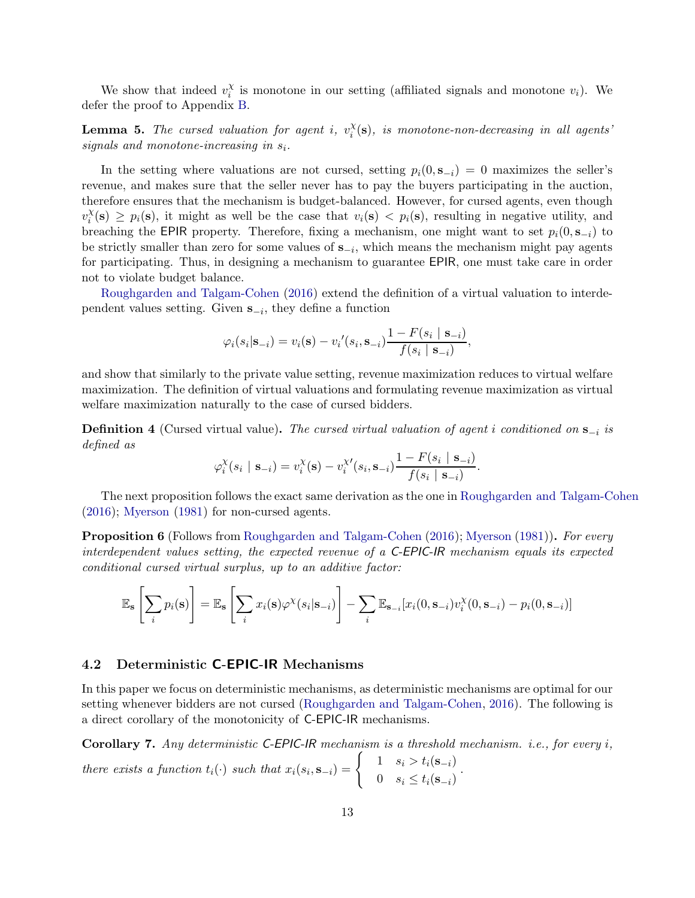We show that indeed $v_i^\chi$ is monotone in our setting (affiliated signals and monotone $v_i$). We defer the proof to Appendix B.

**Lemma 5.** *The cursed valuation for agent $i$, $v_i^\chi(\mathbf{s})$, is monotone-non-decreasing in all agents' signals and monotone-increasing in $s_i$.*

In the setting where valuations are not cursed, setting $p_i(0, \mathbf{s}_{-i}) = 0$ maximizes the seller's revenue, and makes sure that the seller never has to pay the buyers participating in the auction, therefore ensures that the mechanism is budget-balanced. However, for cursed agents, even though $v_i^\chi(\mathbf{s}) \geq p_i(\mathbf{s})$, it might as well be the case that $v_i(\mathbf{s}) < p_i(\mathbf{s})$, resulting in negative utility, and breaching the EPIR property. Therefore, fixing a mechanism, one might want to set $p_i(0, \mathbf{s}_{-i})$ to be strictly smaller than zero for some values of $\mathbf{s}_{-i}$, which means the mechanism might pay agents for participating. Thus, in designing a mechanism to guarantee EPIR, one must take care in order not to violate budget balance.

Roughgarden and Talgam-Cohen (2016) extend the definition of a virtual valuation to interdependent values setting. Given $\mathbf{s}_{-i}$, they define a function

$$\varphi_i(s_i|\mathbf{s}_{-i}) = v_i(\mathbf{s}) - {v_i}'(s_i, \mathbf{s}_{-i}) \frac{1 - F(s_i \mid \mathbf{s}_{-i})}{f(s_i \mid \mathbf{s}_{-i})},$$

and show that similarly to the private value setting, revenue maximization reduces to virtual welfare maximization. The definition of virtual valuations and formulating revenue maximization as virtual welfare maximization naturally to the case of cursed bidders.

**Definition 4** (Cursed virtual value)**.** *The cursed virtual valuation of agent $i$ conditioned on $\mathbf{s}_{-i}$ is defined as*

$$\varphi_i^\chi(s_i \mid \mathbf{s}_{-i}) = v_i^\chi(\mathbf{s}) - v_i^{\chi\prime}(s_i, \mathbf{s}_{-i}) \frac{1 - F(s_i \mid \mathbf{s}_{-i})}{f(s_i \mid \mathbf{s}_{-i})}.$$

The next proposition follows the exact same derivation as the one in Roughgarden and Talgam-Cohen (2016); Myerson (1981) for non-cursed agents.

**Proposition 6** (Follows from Roughgarden and Talgam-Cohen (2016); Myerson (1981))**.** *For every interdependent values setting, the expected revenue of a C-EPIC-IR mechanism equals its expected conditional cursed virtual surplus, up to an additive factor:*

$$\mathbb{E}_{\mathbf{s}}\left[\sum_i p_i(\mathbf{s})\right] = \mathbb{E}_{\mathbf{s}}\left[\sum_i x_i(\mathbf{s}) \varphi^\chi(s_i|\mathbf{s}_{-i})\right] - \sum_i \mathbb{E}_{\mathbf{s}_{-i}}[x_i(0, \mathbf{s}_{-i}) v_i^\chi(0, \mathbf{s}_{-i}) - p_i(0, \mathbf{s}_{-i})]$$

### 4.2 Deterministic C-EPIC-IR Mechanisms

In this paper we focus on deterministic mechanisms, as deterministic mechanisms are optimal for our setting whenever bidders are not cursed (Roughgarden and Talgam-Cohen, 2016). The following is a direct corollary of the monotonicity of C-EPIC-IR mechanisms.

**Corollary 7.** *Any deterministic C-EPIC-IR mechanism is a threshold mechanism. i.e., for every $i$, there exists a function $t_i(\cdot)$ such that* $x_i(s_i, \mathbf{s}_{-i}) = \begin{cases} 1 & s_i > t_i(\mathbf{s}_{-i}) \\ 0 & s_i \leq t_i(\mathbf{s}_{-i}) \end{cases}.$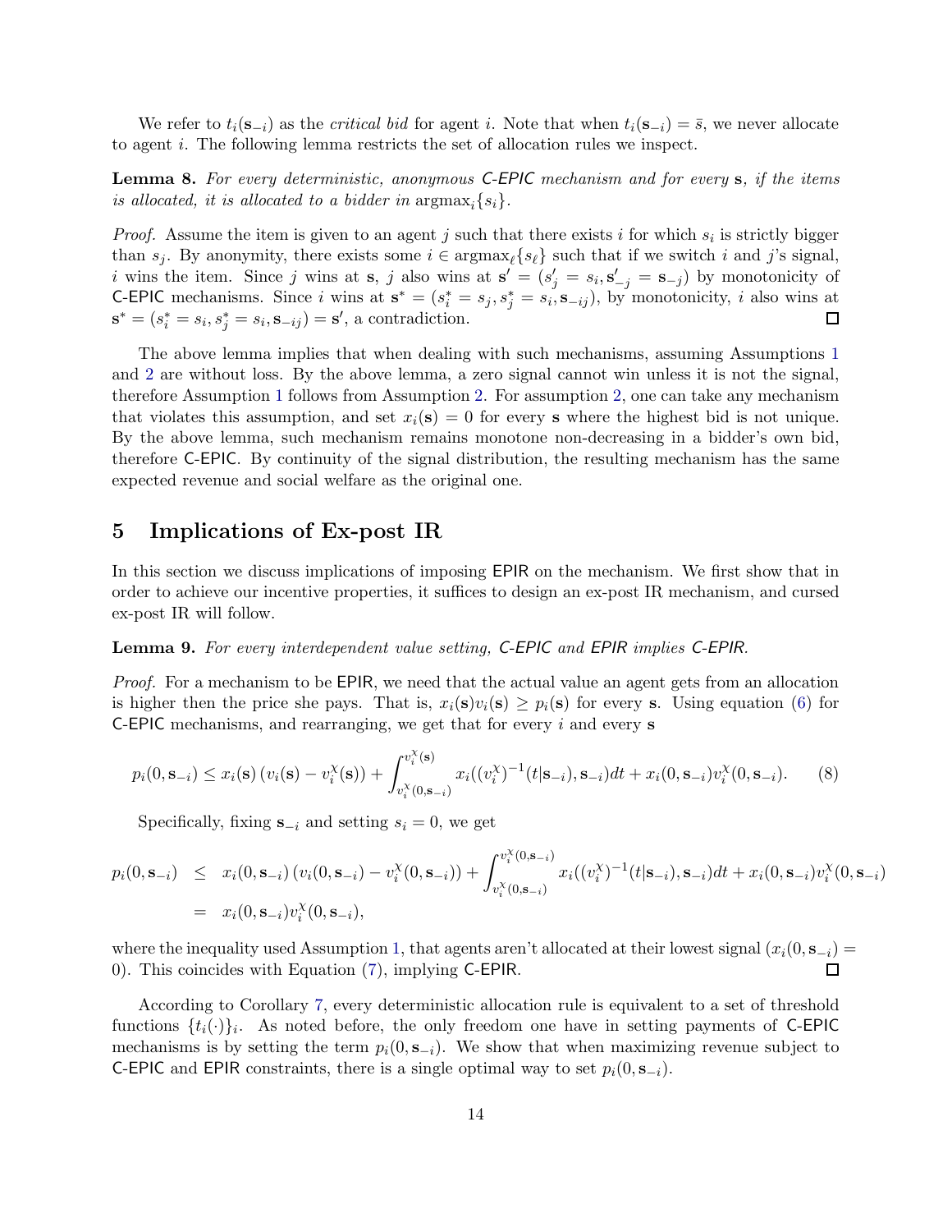We refer to $t_i(\mathbf{s}_{-i})$ as the *critical bid* for agent $i$. Note that when $t_i(\mathbf{s}_{-i}) = \bar{s}$, we never allocate to agent $i$. The following lemma restricts the set of allocation rules we inspect.

**Lemma 8.** *For every deterministic, anonymous C-EPIC mechanism and for every $\mathbf{s}$, if the items is allocated, it is allocated to a bidder in $\arg\max_i\{s_i\}$.*

*Proof.* Assume the item is given to an agent $j$ such that there exists $i$ for which $s_i$ is strictly bigger than $s_j$. By anonymity, there exists some $i \in \arg\max_\ell\{s_\ell\}$ such that if we switch $i$ and $j$'s signal, $i$ wins the item. Since $j$ wins at $\mathbf{s}$, $j$ also wins at $\mathbf{s}' = (s'_j = s_i, \mathbf{s}'_{-j} = \mathbf{s}_{-j})$ by monotonicity of C-EPIC mechanisms. Since $i$ wins at $\mathbf{s}^* = (s^*_i = s_j, s^*_j = s_i, \mathbf{s}_{-ij})$, by monotonicity, $i$ also wins at $\mathbf{s}^* = (s^*_i = s_i, s^*_j = s_i, \mathbf{s}_{-ij}) = \mathbf{s}'$, a contradiction. □

The above lemma implies that when dealing with such mechanisms, assuming Assumptions 1 and 2 are without loss. By the above lemma, a zero signal cannot win unless it is not the signal, therefore Assumption 1 follows from Assumption 2. For assumption 2, one can take any mechanism that violates this assumption, and set $x_i(\mathbf{s}) = 0$ for every $\mathbf{s}$ where the highest bid is not unique. By the above lemma, such mechanism remains monotone non-decreasing in a bidder's own bid, therefore C-EPIC. By continuity of the signal distribution, the resulting mechanism has the same expected revenue and social welfare as the original one.

# 5 Implications of Ex-post IR

In this section we discuss implications of imposing EPIR on the mechanism. We first show that in order to achieve our incentive properties, it suffices to design an ex-post IR mechanism, and cursed ex-post IR will follow.

**Lemma 9.** *For every interdependent value setting, C-EPIC and EPIR implies C-EPIR.*

*Proof.* For a mechanism to be EPIR, we need that the actual value an agent gets from an allocation is higher then the price she pays. That is, $x_i(\mathbf{s})v_i(\mathbf{s}) \geq p_i(\mathbf{s})$ for every $\mathbf{s}$. Using equation (6) for C-EPIC mechanisms, and rearranging, we get that for every $i$ and every $\mathbf{s}$

$$p_i(0, \mathbf{s}_{-i}) \leq x_i(\mathbf{s})\left(v_i(\mathbf{s}) - v_i^\chi(\mathbf{s})\right) + \int_{v_i^\chi(0,\mathbf{s}_{-i})}^{v_i^\chi(\mathbf{s})} x_i((v_i^\chi)^{-1}(t|\mathbf{s}_{-i}), \mathbf{s}_{-i})dt + x_i(0, \mathbf{s}_{-i})v_i^\chi(0, \mathbf{s}_{-i}). \tag{8}$$

Specifically, fixing $\mathbf{s}_{-i}$ and setting $s_i = 0$, we get

$$\begin{aligned}
p_i(0, \mathbf{s}_{-i}) &\leq x_i(0, \mathbf{s}_{-i})\left(v_i(0, \mathbf{s}_{-i}) - v_i^\chi(0, \mathbf{s}_{-i})\right) + \int_{v_i^\chi(0,\mathbf{s}_{-i})}^{v_i^\chi(0,\mathbf{s}_{-i})} x_i((v_i^\chi)^{-1}(t|\mathbf{s}_{-i}), \mathbf{s}_{-i})dt + x_i(0, \mathbf{s}_{-i})v_i^\chi(0, \mathbf{s}_{-i}) \\
&= x_i(0, \mathbf{s}_{-i})v_i^\chi(0, \mathbf{s}_{-i}),
\end{aligned}$$

where the inequality used Assumption 1, that agents aren't allocated at their lowest signal ($x_i(0, \mathbf{s}_{-i}) = 0$). This coincides with Equation (7), implying C-EPIR. □

According to Corollary 7, every deterministic allocation rule is equivalent to a set of threshold functions $\{t_i(\cdot)\}_i$. As noted before, the only freedom one have in setting payments of C-EPIC mechanisms is by setting the term $p_i(0, \mathbf{s}_{-i})$. We show that when maximizing revenue subject to C-EPIC and EPIR constraints, there is a single optimal way to set $p_i(0, \mathbf{s}_{-i})$.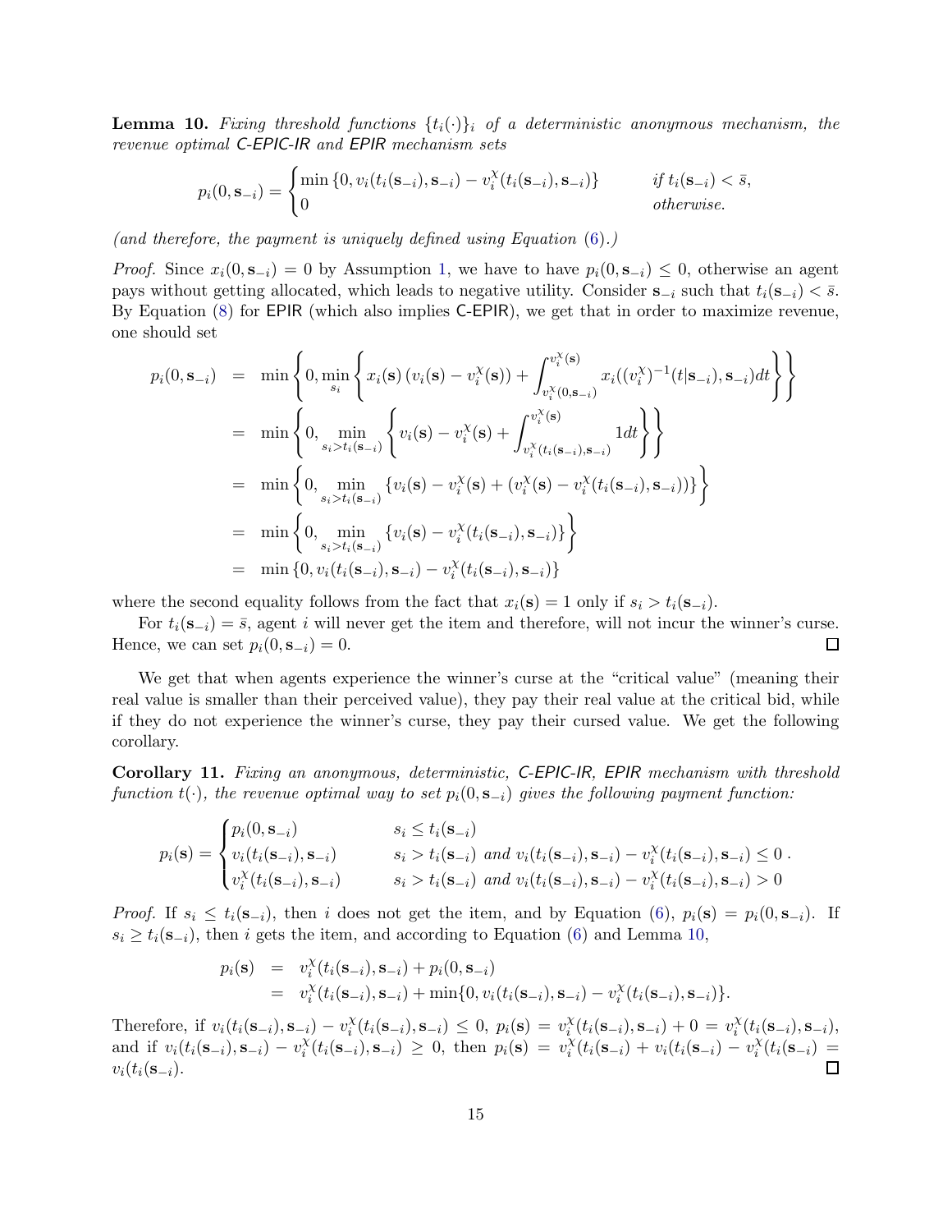**Lemma 10.** *Fixing threshold functions $\{t_i(\cdot)\}_i$ of a deterministic anonymous mechanism, the revenue optimal C-EPIC-IR and EPIR mechanism sets*

$$p_i(0,\mathbf{s}_{-i}) = \begin{cases} \min\left\{0, v_i(t_i(\mathbf{s}_{-i}),\mathbf{s}_{-i}) - v_i^{\chi}(t_i(\mathbf{s}_{-i}),\mathbf{s}_{-i})\right\} & \text{if } t_i(\mathbf{s}_{-i}) < \bar{s}, \\ 0 & \text{otherwise.} \end{cases}$$

*(and therefore, the payment is uniquely defined using Equation (6).)*

*Proof.* Since $x_i(0,\mathbf{s}_{-i}) = 0$ by Assumption 1, we have to have $p_i(0,\mathbf{s}_{-i}) \leq 0$, otherwise an agent pays without getting allocated, which leads to negative utility. Consider $\mathbf{s}_{-i}$ such that $t_i(\mathbf{s}_{-i}) < \bar{s}$. By Equation (8) for EPIR (which also implies C-EPIR), we get that in order to maximize revenue, one should set

$$\begin{aligned}
p_i(0,\mathbf{s}_{-i}) &= \min\left\{0, \min_{s_i}\left\{x_i(\mathbf{s})\left(v_i(\mathbf{s}) - v_i^{\chi}(\mathbf{s})\right) + \int_{v_i^{\chi}(0,\mathbf{s}_{-i})}^{v_i^{\chi}(\mathbf{s})} x_i((v_i^{\chi})^{-1}(t|\mathbf{s}_{-i}),\mathbf{s}_{-i})dt\right\}\right\} \\
&= \min\left\{0, \min_{s_i > t_i(\mathbf{s}_{-i})}\left\{v_i(\mathbf{s}) - v_i^{\chi}(\mathbf{s}) + \int_{v_i^{\chi}(t_i(\mathbf{s}_{-i}),\mathbf{s}_{-i})}^{v_i^{\chi}(\mathbf{s})} 1dt\right\}\right\} \\
&= \min\left\{0, \min_{s_i > t_i(\mathbf{s}_{-i})}\left\{v_i(\mathbf{s}) - v_i^{\chi}(\mathbf{s}) + (v_i^{\chi}(\mathbf{s}) - v_i^{\chi}(t_i(\mathbf{s}_{-i}),\mathbf{s}_{-i}))\right\}\right\} \\
&= \min\left\{0, \min_{s_i > t_i(\mathbf{s}_{-i})}\left\{v_i(\mathbf{s}) - v_i^{\chi}(t_i(\mathbf{s}_{-i}),\mathbf{s}_{-i})\right\}\right\} \\
&= \min\left\{0, v_i(t_i(\mathbf{s}_{-i}),\mathbf{s}_{-i}) - v_i^{\chi}(t_i(\mathbf{s}_{-i}),\mathbf{s}_{-i})\right\}
\end{aligned}$$

where the second equality follows from the fact that $x_i(\mathbf{s}) = 1$ only if $s_i > t_i(\mathbf{s}_{-i})$.

For $t_i(\mathbf{s}_{-i}) = \bar{s}$, agent $i$ will never get the item and therefore, will not incur the winner's curse. Hence, we can set $p_i(0,\mathbf{s}_{-i}) = 0$. □

We get that when agents experience the winner's curse at the "critical value" (meaning their real value is smaller than their perceived value), they pay their real value at the critical bid, while if they do not experience the winner's curse, they pay their cursed value. We get the following corollary.

**Corollary 11.** *Fixing an anonymous, deterministic, C-EPIC-IR, EPIR mechanism with threshold function $t(\cdot)$, the revenue optimal way to set $p_i(0,\mathbf{s}_{-i})$ gives the following payment function:*

$$p_i(\mathbf{s}) = \begin{cases} p_i(0,\mathbf{s}_{-i}) & s_i \leq t_i(\mathbf{s}_{-i}) \\ v_i(t_i(\mathbf{s}_{-i}),\mathbf{s}_{-i}) & s_i > t_i(\mathbf{s}_{-i}) \text{ and } v_i(t_i(\mathbf{s}_{-i}),\mathbf{s}_{-i}) - v_i^{\chi}(t_i(\mathbf{s}_{-i}),\mathbf{s}_{-i}) \leq 0 \\ v_i^{\chi}(t_i(\mathbf{s}_{-i}),\mathbf{s}_{-i}) & s_i > t_i(\mathbf{s}_{-i}) \text{ and } v_i(t_i(\mathbf{s}_{-i}),\mathbf{s}_{-i}) - v_i^{\chi}(t_i(\mathbf{s}_{-i}),\mathbf{s}_{-i}) > 0 \end{cases}.$$

*Proof.* If $s_i \leq t_i(\mathbf{s}_{-i})$, then $i$ does not get the item, and by Equation (6), $p_i(\mathbf{s}) = p_i(0,\mathbf{s}_{-i})$. If $s_i \geq t_i(\mathbf{s}_{-i})$, then $i$ gets the item, and according to Equation (6) and Lemma 10,

$$\begin{aligned}
p_i(\mathbf{s}) &= v_i^{\chi}(t_i(\mathbf{s}_{-i}),\mathbf{s}_{-i}) + p_i(0,\mathbf{s}_{-i}) \\
&= v_i^{\chi}(t_i(\mathbf{s}_{-i}),\mathbf{s}_{-i}) + \min\{0, v_i(t_i(\mathbf{s}_{-i}),\mathbf{s}_{-i}) - v_i^{\chi}(t_i(\mathbf{s}_{-i}),\mathbf{s}_{-i})\}.
\end{aligned}$$

Therefore, if $v_i(t_i(\mathbf{s}_{-i}),\mathbf{s}_{-i}) - v_i^{\chi}(t_i(\mathbf{s}_{-i}),\mathbf{s}_{-i}) \leq 0$, $p_i(\mathbf{s}) = v_i^{\chi}(t_i(\mathbf{s}_{-i}),\mathbf{s}_{-i}) + 0 = v_i^{\chi}(t_i(\mathbf{s}_{-i}),\mathbf{s}_{-i})$, and if $v_i(t_i(\mathbf{s}_{-i}),\mathbf{s}_{-i}) - v_i^{\chi}(t_i(\mathbf{s}_{-i}),\mathbf{s}_{-i}) \geq 0$, then $p_i(\mathbf{s}) = v_i^{\chi}(t_i(\mathbf{s}_{-i}) + v_i(t_i(\mathbf{s}_{-i}) - v_i^{\chi}(t_i(\mathbf{s}_{-i}) = v_i(t_i(\mathbf{s}_{-i})$. □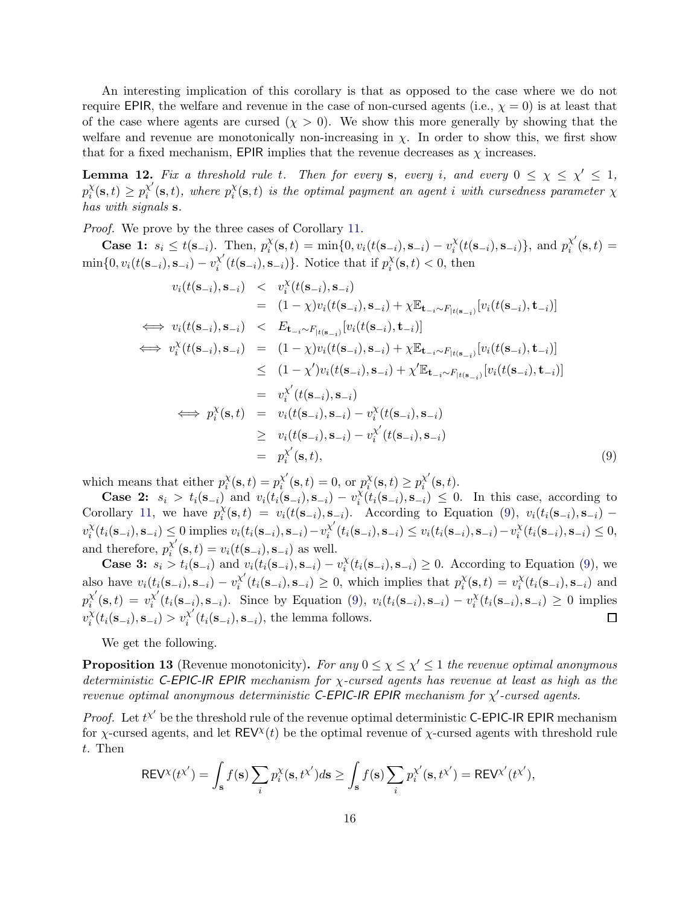An interesting implication of this corollary is that as opposed to the case where we do not require EPIR, the welfare and revenue in the case of non-cursed agents (i.e., $\chi = 0$) is at least that of the case where agents are cursed ($\chi > 0$). We show this more generally by showing that the welfare and revenue are monotonically non-increasing in $\chi$. In order to show this, we first show that for a fixed mechanism, EPIR implies that the revenue decreases as $\chi$ increases.

**Lemma 12.** *Fix a threshold rule $t$. Then for every $\mathbf{s}$, every $i$, and every $0 \leq \chi \leq \chi' \leq 1$, $p_i^\chi(\mathbf{s}, t) \geq p_i^{\chi'}(\mathbf{s}, t)$, where $p_i^\chi(\mathbf{s}, t)$ is the optimal payment an agent $i$ with cursedness parameter $\chi$ has with signals $\mathbf{s}$.*

*Proof.* We prove by the three cases of Corollary 11.

**Case 1:** $s_i \leq t(\mathbf{s}_{-i})$. Then, $p_i^\chi(\mathbf{s}, t) = \min\{0, v_i(t(\mathbf{s}_{-i}), \mathbf{s}_{-i}) - v_i^\chi(t(\mathbf{s}_{-i}), \mathbf{s}_{-i})\}$, and $p_i^{\chi'}(\mathbf{s}, t) = \min\{0, v_i(t(\mathbf{s}_{-i}), \mathbf{s}_{-i}) - v_i^{\chi'}(t(\mathbf{s}_{-i}), \mathbf{s}_{-i})\}$. Notice that if $p_i^\chi(\mathbf{s}, t) < 0$, then

$$
\begin{aligned}
v_i(t(\mathbf{s}_{-i}), \mathbf{s}_{-i}) &< v_i^\chi(t(\mathbf{s}_{-i}), \mathbf{s}_{-i}) \\
&= (1-\chi) v_i(t(\mathbf{s}_{-i}), \mathbf{s}_{-i}) + \chi \mathbb{E}_{\mathbf{t}_{-i} \sim F_{|t(\mathbf{s}_{-i})}}[v_i(t(\mathbf{s}_{-i}), \mathbf{t}_{-i})] \\
\iff v_i(t(\mathbf{s}_{-i}), \mathbf{s}_{-i}) &< E_{\mathbf{t}_{-i} \sim F_{|t(\mathbf{s}_{-i})}}[v_i(t(\mathbf{s}_{-i}), \mathbf{t}_{-i})] \\
\iff v_i^\chi(t(\mathbf{s}_{-i}), \mathbf{s}_{-i}) &= (1-\chi) v_i(t(\mathbf{s}_{-i}), \mathbf{s}_{-i}) + \chi \mathbb{E}_{\mathbf{t}_{-i} \sim F_{|t(\mathbf{s}_{-i})}}[v_i(t(\mathbf{s}_{-i}), \mathbf{t}_{-i})] \\
&\leq (1-\chi') v_i(t(\mathbf{s}_{-i}), \mathbf{s}_{-i}) + \chi' \mathbb{E}_{\mathbf{t}_{-i} \sim F_{|t(\mathbf{s}_{-i})}}[v_i(t(\mathbf{s}_{-i}), \mathbf{t}_{-i})] \\
&= v_i^{\chi'}(t(\mathbf{s}_{-i}), \mathbf{s}_{-i}) \\
\iff p_i^\chi(\mathbf{s}, t) &= v_i(t(\mathbf{s}_{-i}), \mathbf{s}_{-i}) - v_i^\chi(t(\mathbf{s}_{-i}), \mathbf{s}_{-i}) \\
&\geq v_i(t(\mathbf{s}_{-i}), \mathbf{s}_{-i}) - v_i^{\chi'}(t(\mathbf{s}_{-i}), \mathbf{s}_{-i}) \\
&= p_i^{\chi'}(\mathbf{s}, t),
\end{aligned}
\tag{9}
$$

which means that either $p_i^\chi(\mathbf{s}, t) = p_i^{\chi'}(\mathbf{s}, t) = 0$, or $p_i^\chi(\mathbf{s}, t) \geq p_i^{\chi'}(\mathbf{s}, t)$.

**Case 2:** $s_i > t_i(\mathbf{s}_{-i})$ and $v_i(t_i(\mathbf{s}_{-i}), \mathbf{s}_{-i}) - v_i^\chi(t_i(\mathbf{s}_{-i}), \mathbf{s}_{-i}) \leq 0$. In this case, according to Corollary 11, we have $p_i^\chi(\mathbf{s}, t) = v_i(t(\mathbf{s}_{-i}), \mathbf{s}_{-i})$. According to Equation (9), $v_i(t_i(\mathbf{s}_{-i}), \mathbf{s}_{-i}) - v_i^\chi(t_i(\mathbf{s}_{-i}), \mathbf{s}_{-i}) \leq 0$ implies $v_i(t_i(\mathbf{s}_{-i}), \mathbf{s}_{-i}) - v_i^{\chi'}(t_i(\mathbf{s}_{-i}), \mathbf{s}_{-i}) \leq v_i(t_i(\mathbf{s}_{-i}), \mathbf{s}_{-i}) - v_i^\chi(t_i(\mathbf{s}_{-i}), \mathbf{s}_{-i}) \leq 0$, and therefore, $p_i^{\chi'}(\mathbf{s}, t) = v_i(t(\mathbf{s}_{-i}), \mathbf{s}_{-i})$ as well.

**Case 3:** $s_i > t_i(\mathbf{s}_{-i})$ and $v_i(t_i(\mathbf{s}_{-i}), \mathbf{s}_{-i}) - v_i^\chi(t_i(\mathbf{s}_{-i}), \mathbf{s}_{-i}) \geq 0$. According to Equation (9), we also have $v_i(t_i(\mathbf{s}_{-i}), \mathbf{s}_{-i}) - v_i^{\chi'}(t_i(\mathbf{s}_{-i}), \mathbf{s}_{-i}) \geq 0$, which implies that $p_i^\chi(\mathbf{s}, t) = v_i^\chi(t_i(\mathbf{s}_{-i}), \mathbf{s}_{-i})$ and $p_i^{\chi'}(\mathbf{s}, t) = v_i^{\chi'}(t_i(\mathbf{s}_{-i}), \mathbf{s}_{-i})$. Since by Equation (9), $v_i(t_i(\mathbf{s}_{-i}), \mathbf{s}_{-i}) - v_i^\chi(t_i(\mathbf{s}_{-i}), \mathbf{s}_{-i}) \geq 0$ implies $v_i^\chi(t_i(\mathbf{s}_{-i}), \mathbf{s}_{-i}) > v_i^{\chi'}(t_i(\mathbf{s}_{-i}), \mathbf{s}_{-i})$, the lemma follows. $\square$

We get the following.

**Proposition 13** (Revenue monotonicity)**.** *For any $0 \leq \chi \leq \chi' \leq 1$ the revenue optimal anonymous deterministic C-EPIC-IR EPIR mechanism for $\chi$-cursed agents has revenue at least as high as the revenue optimal anonymous deterministic C-EPIC-IR EPIR mechanism for $\chi'$-cursed agents.*

*Proof.* Let $t^{\chi'}$ be the threshold rule of the revenue optimal deterministic C-EPIC-IR EPIR mechanism for $\chi$-cursed agents, and let $\mathsf{REV}^\chi(t)$ be the optimal revenue of $\chi$-cursed agents with threshold rule $t$. Then

$$
\mathsf{REV}^\chi(t^{\chi'}) = \int_{\mathbf{s}} f(\mathbf{s}) \sum_i p_i^\chi(\mathbf{s}, t^{\chi'}) d\mathbf{s} \geq \int_{\mathbf{s}} f(\mathbf{s}) \sum_i p_i^{\chi'}(\mathbf{s}, t^{\chi'}) = \mathsf{REV}^{\chi'}(t^{\chi'}),
$$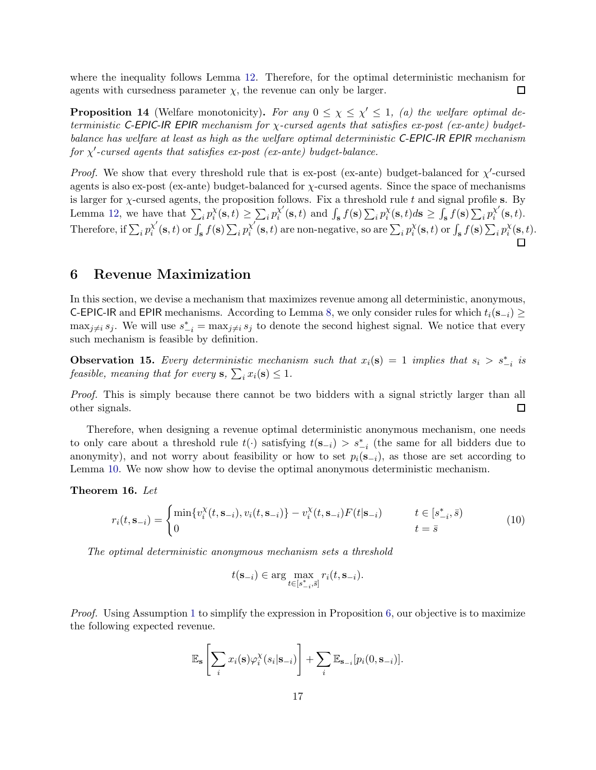where the inequality follows Lemma 12. Therefore, for the optimal deterministic mechanism for agents with cursedness parameter $\chi$, the revenue can only be larger. ◻

**Proposition 14** (Welfare monotonicity)**.** *For any $0 \leq \chi \leq \chi' \leq 1$, (a) the welfare optimal deterministic C-EPIC-IR EPIR mechanism for $\chi$-cursed agents that satisfies ex-post (ex-ante) budget-balance has welfare at least as high as the welfare optimal deterministic C-EPIC-IR EPIR mechanism for $\chi'$-cursed agents that satisfies ex-post (ex-ante) budget-balance.*

*Proof.* We show that every threshold rule that is ex-post (ex-ante) budget-balanced for $\chi'$-cursed agents is also ex-post (ex-ante) budget-balanced for $\chi$-cursed agents. Since the space of mechanisms is larger for $\chi$-cursed agents, the proposition follows. Fix a threshold rule $t$ and signal profile $\mathbf{s}$. By Lemma 12, we have that $\sum_i p_i^{\chi}(\mathbf{s}, t) \geq \sum_i p_i^{\chi'}(\mathbf{s}, t)$ and $\int_{\mathbf{s}} f(\mathbf{s}) \sum_i p_i^{\chi}(\mathbf{s}, t) d\mathbf{s} \geq \int_{\mathbf{s}} f(\mathbf{s}) \sum_i p_i^{\chi'}(\mathbf{s}, t)$. Therefore, if $\sum_i p_i^{\chi'}(\mathbf{s}, t)$ or $\int_{\mathbf{s}} f(\mathbf{s}) \sum_i p_i^{\chi'}(\mathbf{s}, t)$ are non-negative, so are $\sum_i p_i^{\chi}(\mathbf{s}, t)$ or $\int_{\mathbf{s}} f(\mathbf{s}) \sum_i p_i^{\chi}(\mathbf{s}, t)$. ◻

# 6 Revenue Maximization

In this section, we devise a mechanism that maximizes revenue among all deterministic, anonymous, C-EPIC-IR and EPIR mechanisms. According to Lemma 8, we only consider rules for which $t_i(\mathbf{s}_{-i}) \geq \max_{j \neq i} s_j$. We will use $s^*_{-i} = \max_{j \neq i} s_j$ to denote the second highest signal. We notice that every such mechanism is feasible by definition.

**Observation 15.** *Every deterministic mechanism such that $x_i(\mathbf{s}) = 1$ implies that $s_i > s^*_{-i}$ is feasible, meaning that for every $\mathbf{s}$, $\sum_i x_i(\mathbf{s}) \leq 1$.*

*Proof.* This is simply because there cannot be two bidders with a signal strictly larger than all other signals. ◻

Therefore, when designing a revenue optimal deterministic anonymous mechanism, one needs to only care about a threshold rule $t(\cdot)$ satisfying $t(\mathbf{s}_{-i}) > s^*_{-i}$ (the same for all bidders due to anonymity), and not worry about feasibility or how to set $p_i(\mathbf{s}_{-i})$, as those are set according to Lemma 10. We now show how to devise the optimal anonymous deterministic mechanism.

**Theorem 16.** *Let*

$$r_i(t, \mathbf{s}_{-i}) = \begin{cases} \min\{v_i^{\chi}(t, \mathbf{s}_{-i}), v_i(t, \mathbf{s}_{-i})\} - v_i^{\chi}(t, \mathbf{s}_{-i}) F(t|\mathbf{s}_{-i}) & t \in [s^*_{-i}, \bar{s}) \\ 0 & t = \bar{s} \end{cases} \tag{10}$$

*The optimal deterministic anonymous mechanism sets a threshold*

$$t(\mathbf{s}_{-i}) \in \arg\max_{t \in [s^*_{-i}, \bar{s}]} r_i(t, \mathbf{s}_{-i}).$$

*Proof.* Using Assumption 1 to simplify the expression in Proposition 6, our objective is to maximize the following expected revenue.

$$\mathbb{E}_{\mathbf{s}}\left[\sum_i x_i(\mathbf{s}) \varphi_i^{\chi}(s_i|\mathbf{s}_{-i})\right] + \sum_i \mathbb{E}_{\mathbf{s}_{-i}}[p_i(0, \mathbf{s}_{-i})].$$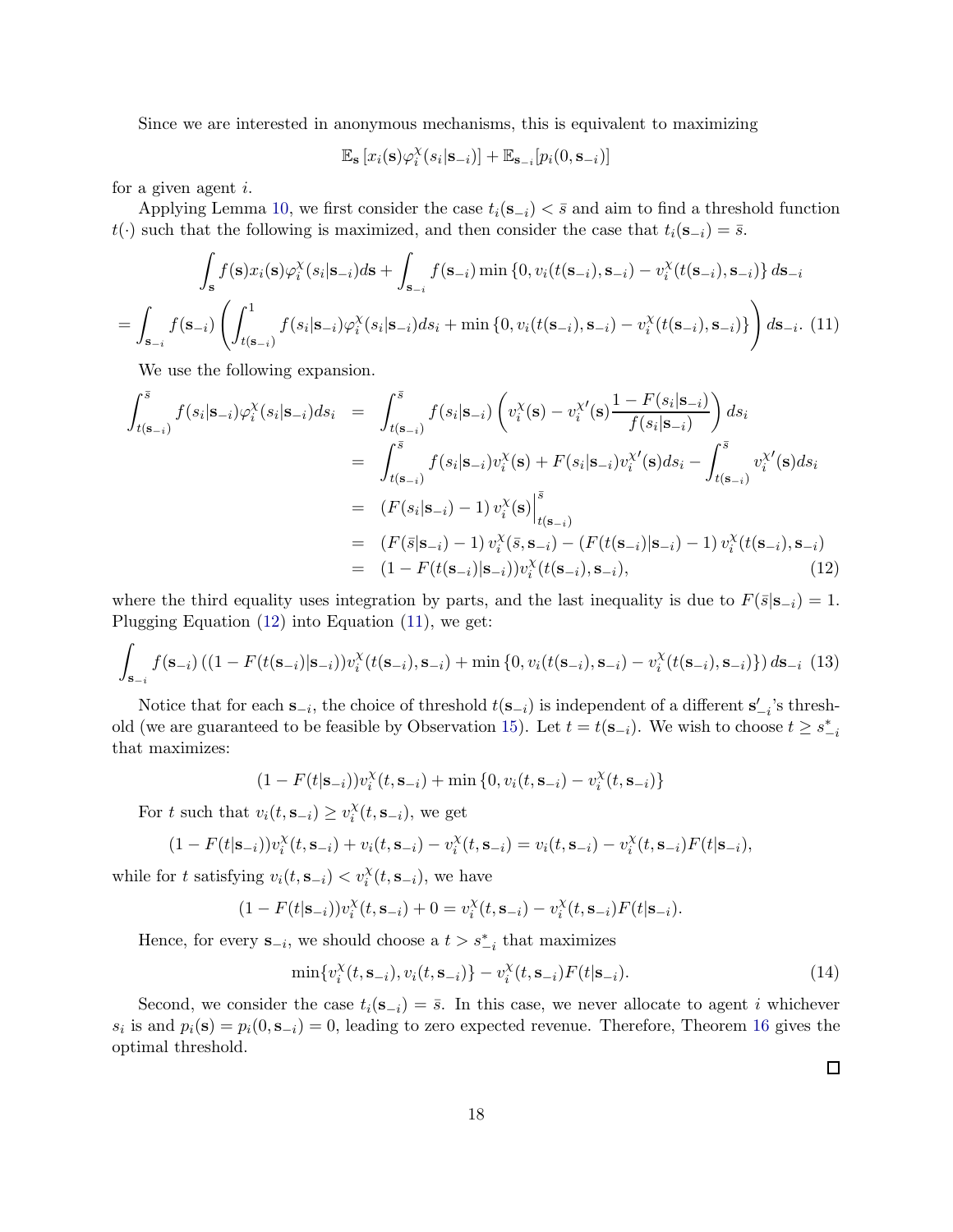Since we are interested in anonymous mechanisms, this is equivalent to maximizing

$$\mathbb{E}_{\mathbf{s}}\left[x_i(\mathbf{s})\varphi_i^{\chi}(s_i|\mathbf{s}_{-i})\right] + \mathbb{E}_{\mathbf{s}_{-i}}[p_i(0,\mathbf{s}_{-i})]$$

for a given agent $i$.

Applying Lemma 10, we first consider the case $t_i(\mathbf{s}_{-i}) < \bar{s}$ and aim to find a threshold function $t(\cdot)$ such that the following is maximized, and then consider the case that $t_i(\mathbf{s}_{-i}) = \bar{s}$.

$$\int_{\mathbf{s}} f(\mathbf{s})x_i(\mathbf{s})\varphi_i^{\chi}(s_i|\mathbf{s}_{-i})d\mathbf{s} + \int_{\mathbf{s}_{-i}} f(\mathbf{s}_{-i})\min\left\{0, v_i(t(\mathbf{s}_{-i}),\mathbf{s}_{-i}) - v_i^{\chi}(t(\mathbf{s}_{-i}),\mathbf{s}_{-i})\right\}d\mathbf{s}_{-i}$$

$$= \int_{\mathbf{s}_{-i}} f(\mathbf{s}_{-i})\left(\int_{t(\mathbf{s}_{-i})}^{1} f(s_i|\mathbf{s}_{-i})\varphi_i^{\chi}(s_i|\mathbf{s}_{-i})ds_i + \min\left\{0, v_i(t(\mathbf{s}_{-i}),\mathbf{s}_{-i}) - v_i^{\chi}(t(\mathbf{s}_{-i}),\mathbf{s}_{-i})\right\}\right)d\mathbf{s}_{-i}. \quad (11)$$

We use the following expansion.

$$\begin{aligned}
\int_{t(\mathbf{s}_{-i})}^{\bar{s}} f(s_i|\mathbf{s}_{-i})\varphi_i^{\chi}(s_i|\mathbf{s}_{-i})ds_i &= \int_{t(\mathbf{s}_{-i})}^{\bar{s}} f(s_i|\mathbf{s}_{-i})\left(v_i^{\chi}(\mathbf{s}) - v_i^{\chi\prime}(\mathbf{s})\frac{1-F(s_i|\mathbf{s}_{-i})}{f(s_i|\mathbf{s}_{-i})}\right)ds_i \\
&= \int_{t(\mathbf{s}_{-i})}^{\bar{s}} f(s_i|\mathbf{s}_{-i})v_i^{\chi}(\mathbf{s}) + F(s_i|\mathbf{s}_{-i})v_i^{\chi\prime}(\mathbf{s})ds_i - \int_{t(\mathbf{s}_{-i})}^{\bar{s}} v_i^{\chi\prime}(\mathbf{s})ds_i \\
&= \left(F(s_i|\mathbf{s}_{-i}) - 1\right)v_i^{\chi}(\mathbf{s})\Big|_{t(\mathbf{s}_{-i})}^{\bar{s}} \\
&= \left(F(\bar{s}|\mathbf{s}_{-i}) - 1\right)v_i^{\chi}(\bar{s},\mathbf{s}_{-i}) - \left(F(t(\mathbf{s}_{-i})|\mathbf{s}_{-i}) - 1\right)v_i^{\chi}(t(\mathbf{s}_{-i}),\mathbf{s}_{-i}) \\
&= (1 - F(t(\mathbf{s}_{-i})|\mathbf{s}_{-i}))v_i^{\chi}(t(\mathbf{s}_{-i}),\mathbf{s}_{-i}), \quad (12)
\end{aligned}$$

where the third equality uses integration by parts, and the last inequality is due to $F(\bar{s}|\mathbf{s}_{-i}) = 1$. Plugging Equation (12) into Equation (11), we get:

$$\int_{\mathbf{s}_{-i}} f(\mathbf{s}_{-i})\left((1 - F(t(\mathbf{s}_{-i})|\mathbf{s}_{-i}))v_i^{\chi}(t(\mathbf{s}_{-i}),\mathbf{s}_{-i}) + \min\left\{0, v_i(t(\mathbf{s}_{-i}),\mathbf{s}_{-i}) - v_i^{\chi}(t(\mathbf{s}_{-i}),\mathbf{s}_{-i})\right\}\right)d\mathbf{s}_{-i} \quad (13)$$

Notice that for each $\mathbf{s}_{-i}$, the choice of threshold $t(\mathbf{s}_{-i})$ is independent of a different $\mathbf{s}'_{-i}$'s threshold (we are guaranteed to be feasible by Observation 15). Let $t = t(\mathbf{s}_{-i})$. We wish to choose $t \geq s^*_{-i}$ that maximizes:

$$(1 - F(t|\mathbf{s}_{-i}))v_i^{\chi}(t,\mathbf{s}_{-i}) + \min\left\{0, v_i(t,\mathbf{s}_{-i}) - v_i^{\chi}(t,\mathbf{s}_{-i})\right\}$$

For $t$ such that $v_i(t,\mathbf{s}_{-i}) \geq v_i^{\chi}(t,\mathbf{s}_{-i})$, we get

$$(1 - F(t|\mathbf{s}_{-i}))v_i^{\chi}(t,\mathbf{s}_{-i}) + v_i(t,\mathbf{s}_{-i}) - v_i^{\chi}(t,\mathbf{s}_{-i}) = v_i(t,\mathbf{s}_{-i}) - v_i^{\chi}(t,\mathbf{s}_{-i})F(t|\mathbf{s}_{-i}),$$

while for $t$ satisfying $v_i(t,\mathbf{s}_{-i}) < v_i^{\chi}(t,\mathbf{s}_{-i})$, we have

$$(1 - F(t|\mathbf{s}_{-i}))v_i^{\chi}(t,\mathbf{s}_{-i}) + 0 = v_i^{\chi}(t,\mathbf{s}_{-i}) - v_i^{\chi}(t,\mathbf{s}_{-i})F(t|\mathbf{s}_{-i}).$$

Hence, for every $\mathbf{s}_{-i}$, we should choose a $t > s^*_{-i}$ that maximizes

$$\min\{v_i^{\chi}(t,\mathbf{s}_{-i}), v_i(t,\mathbf{s}_{-i})\} - v_i^{\chi}(t,\mathbf{s}_{-i})F(t|\mathbf{s}_{-i}). \quad (14)$$

Second, we consider the case $t_i(\mathbf{s}_{-i}) = \bar{s}$. In this case, we never allocate to agent $i$ whichever $s_i$ is and $p_i(\mathbf{s}) = p_i(0,\mathbf{s}_{-i}) = 0$, leading to zero expected revenue. Therefore, Theorem 16 gives the optimal threshold.

□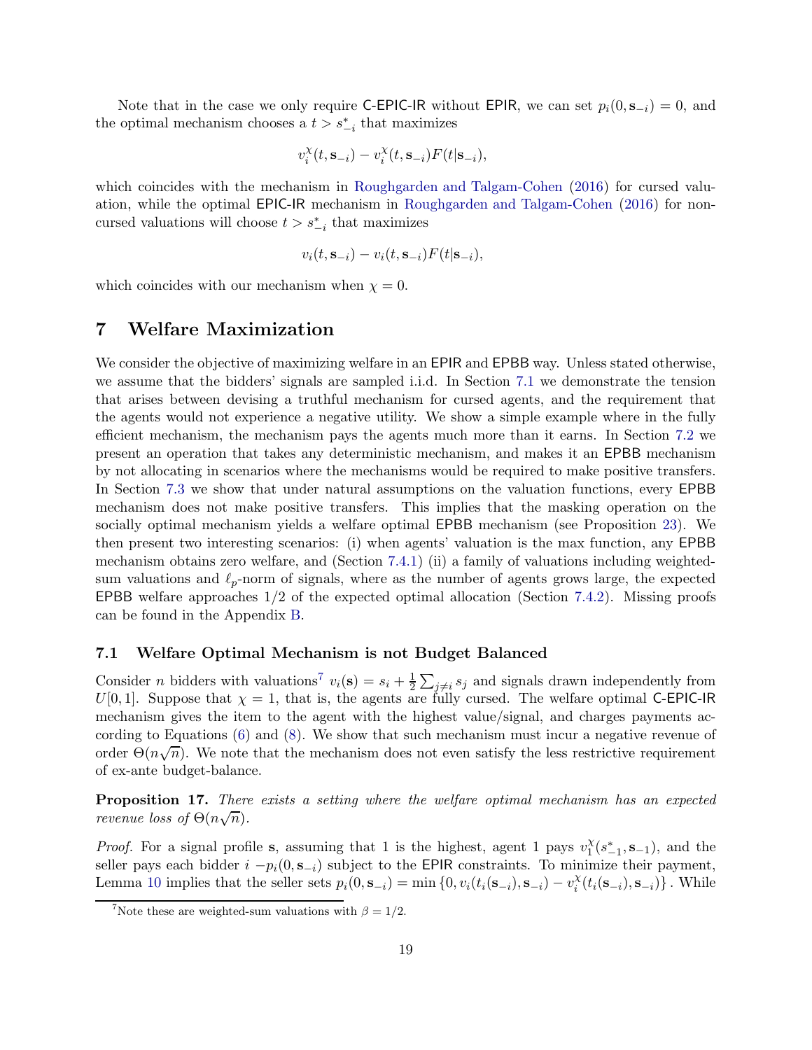Note that in the case we only require C-EPIC-IR without EPIR, we can set $p_i(0, \mathbf{s}_{-i}) = 0$, and the optimal mechanism chooses a $t > s^*_{-i}$ that maximizes

$$v_i^\chi(t, \mathbf{s}_{-i}) - v_i^\chi(t, \mathbf{s}_{-i}) F(t|\mathbf{s}_{-i}),$$

which coincides with the mechanism in Roughgarden and Talgam-Cohen (2016) for cursed valuation, while the optimal EPIC-IR mechanism in Roughgarden and Talgam-Cohen (2016) for non-cursed valuations will choose $t > s^*_{-i}$ that maximizes

$$v_i(t, \mathbf{s}_{-i}) - v_i(t, \mathbf{s}_{-i}) F(t|\mathbf{s}_{-i}),$$

which coincides with our mechanism when $\chi = 0$.

# 7 Welfare Maximization

We consider the objective of maximizing welfare in an EPIR and EPBB way. Unless stated otherwise, we assume that the bidders' signals are sampled i.i.d. In Section 7.1 we demonstrate the tension that arises between devising a truthful mechanism for cursed agents, and the requirement that the agents would not experience a negative utility. We show a simple example where in the fully efficient mechanism, the mechanism pays the agents much more than it earns. In Section 7.2 we present an operation that takes any deterministic mechanism, and makes it an EPBB mechanism by not allocating in scenarios where the mechanisms would be required to make positive transfers. In Section 7.3 we show that under natural assumptions on the valuation functions, every EPBB mechanism does not make positive transfers. This implies that the masking operation on the socially optimal mechanism yields a welfare optimal EPBB mechanism (see Proposition 23). We then present two interesting scenarios: (i) when agents' valuation is the max function, any EPBB mechanism obtains zero welfare, and (Section 7.4.1) (ii) a family of valuations including weighted-sum valuations and $\ell_p$-norm of signals, where as the number of agents grows large, the expected EPBB welfare approaches 1/2 of the expected optimal allocation (Section 7.4.2). Missing proofs can be found in the Appendix B.

## 7.1 Welfare Optimal Mechanism is not Budget Balanced

Consider $n$ bidders with valuations[7] $v_i(\mathbf{s}) = s_i + \frac{1}{2}\sum_{j\neq i} s_j$ and signals drawn independently from $U[0, 1]$. Suppose that $\chi = 1$, that is, the agents are fully cursed. The welfare optimal C-EPIC-IR mechanism gives the item to the agent with the highest value/signal, and charges payments according to Equations (6) and (8). We show that such mechanism must incur a negative revenue of order $\Theta(n\sqrt{n})$. We note that the mechanism does not even satisfy the less restrictive requirement of ex-ante budget-balance.

**Proposition 17.** *There exists a setting where the welfare optimal mechanism has an expected revenue loss of $\Theta(n\sqrt{n})$.*

*Proof.* For a signal profile $\mathbf{s}$, assuming that 1 is the highest, agent 1 pays $v_1^\chi(s^*_{-1}, \mathbf{s}_{-1})$, and the seller pays each bidder $i$ $-p_i(0, \mathbf{s}_{-i})$ subject to the EPIR constraints. To minimize their payment, Lemma 10 implies that the seller sets $p_i(0, \mathbf{s}_{-i}) = \min\{0, v_i(t_i(\mathbf{s}_{-i}), \mathbf{s}_{-i}) - v_i^\chi(t_i(\mathbf{s}_{-i}), \mathbf{s}_{-i})\}$. While

[7] Note these are weighted-sum valuations with $\beta = 1/2$.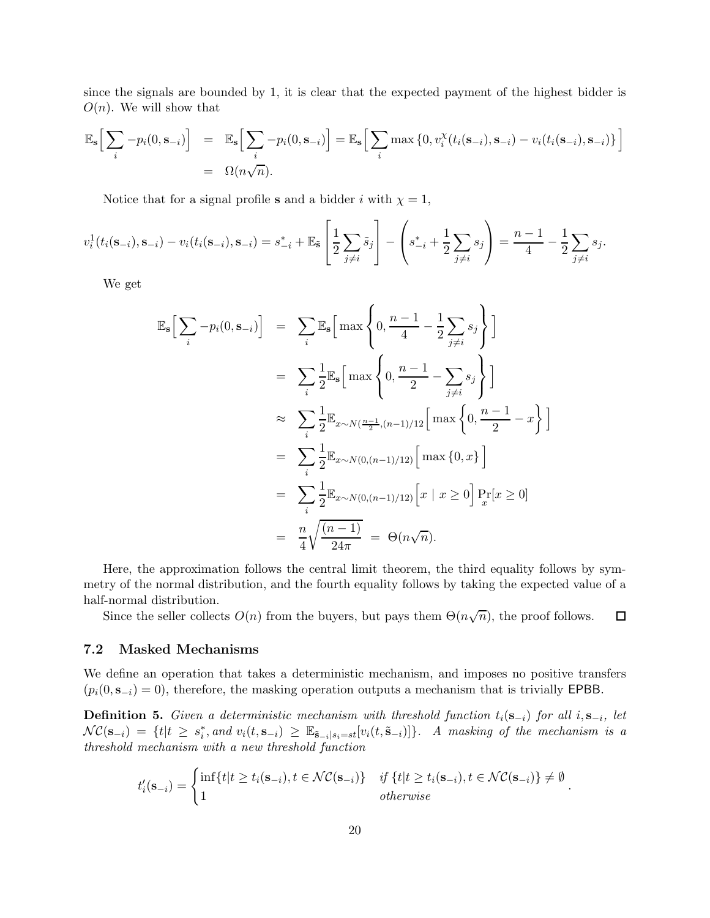since the signals are bounded by 1, it is clear that the expected payment of the highest bidder is $O(n)$. We will show that

$$
\begin{aligned}
\mathbb{E}_{\mathbf{s}}\Big[\sum_i -p_i(0,\mathbf{s}_{-i})\Big] &= \mathbb{E}_{\mathbf{s}}\Big[\sum_i -p_i(0,\mathbf{s}_{-i})\Big] = \mathbb{E}_{\mathbf{s}}\Big[\sum_i \max\left\{0, v_i^{\chi}(t_i(\mathbf{s}_{-i}),\mathbf{s}_{-i}) - v_i(t_i(\mathbf{s}_{-i}),\mathbf{s}_{-i})\right\}\Big] \\
&= \Omega(n\sqrt{n}).
\end{aligned}
$$

Notice that for a signal profile $\mathbf{s}$ and a bidder $i$ with $\chi = 1$,

$$
v_i^1(t_i(\mathbf{s}_{-i}),\mathbf{s}_{-i}) - v_i(t_i(\mathbf{s}_{-i}),\mathbf{s}_{-i}) = s_{-i}^* + \mathbb{E}_{\tilde{\mathbf{s}}}\left[\frac{1}{2}\sum_{j\neq i}\tilde{s}_j\right] - \left(s_{-i}^* + \frac{1}{2}\sum_{j\neq i}s_j\right) = \frac{n-1}{4} - \frac{1}{2}\sum_{j\neq i}s_j.
$$

We get

$$
\begin{aligned}
\mathbb{E}_{\mathbf{s}}\Big[\sum_i -p_i(0,\mathbf{s}_{-i})\Big] &= \sum_i \mathbb{E}_{\mathbf{s}}\Big[\max\left\{0, \frac{n-1}{4} - \frac{1}{2}\sum_{j\neq i}s_j\right\}\Big] \\
&= \sum_i \frac{1}{2}\mathbb{E}_{\mathbf{s}}\Big[\max\left\{0, \frac{n-1}{2} - \sum_{j\neq i}s_j\right\}\Big] \\
&\approx \sum_i \frac{1}{2}\mathbb{E}_{x\sim N(\frac{n-1}{2},(n-1)/12}\Big[\max\left\{0, \frac{n-1}{2} - x\right\}\Big] \\
&= \sum_i \frac{1}{2}\mathbb{E}_{x\sim N(0,(n-1)/12)}\Big[\max\{0,x\}\Big] \\
&= \sum_i \frac{1}{2}\mathbb{E}_{x\sim N(0,(n-1)/12)}\Big[x \mid x\geq 0\Big]\Pr_x[x\geq 0] \\
&= \frac{n}{4}\sqrt{\frac{(n-1)}{24\pi}} \;=\; \Theta(n\sqrt{n}).
\end{aligned}
$$

Here, the approximation follows the central limit theorem, the third equality follows by symmetry of the normal distribution, and the fourth equality follows by taking the expected value of a half-normal distribution.

Since the seller collects $O(n)$ from the buyers, but pays them $\Theta(n\sqrt{n})$, the proof follows. $\square$

### 7.2 Masked Mechanisms

We define an operation that takes a deterministic mechanism, and imposes no positive transfers ($p_i(0,\mathbf{s}_{-i}) = 0$), therefore, the masking operation outputs a mechanism that is trivially EPBB.

**Definition 5.** *Given a deterministic mechanism with threshold function $t_i(\mathbf{s}_{-i})$ for all $i, \mathbf{s}_{-i}$, let $\mathcal{NC}(\mathbf{s}_{-i}) = \{t \mid t \geq s_i^*, \text{and } v_i(t,\mathbf{s}_{-i}) \geq \mathbb{E}_{\tilde{\mathbf{s}}_{-i}|s_i=st}[v_i(t,\tilde{\mathbf{s}}_{-i})]\}$. A masking of the mechanism is a threshold mechanism with a new threshold function*

$$
t_i'(\mathbf{s}_{-i}) = \begin{cases} \inf\{t \mid t \geq t_i(\mathbf{s}_{-i}), t\in\mathcal{NC}(\mathbf{s}_{-i})\} & \text{if } \{t \mid t\geq t_i(\mathbf{s}_{-i}), t\in\mathcal{NC}(\mathbf{s}_{-i})\}\neq\emptyset \\ 1 & \text{otherwise} \end{cases}.
$$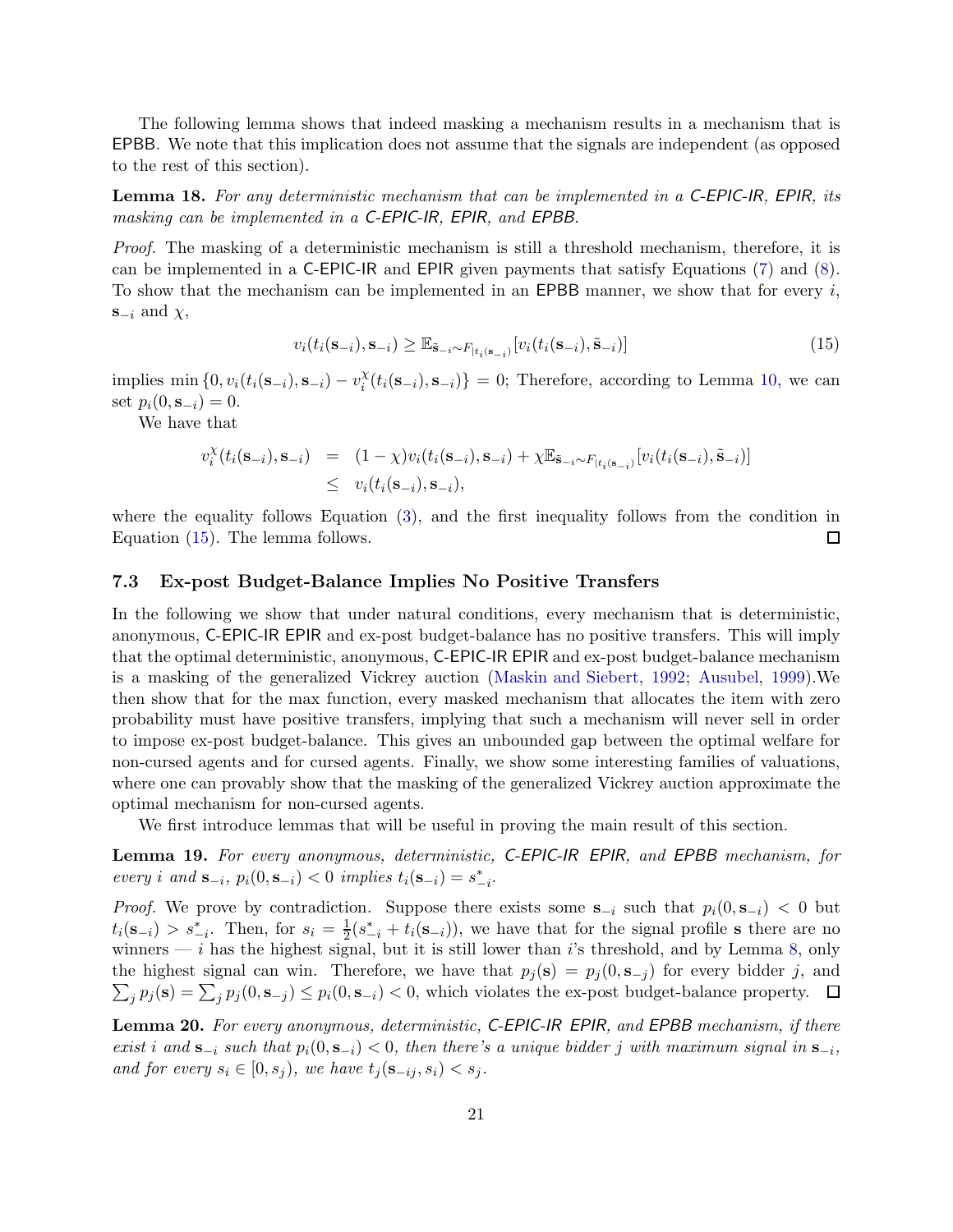The following lemma shows that indeed masking a mechanism results in a mechanism that is EPBB. We note that this implication does not assume that the signals are independent (as opposed to the rest of this section).

**Lemma 18.** *For any deterministic mechanism that can be implemented in a C-EPIC-IR, EPIR, its masking can be implemented in a C-EPIC-IR, EPIR, and EPBB.*

*Proof.* The masking of a deterministic mechanism is still a threshold mechanism, therefore, it is can be implemented in a C-EPIC-IR and EPIR given payments that satisfy Equations (7) and (8). To show that the mechanism can be implemented in an EPBB manner, we show that for every $i$, $\mathbf{s}_{-i}$ and $\chi$,

$$v_i(t_i(\mathbf{s}_{-i}), \mathbf{s}_{-i}) \geq \mathbb{E}_{\tilde{\mathbf{s}}_{-i} \sim F_{|t_i(\mathbf{s}_{-i})}}[v_i(t_i(\mathbf{s}_{-i}), \tilde{\mathbf{s}}_{-i})] \tag{15}$$

implies $\min\{0, v_i(t_i(\mathbf{s}_{-i}), \mathbf{s}_{-i}) - v_i^\chi(t_i(\mathbf{s}_{-i}), \mathbf{s}_{-i})\} = 0$; Therefore, according to Lemma 10, we can set $p_i(0, \mathbf{s}_{-i}) = 0$.

We have that

$$\begin{aligned} v_i^\chi(t_i(\mathbf{s}_{-i}), \mathbf{s}_{-i}) &= (1-\chi) v_i(t_i(\mathbf{s}_{-i}), \mathbf{s}_{-i}) + \chi \mathbb{E}_{\tilde{\mathbf{s}}_{-i} \sim F_{|t_i(\mathbf{s}_{-i})}}[v_i(t_i(\mathbf{s}_{-i}), \tilde{\mathbf{s}}_{-i})] \\ &\leq v_i(t_i(\mathbf{s}_{-i}), \mathbf{s}_{-i}), \end{aligned}$$

where the equality follows Equation (3), and the first inequality follows from the condition in Equation (15). The lemma follows. $\square$

### 7.3 Ex-post Budget-Balance Implies No Positive Transfers

In the following we show that under natural conditions, every mechanism that is deterministic, anonymous, C-EPIC-IR EPIR and ex-post budget-balance has no positive transfers. This will imply that the optimal deterministic, anonymous, C-EPIC-IR EPIR and ex-post budget-balance mechanism is a masking of the generalized Vickrey auction (Maskin and Siebert, 1992; Ausubel, 1999).We then show that for the max function, every masked mechanism that allocates the item with zero probability must have positive transfers, implying that such a mechanism will never sell in order to impose ex-post budget-balance. This gives an unbounded gap between the optimal welfare for non-cursed agents and for cursed agents. Finally, we show some interesting families of valuations, where one can provably show that the masking of the generalized Vickrey auction approximate the optimal mechanism for non-cursed agents.

We first introduce lemmas that will be useful in proving the main result of this section.

**Lemma 19.** *For every anonymous, deterministic, C-EPIC-IR EPIR, and EPBB mechanism, for every $i$ and $\mathbf{s}_{-i}$, $p_i(0, \mathbf{s}_{-i}) < 0$ implies $t_i(\mathbf{s}_{-i}) = s^*_{-i}$.*

*Proof.* We prove by contradiction. Suppose there exists some $\mathbf{s}_{-i}$ such that $p_i(0, \mathbf{s}_{-i}) < 0$ but $t_i(\mathbf{s}_{-i}) > s^*_{-i}$. Then, for $s_i = \frac{1}{2}(s^*_{-i} + t_i(\mathbf{s}_{-i}))$, we have that for the signal profile $\mathbf{s}$ there are no winners — $i$ has the highest signal, but it is still lower than $i$'s threshold, and by Lemma 8, only the highest signal can win. Therefore, we have that $p_j(\mathbf{s}) = p_j(0, \mathbf{s}_{-j})$ for every bidder $j$, and $\sum_j p_j(\mathbf{s}) = \sum_j p_j(0, \mathbf{s}_{-j}) \leq p_i(0, \mathbf{s}_{-i}) < 0$, which violates the ex-post budget-balance property. $\square$

**Lemma 20.** *For every anonymous, deterministic, C-EPIC-IR EPIR, and EPBB mechanism, if there exist $i$ and $\mathbf{s}_{-i}$ such that $p_i(0, \mathbf{s}_{-i}) < 0$, then there's a unique bidder $j$ with maximum signal in $\mathbf{s}_{-i}$, and for every $s_i \in [0, s_j)$, we have $t_j(\mathbf{s}_{-ij}, s_i) < s_j$.*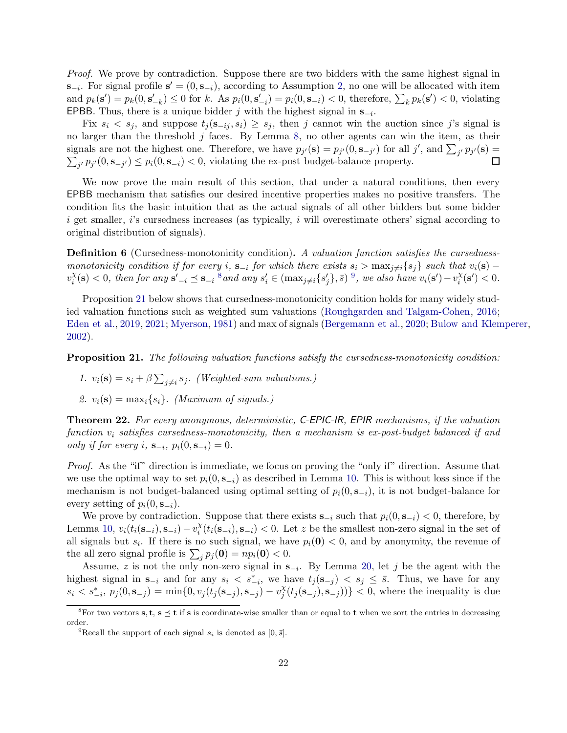*Proof.* We prove by contradiction. Suppose there are two bidders with the same highest signal in $\mathbf{s}_{-i}$. For signal profile $\mathbf{s}' = (0, \mathbf{s}_{-i})$, according to Assumption 2, no one will be allocated with item and $p_k(\mathbf{s}') = p_k(0, \mathbf{s}'_{-k}) \leq 0$ for $k$. As $p_i(0, \mathbf{s}'_{-i}) = p_i(0, \mathbf{s}_{-i}) < 0$, therefore, $\sum_k p_k(\mathbf{s}') < 0$, violating EPBB. Thus, there is a unique bidder $j$ with the highest signal in $\mathbf{s}_{-i}$.

Fix $s_i < s_j$, and suppose $t_j(\mathbf{s}_{-ij}, s_i) \geq s_j$, then $j$ cannot win the auction since $j$'s signal is no larger than the threshold $j$ faces. By Lemma 8, no other agents can win the item, as their signals are not the highest one. Therefore, we have $p_{j'}(\mathbf{s}) = p_{j'}(0, \mathbf{s}_{-j'})$ for all $j'$, and $\sum_{j'} p_{j'}(\mathbf{s}) = \sum_{j'} p_{j'}(0, \mathbf{s}_{-j'}) \leq p_i(0, \mathbf{s}_{-i}) < 0$, violating the ex-post budget-balance property. □

We now prove the main result of this section, that under a natural conditions, then every EPBB mechanism that satisfies our desired incentive properties makes no positive transfers. The condition fits the basic intuition that as the actual signals of all other bidders but some bidder $i$ get smaller, $i$'s cursedness increases (as typically, $i$ will overestimate others' signal according to original distribution of signals).

**Definition 6** (Cursedness-monotonicity condition)**.** *A valuation function satisfies the cursedness-monotonicity condition if for every $i$, $\mathbf{s}_{-i}$ for which there exists $s_i > \max_{j \neq i}\{s_j\}$ such that $v_i(\mathbf{s}) - v_i^{\chi}(\mathbf{s}) < 0$, then for any $\mathbf{s}'_{-i} \preceq \mathbf{s}_{-i}$ [8] and any $s'_i \in (\max_{j\neq i}\{s'_j\}, \bar{s})$ [9], we also have $v_i(\mathbf{s}') - v_i^{\chi}(\mathbf{s}') < 0$.*

Proposition 21 below shows that cursedness-monotonicity condition holds for many widely studied valuation functions such as weighted sum valuations (Roughgarden and Talgam-Cohen, 2016; Eden et al., 2019, 2021; Myerson, 1981) and max of signals (Bergemann et al., 2020; Bulow and Klemperer, 2002).

**Proposition 21.** *The following valuation functions satisfy the cursedness-monotonicity condition:*

1. $v_i(\mathbf{s}) = s_i + \beta \sum_{j \neq i} s_j$. *(Weighted-sum valuations.)*
2. $v_i(\mathbf{s}) = \max_i\{s_i\}$. *(Maximum of signals.)*

**Theorem 22.** *For every anonymous, deterministic, C-EPIC-IR, EPIR mechanisms, if the valuation function $v_i$ satisfies cursedness-monotonicity, then a mechanism is ex-post-budget balanced if and only if for every $i$, $\mathbf{s}_{-i}$, $p_i(0, \mathbf{s}_{-i}) = 0$.*

*Proof.* As the "if" direction is immediate, we focus on proving the "only if" direction. Assume that we use the optimal way to set $p_i(0, \mathbf{s}_{-i})$ as described in Lemma 10. This is without loss since if the mechanism is not budget-balanced using optimal setting of $p_i(0, \mathbf{s}_{-i})$, it is not budget-balance for every setting of $p_i(0, \mathbf{s}_{-i})$.

We prove by contradiction. Suppose that there exists $\mathbf{s}_{-i}$ such that $p_i(0, \mathbf{s}_{-i}) < 0$, therefore, by Lemma 10, $v_i(t_i(\mathbf{s}_{-i}), \mathbf{s}_{-i}) - v_i^{\chi}(t_i(\mathbf{s}_{-i}), \mathbf{s}_{-i}) < 0$. Let $z$ be the smallest non-zero signal in the set of all signals but $s_i$. If there is no such signal, we have $p_i(\mathbf{0}) < 0$, and by anonymity, the revenue of the all zero signal profile is $\sum_j p_j(\mathbf{0}) = np_i(\mathbf{0}) < 0$.

Assume, $z$ is not the only non-zero signal in $\mathbf{s}_{-i}$. By Lemma 20, let $j$ be the agent with the highest signal in $\mathbf{s}_{-i}$ and for any $s_i < s^*_{-i}$, we have $t_j(\mathbf{s}_{-j}) < s_j \leq \bar{s}$. Thus, we have for any $s_i < s^*_{-i}$, $p_j(0, \mathbf{s}_{-j}) = \min\{0, v_j(t_j(\mathbf{s}_{-j}), \mathbf{s}_{-j}) - v_j^{\chi}(t_j(\mathbf{s}_{-j}), \mathbf{s}_{-j}))\} < 0$, where the inequality is due

---

[8] For two vectors $\mathbf{s}, \mathbf{t}$, $\mathbf{s} \preceq \mathbf{t}$ if $\mathbf{s}$ is coordinate-wise smaller than or equal to $\mathbf{t}$ when we sort the entries in decreasing order.

[9] Recall the support of each signal $s_i$ is denoted as $[0, \bar{s}]$.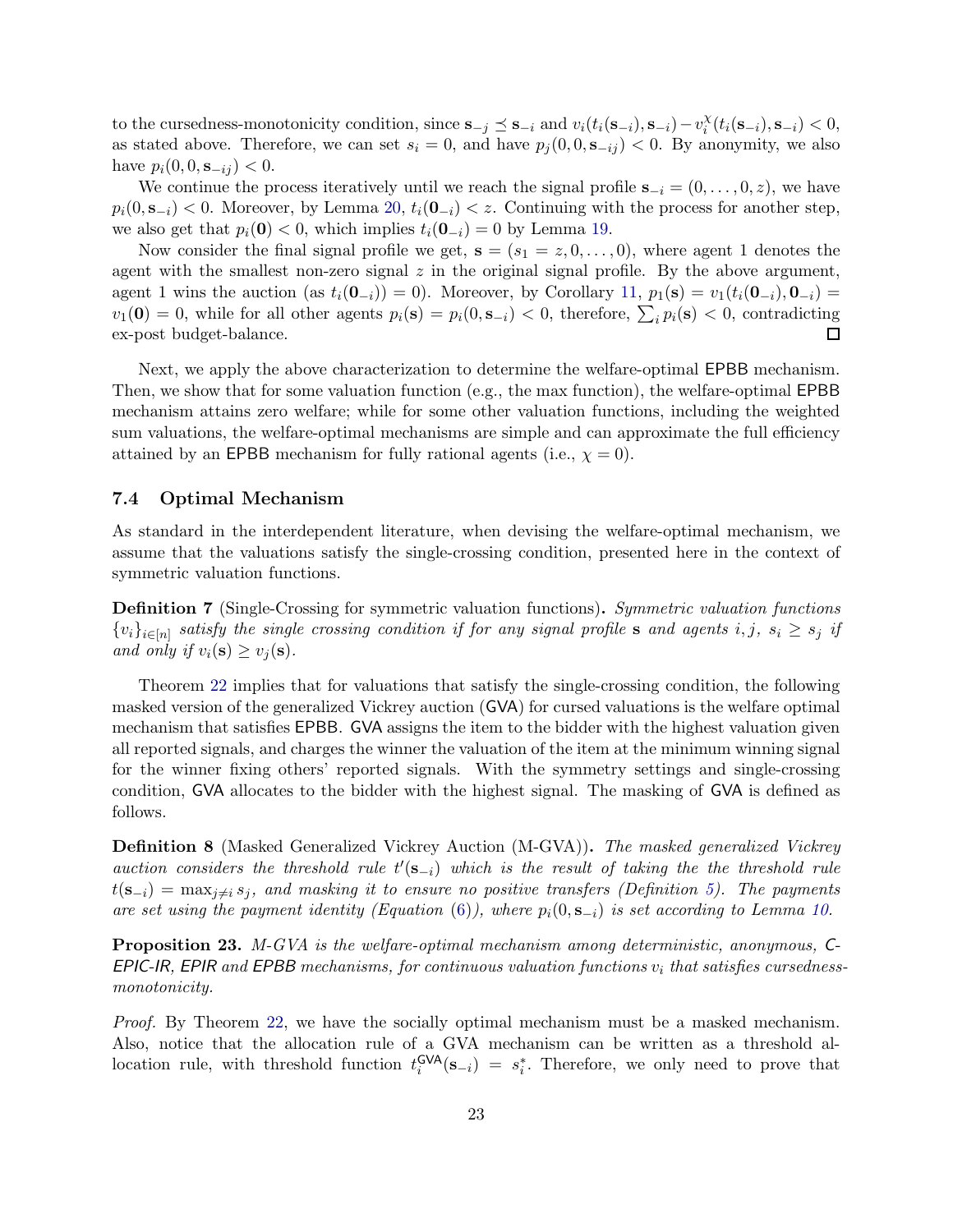to the cursedness-monotonicity condition, since $\mathbf{s}_{-j} \preceq \mathbf{s}_{-i}$ and $v_i(t_i(\mathbf{s}_{-i}), \mathbf{s}_{-i}) - v_i^{\chi}(t_i(\mathbf{s}_{-i}), \mathbf{s}_{-i}) < 0$, as stated above. Therefore, we can set $s_i = 0$, and have $p_j(0, 0, \mathbf{s}_{-ij}) < 0$. By anonymity, we also have $p_i(0, 0, \mathbf{s}_{-ij}) < 0$.

We continue the process iteratively until we reach the signal profile $\mathbf{s}_{-i} = (0, \ldots, 0, z)$, we have $p_i(0, \mathbf{s}_{-i}) < 0$. Moreover, by Lemma 20, $t_i(\mathbf{0}_{-i}) < z$. Continuing with the process for another step, we also get that $p_i(\mathbf{0}) < 0$, which implies $t_i(\mathbf{0}_{-i}) = 0$ by Lemma 19.

Now consider the final signal profile we get, $\mathbf{s} = (s_1 = z, 0, \ldots, 0)$, where agent 1 denotes the agent with the smallest non-zero signal $z$ in the original signal profile. By the above argument, agent 1 wins the auction (as $t_i(\mathbf{0}_{-i})) = 0$). Moreover, by Corollary 11, $p_1(\mathbf{s}) = v_1(t_i(\mathbf{0}_{-i}), \mathbf{0}_{-i}) = v_1(\mathbf{0}) = 0$, while for all other agents $p_i(\mathbf{s}) = p_i(0, \mathbf{s}_{-i}) < 0$, therefore, $\sum_i p_i(\mathbf{s}) < 0$, contradicting ex-post budget-balance. ◻

Next, we apply the above characterization to determine the welfare-optimal EPBB mechanism. Then, we show that for some valuation function (e.g., the max function), the welfare-optimal EPBB mechanism attains zero welfare; while for some other valuation functions, including the weighted sum valuations, the welfare-optimal mechanisms are simple and can approximate the full efficiency attained by an EPBB mechanism for fully rational agents (i.e., $\chi = 0$).

### 7.4 Optimal Mechanism

As standard in the interdependent literature, when devising the welfare-optimal mechanism, we assume that the valuations satisfy the single-crossing condition, presented here in the context of symmetric valuation functions.

**Definition 7** (Single-Crossing for symmetric valuation functions)**.** *Symmetric valuation functions $\{v_i\}_{i\in[n]}$ satisfy the single crossing condition if for any signal profile $\mathbf{s}$ and agents $i, j$, $s_i \geq s_j$ if and only if $v_i(\mathbf{s}) \geq v_j(\mathbf{s})$.*

Theorem 22 implies that for valuations that satisfy the single-crossing condition, the following masked version of the generalized Vickrey auction (GVA) for cursed valuations is the welfare optimal mechanism that satisfies EPBB. GVA assigns the item to the bidder with the highest valuation given all reported signals, and charges the winner the valuation of the item at the minimum winning signal for the winner fixing others' reported signals. With the symmetry settings and single-crossing condition, GVA allocates to the bidder with the highest signal. The masking of GVA is defined as follows.

**Definition 8** (Masked Generalized Vickrey Auction (M-GVA))**.** *The masked generalized Vickrey auction considers the threshold rule $t'(\mathbf{s}_{-i})$ which is the result of taking the the threshold rule $t(\mathbf{s}_{-i}) = \max_{j\neq i} s_j$, and masking it to ensure no positive transfers (Definition 5). The payments are set using the payment identity (Equation (6)), where $p_i(0, \mathbf{s}_{-i})$ is set according to Lemma 10.*

**Proposition 23.** *M-GVA is the welfare-optimal mechanism among deterministic, anonymous, C-EPIC-IR, EPIR and EPBB mechanisms, for continuous valuation functions $v_i$ that satisfies cursedness-monotonicity.*

*Proof.* By Theorem 22, we have the socially optimal mechanism must be a masked mechanism. Also, notice that the allocation rule of a GVA mechanism can be written as a threshold allocation rule, with threshold function $t_i^{\mathsf{GVA}}(\mathbf{s}_{-i}) = s_i^*$. Therefore, we only need to prove that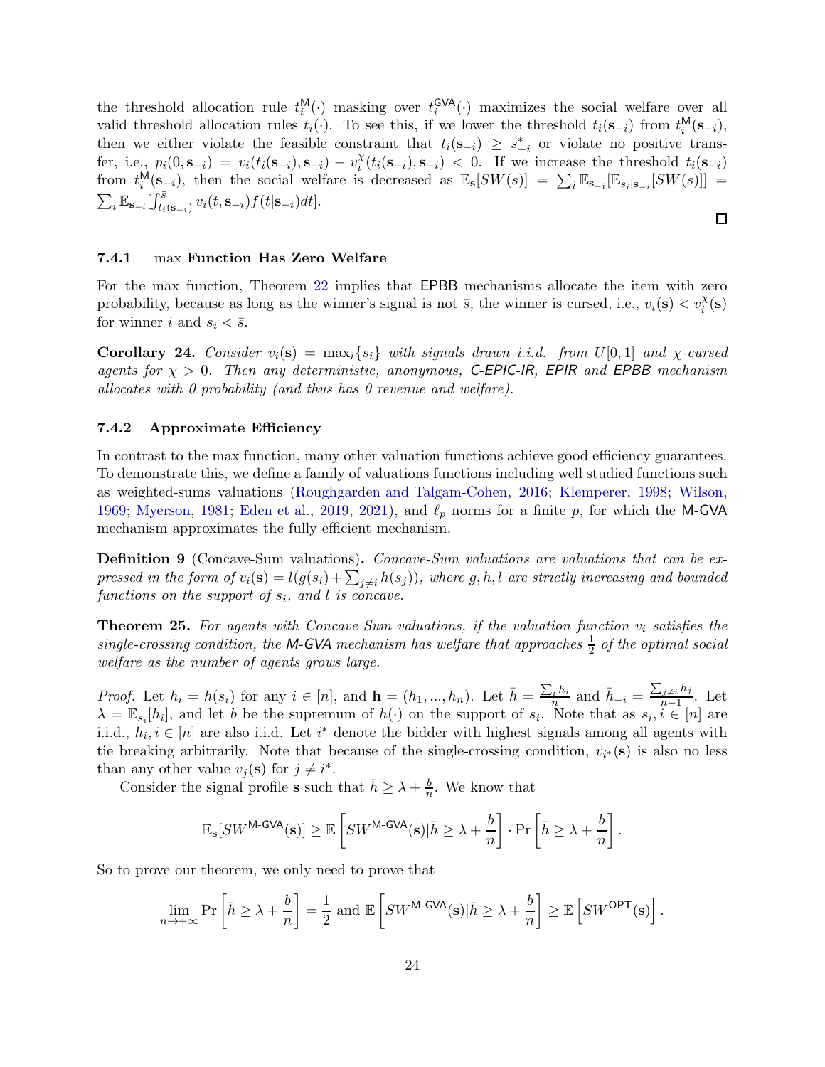the threshold allocation rule $t_i^{\mathsf{M}}(\cdot)$ masking over $t_i^{\mathsf{GVA}}(\cdot)$ maximizes the social welfare over all valid threshold allocation rules $t_i(\cdot)$. To see this, if we lower the threshold $t_i(\mathbf{s}_{-i})$ from $t_i^{\mathsf{M}}(\mathbf{s}_{-i})$, then we either violate the feasible constraint that $t_i(\mathbf{s}_{-i}) \geq s^*_{-i}$ or violate no positive transfer, i.e., $p_i(0, \mathbf{s}_{-i}) = v_i(t_i(\mathbf{s}_{-i}), \mathbf{s}_{-i}) - v_i^{\chi}(t_i(\mathbf{s}_{-i}), \mathbf{s}_{-i}) < 0$. If we increase the threshold $t_i(\mathbf{s}_{-i})$ from $t_i^{\mathsf{M}}(\mathbf{s}_{-i})$, then the social welfare is decreased as $\mathbb{E}_{\mathbf{s}}[SW(s)] = \sum_i \mathbb{E}_{\mathbf{s}_{-i}}[\mathbb{E}_{s_i|\mathbf{s}_{-i}}[SW(s)]] = \sum_i \mathbb{E}_{\mathbf{s}_{-i}}[\int_{t_i(\mathbf{s}_{-i})}^{\bar{s}} v_i(t, \mathbf{s}_{-i}) f(t|\mathbf{s}_{-i}) dt]$.

□

#### 7.4.1 max Function Has Zero Welfare

For the max function, Theorem 22 implies that EPBB mechanisms allocate the item with zero probability, because as long as the winner's signal is not $\bar{s}$, the winner is cursed, i.e., $v_i(\mathbf{s}) < v_i^{\chi}(\mathbf{s})$ for winner $i$ and $s_i < \bar{s}$.

**Corollary 24.** *Consider $v_i(\mathbf{s}) = \max_i\{s_i\}$ with signals drawn i.i.d. from $U[0,1]$ and $\chi$-cursed agents for $\chi > 0$. Then any deterministic, anonymous, C-EPIC-IR, EPIR and EPBB mechanism allocates with 0 probability (and thus has 0 revenue and welfare).*

#### 7.4.2 Approximate Efficiency

In contrast to the max function, many other valuation functions achieve good efficiency guarantees. To demonstrate this, we define a family of valuations functions including well studied functions such as weighted-sums valuations (Roughgarden and Talgam-Cohen, 2016; Klemperer, 1998; Wilson, 1969; Myerson, 1981; Eden et al., 2019, 2021), and $\ell_p$ norms for a finite $p$, for which the M-GVA mechanism approximates the fully efficient mechanism.

**Definition 9** (Concave-Sum valuations)**.** *Concave-Sum valuations are valuations that can be expressed in the form of $v_i(\mathbf{s}) = l(g(s_i) + \sum_{j \neq i} h(s_j))$, where $g, h, l$ are strictly increasing and bounded functions on the support of $s_i$, and $l$ is concave.*

**Theorem 25.** *For agents with Concave-Sum valuations, if the valuation function $v_i$ satisfies the single-crossing condition, the M-GVA mechanism has welfare that approaches $\frac{1}{2}$ of the optimal social welfare as the number of agents grows large.*

*Proof.* Let $h_i = h(s_i)$ for any $i \in [n]$, and $\mathbf{h} = (h_1, ..., h_n)$. Let $\bar{h} = \frac{\sum_i h_i}{n}$ and $\bar{h}_{-i} = \frac{\sum_{j \neq i} h_j}{n-1}$. Let $\lambda = \mathbb{E}_{s_i}[h_i]$, and let $b$ be the supremum of $h(\cdot)$ on the support of $s_i$. Note that as $s_i, i \in [n]$ are i.i.d., $h_i, i \in [n]$ are also i.i.d. Let $i^*$ denote the bidder with highest signals among all agents with tie breaking arbitrarily. Note that because of the single-crossing condition, $v_{i^*}(\mathbf{s})$ is also no less than any other value $v_j(\mathbf{s})$ for $j \neq i^*$.

Consider the signal profile $\mathbf{s}$ such that $\bar{h} \geq \lambda + \frac{b}{n}$. We know that

$$\mathbb{E}_{\mathbf{s}}[SW^{\mathsf{M\text{-}GVA}}(\mathbf{s})] \geq \mathbb{E}\left[SW^{\mathsf{M\text{-}GVA}}(\mathbf{s}) | \bar{h} \geq \lambda + \frac{b}{n}\right] \cdot \Pr\left[\bar{h} \geq \lambda + \frac{b}{n}\right].$$

So to prove our theorem, we only need to prove that

$$\lim_{n \to +\infty} \Pr\left[\bar{h} \geq \lambda + \frac{b}{n}\right] = \frac{1}{2} \text{ and } \mathbb{E}\left[SW^{\mathsf{M\text{-}GVA}}(\mathbf{s}) | \bar{h} \geq \lambda + \frac{b}{n}\right] \geq \mathbb{E}\left[SW^{\mathsf{OPT}}(\mathbf{s})\right].$$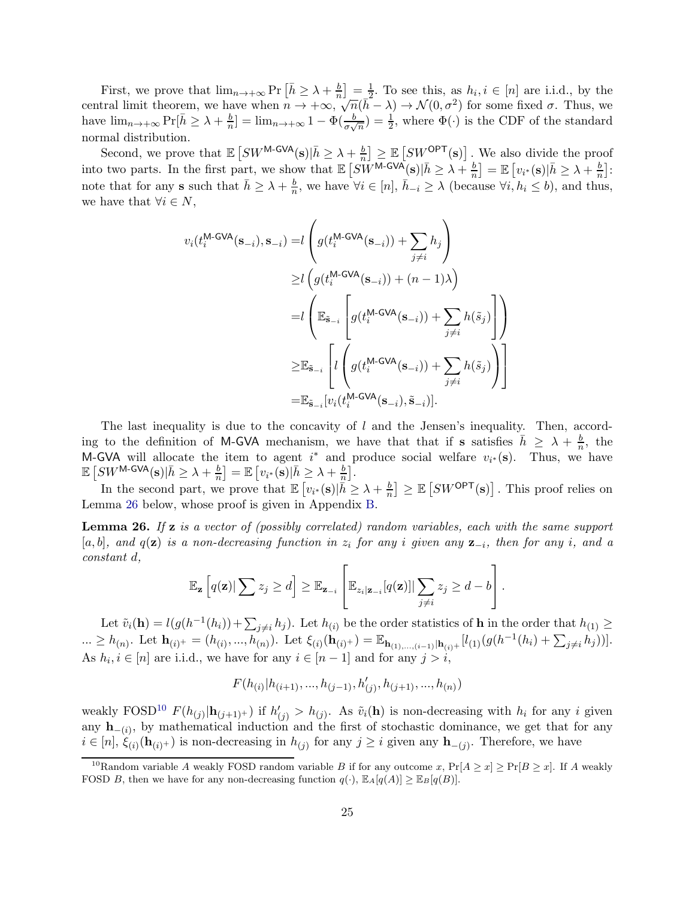First, we prove that $\lim_{n\to+\infty} \Pr\left[\bar{h} \geq \lambda + \frac{b}{n}\right] = \frac{1}{2}$. To see this, as $h_i, i \in [n]$ are i.i.d., by the central limit theorem, we have when $n \to +\infty$, $\sqrt{n}(\bar{h} - \lambda) \to \mathcal{N}(0, \sigma^2)$ for some fixed $\sigma$. Thus, we have $\lim_{n\to+\infty} \Pr[\bar{h} \geq \lambda + \frac{b}{n}] = \lim_{n\to+\infty} 1 - \Phi(\frac{b}{\sigma\sqrt{n}}) = \frac{1}{2}$, where $\Phi(\cdot)$ is the CDF of the standard normal distribution.

Second, we prove that $\mathbb{E}\left[SW^{\mathsf{M\text{-}GVA}}(\mathbf{s})|\bar{h} \geq \lambda + \frac{b}{n}\right] \geq \mathbb{E}\left[SW^{\mathsf{OPT}}(\mathbf{s})\right]$. We also divide the proof into two parts. In the first part, we show that $\mathbb{E}\left[SW^{\mathsf{M\text{-}GVA}}(\mathbf{s})|\bar{h} \geq \lambda + \frac{b}{n}\right] = \mathbb{E}\left[v_{i^*}(\mathbf{s})|\bar{h} \geq \lambda + \frac{b}{n}\right]$: note that for any $\mathbf{s}$ such that $\bar{h} \geq \lambda + \frac{b}{n}$, we have $\forall i \in [n]$, $\bar{h}_{-i} \geq \lambda$ (because $\forall i, h_i \leq b$), and thus, we have that $\forall i \in N$,

$$
\begin{aligned}
v_i(t_i^{\mathsf{M\text{-}GVA}}(\mathbf{s}_{-i}), \mathbf{s}_{-i}) =& l\left(g(t_i^{\mathsf{M\text{-}GVA}}(\mathbf{s}_{-i})) + \sum_{j\neq i} h_j\right) \\
\geq& l\left(g(t_i^{\mathsf{M\text{-}GVA}}(\mathbf{s}_{-i})) + (n-1)\lambda\right) \\
=& l\left(\mathbb{E}_{\tilde{\mathbf{s}}_{-i}}\left[g(t_i^{\mathsf{M\text{-}GVA}}(\mathbf{s}_{-i})) + \sum_{j\neq i} h(\tilde{s}_j)\right]\right) \\
\geq& \mathbb{E}_{\tilde{\mathbf{s}}_{-i}}\left[l\left(g(t_i^{\mathsf{M\text{-}GVA}}(\mathbf{s}_{-i})) + \sum_{j\neq i} h(\tilde{s}_j)\right)\right] \\
=& \mathbb{E}_{\tilde{\mathbf{s}}_{-i}}[v_i(t_i^{\mathsf{M\text{-}GVA}}(\mathbf{s}_{-i}), \tilde{\mathbf{s}}_{-i})].
\end{aligned}
$$

The last inequality is due to the concavity of $l$ and the Jensen's inequality. Then, according to the definition of M-GVA mechanism, we have that that if $\mathbf{s}$ satisfies $\bar{h} \geq \lambda + \frac{b}{n}$, the M-GVA will allocate the item to agent $i^*$ and produce social welfare $v_{i^*}(\mathbf{s})$. Thus, we have $\mathbb{E}\left[SW^{\mathsf{M\text{-}GVA}}(\mathbf{s})|\bar{h} \geq \lambda + \frac{b}{n}\right] = \mathbb{E}\left[v_{i^*}(\mathbf{s})|\bar{h} \geq \lambda + \frac{b}{n}\right]$.

In the second part, we prove that $\mathbb{E}\left[v_{i^*}(\mathbf{s})|\bar{h} \geq \lambda + \frac{b}{n}\right] \geq \mathbb{E}\left[SW^{\mathsf{OPT}}(\mathbf{s})\right]$. This proof relies on Lemma 26 below, whose proof is given in Appendix B.

**Lemma 26.** *If $\mathbf{z}$ is a vector of (possibly correlated) random variables, each with the same support $[a, b]$, and $q(\mathbf{z})$ is a non-decreasing function in $z_i$ for any $i$ given any $\mathbf{z}_{-i}$, then for any $i$, and a constant $d$,*

$$
\mathbb{E}_{\mathbf{z}}\left[q(\mathbf{z})|\sum z_j \geq d\right] \geq \mathbb{E}_{\mathbf{z}_{-i}}\left[\mathbb{E}_{z_i|\mathbf{z}_{-i}}[q(\mathbf{z})]|\sum_{j\neq i} z_j \geq d - b\right].
$$

Let $\tilde{v}_i(\mathbf{h}) = l(g(h^{-1}(h_i)) + \sum_{j\neq i} h_j)$. Let $h_{(i)}$ be the order statistics of $\mathbf{h}$ in the order that $h_{(1)} \geq ... \geq h_{(n)}$. Let $\mathbf{h}_{(i)^+} = (h_{(i)}, ..., h_{(n)})$. Let $\xi_{(i)}(\mathbf{h}_{(i)^+}) = \mathbb{E}_{\mathbf{h}_{(1),...,(i-1)}|\mathbf{h}_{(i)^+}}[l_{(1)}(g(h^{-1}(h_i) + \sum_{j\neq i} h_j))]$. As $h_i, i \in [n]$ are i.i.d., we have for any $i \in [n-1]$ and for any $j > i$,

$$
F(h_{(i)}|h_{(i+1)}, ..., h_{(j-1)}, h'_{(j)}, h_{(j+1)}, ..., h_{(n)})
$$

weakly FOSD[10] $F(h_{(j)}|\mathbf{h}_{(j+1)^+})$ if $h'_{(j)} > h_{(j)}$. As $\tilde{v}_i(\mathbf{h})$ is non-decreasing with $h_i$ for any $i$ given any $\mathbf{h}_{-(i)}$, by mathematical induction and the first of stochastic dominance, we get that for any $i \in [n]$, $\xi_{(i)}(\mathbf{h}_{(i)^+})$ is non-decreasing in $h_{(j)}$ for any $j \geq i$ given any $\mathbf{h}_{-(j)}$. Therefore, we have

[10] Random variable $A$ weakly FOSD random variable $B$ if for any outcome $x$, $\Pr[A \geq x] \geq \Pr[B \geq x]$. If $A$ weakly FOSD $B$, then we have for any non-decreasing function $q(\cdot)$, $\mathbb{E}_A[q(A)] \geq \mathbb{E}_B[q(B)]$.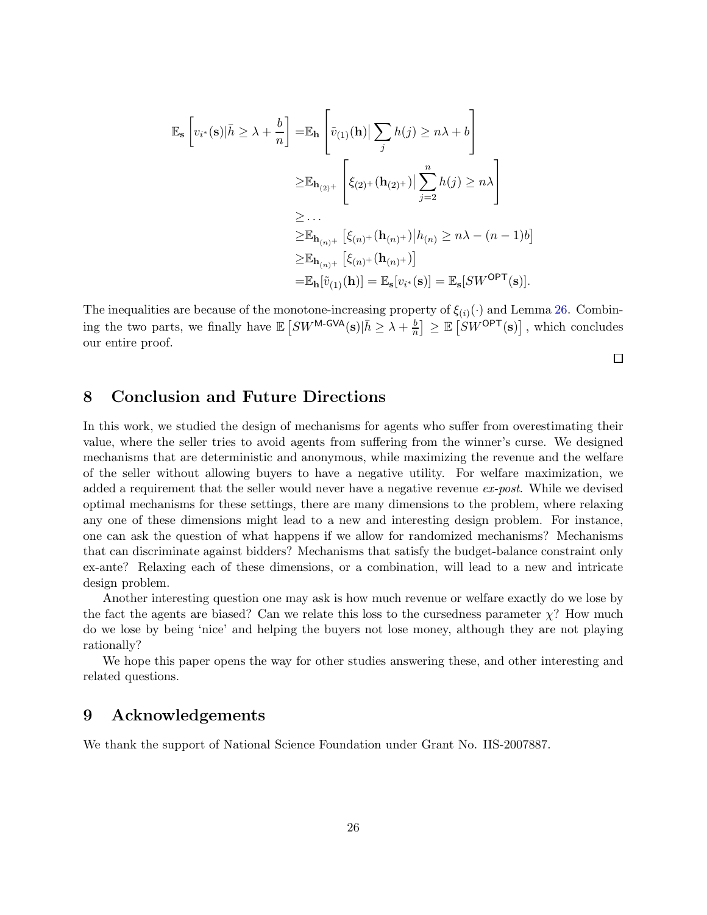$$
\begin{aligned}
\mathbb{E}_{\mathbf{s}}\left[v_{i^*}(\mathbf{s})|\bar{h} \geq \lambda + \frac{b}{n}\right] =& \mathbb{E}_{\mathbf{h}}\left[\tilde{v}_{(1)}(\mathbf{h})\big| \sum_j h(j) \geq n\lambda + b\right] \\
\geq& \mathbb{E}_{\mathbf{h}_{(2)^+}}\left[\xi_{(2)^+}(\mathbf{h}_{(2)^+})\big| \sum_{j=2}^{n} h(j) \geq n\lambda\right] \\
\geq& \dots \\
\geq& \mathbb{E}_{\mathbf{h}_{(n)^+}}\left[\xi_{(n)^+}(\mathbf{h}_{(n)^+})\big| h_{(n)} \geq n\lambda - (n-1)b\right] \\
\geq& \mathbb{E}_{\mathbf{h}_{(n)^+}}\left[\xi_{(n)^+}(\mathbf{h}_{(n)^+})\right] \\
=& \mathbb{E}_{\mathbf{h}}[\tilde{v}_{(1)}(\mathbf{h})] = \mathbb{E}_{\mathbf{s}}[v_{i^*}(\mathbf{s})] = \mathbb{E}_{\mathbf{s}}[SW^{\mathsf{OPT}}(\mathbf{s})].
\end{aligned}
$$

The inequalities are because of the monotone-increasing property of $\xi_{(i)}(\cdot)$ and Lemma 26. Combining the two parts, we finally have $\mathbb{E}\left[SW^{\mathsf{M\text{-}GVA}}(\mathbf{s})|\bar{h} \geq \lambda + \frac{b}{n}\right] \geq \mathbb{E}\left[SW^{\mathsf{OPT}}(\mathbf{s})\right]$, which concludes our entire proof.

□

# 8 Conclusion and Future Directions

In this work, we studied the design of mechanisms for agents who suffer from overestimating their value, where the seller tries to avoid agents from suffering from the winner's curse. We designed mechanisms that are deterministic and anonymous, while maximizing the revenue and the welfare of the seller without allowing buyers to have a negative utility. For welfare maximization, we added a requirement that the seller would never have a negative revenue *ex-post*. While we devised optimal mechanisms for these settings, there are many dimensions to the problem, where relaxing any one of these dimensions might lead to a new and interesting design problem. For instance, one can ask the question of what happens if we allow for randomized mechanisms? Mechanisms that can discriminate against bidders? Mechanisms that satisfy the budget-balance constraint only ex-ante? Relaxing each of these dimensions, or a combination, will lead to a new and intricate design problem.

Another interesting question one may ask is how much revenue or welfare exactly do we lose by the fact the agents are biased? Can we relate this loss to the cursedness parameter $\chi$? How much do we lose by being 'nice' and helping the buyers not lose money, although they are not playing rationally?

We hope this paper opens the way for other studies answering these, and other interesting and related questions.

# 9 Acknowledgements

We thank the support of National Science Foundation under Grant No. IIS-2007887.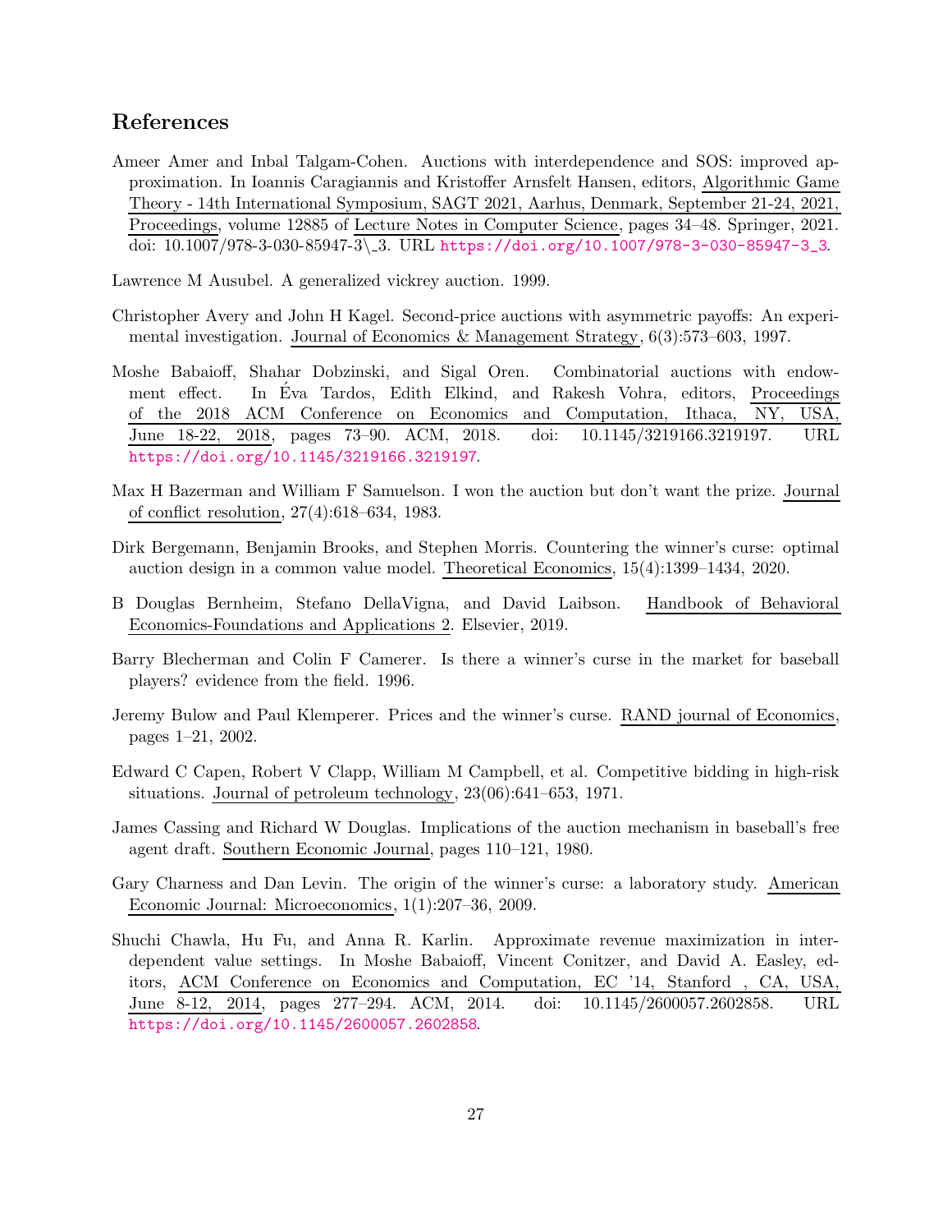# References

Ameer Amer and Inbal Talgam-Cohen. Auctions with interdependence and SOS: improved approximation. In Ioannis Caragiannis and Kristoffer Arnsfelt Hansen, editors, Algorithmic Game Theory - 14th International Symposium, SAGT 2021, Aarhus, Denmark, September 21-24, 2021, Proceedings, volume 12885 of Lecture Notes in Computer Science, pages 34–48. Springer, 2021. doi: 10.1007/978-3-030-85947-3\_3. URL https://doi.org/10.1007/978-3-030-85947-3_3.

Lawrence M Ausubel. A generalized vickrey auction. 1999.

Christopher Avery and John H Kagel. Second-price auctions with asymmetric payoffs: An experimental investigation. Journal of Economics & Management Strategy, 6(3):573–603, 1997.

Moshe Babaioff, Shahar Dobzinski, and Sigal Oren. Combinatorial auctions with endowment effect. In Éva Tardos, Edith Elkind, and Rakesh Vohra, editors, Proceedings of the 2018 ACM Conference on Economics and Computation, Ithaca, NY, USA, June 18-22, 2018, pages 73–90. ACM, 2018. doi: 10.1145/3219166.3219197. URL https://doi.org/10.1145/3219166.3219197.

Max H Bazerman and William F Samuelson. I won the auction but don't want the prize. Journal of conflict resolution, 27(4):618–634, 1983.

Dirk Bergemann, Benjamin Brooks, and Stephen Morris. Countering the winner's curse: optimal auction design in a common value model. Theoretical Economics, 15(4):1399–1434, 2020.

B Douglas Bernheim, Stefano DellaVigna, and David Laibson. Handbook of Behavioral Economics-Foundations and Applications 2. Elsevier, 2019.

Barry Blecherman and Colin F Camerer. Is there a winner's curse in the market for baseball players? evidence from the field. 1996.

Jeremy Bulow and Paul Klemperer. Prices and the winner's curse. RAND journal of Economics, pages 1–21, 2002.

Edward C Capen, Robert V Clapp, William M Campbell, et al. Competitive bidding in high-risk situations. Journal of petroleum technology, 23(06):641–653, 1971.

James Cassing and Richard W Douglas. Implications of the auction mechanism in baseball's free agent draft. Southern Economic Journal, pages 110–121, 1980.

Gary Charness and Dan Levin. The origin of the winner's curse: a laboratory study. American Economic Journal: Microeconomics, 1(1):207–36, 2009.

Shuchi Chawla, Hu Fu, and Anna R. Karlin. Approximate revenue maximization in interdependent value settings. In Moshe Babaioff, Vincent Conitzer, and David A. Easley, editors, ACM Conference on Economics and Computation, EC '14, Stanford , CA, USA, June 8-12, 2014, pages 277–294. ACM, 2014. doi: 10.1145/2600057.2602858. URL https://doi.org/10.1145/2600057.2602858.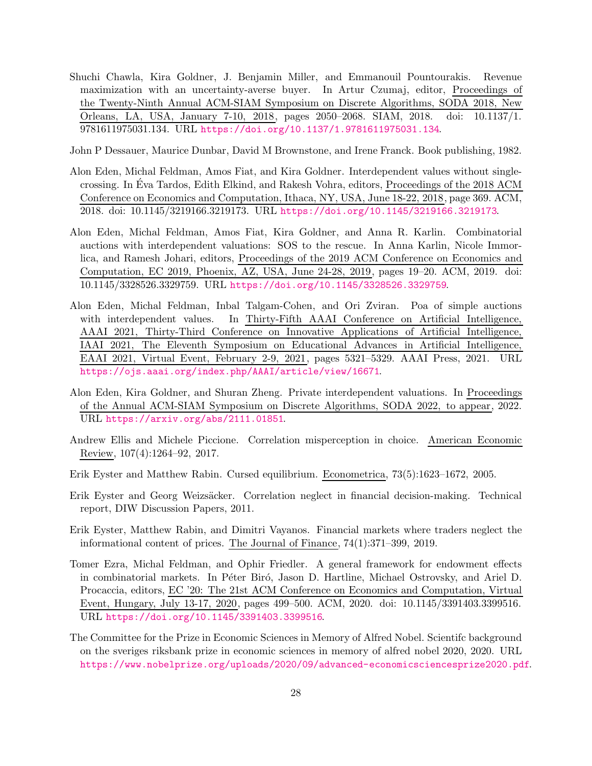Shuchi Chawla, Kira Goldner, J. Benjamin Miller, and Emmanouil Pountourakis. Revenue maximization with an uncertainty-averse buyer. In Artur Czumaj, editor, Proceedings of the Twenty-Ninth Annual ACM-SIAM Symposium on Discrete Algorithms, SODA 2018, New Orleans, LA, USA, January 7-10, 2018, pages 2050–2068. SIAM, 2018. doi: 10.1137/1.9781611975031.134. URL https://doi.org/10.1137/1.9781611975031.134.

John P Dessauer, Maurice Dunbar, David M Brownstone, and Irene Franck. Book publishing, 1982.

Alon Eden, Michal Feldman, Amos Fiat, and Kira Goldner. Interdependent values without single-crossing. In Éva Tardos, Edith Elkind, and Rakesh Vohra, editors, Proceedings of the 2018 ACM Conference on Economics and Computation, Ithaca, NY, USA, June 18-22, 2018, page 369. ACM, 2018. doi: 10.1145/3219166.3219173. URL https://doi.org/10.1145/3219166.3219173.

Alon Eden, Michal Feldman, Amos Fiat, Kira Goldner, and Anna R. Karlin. Combinatorial auctions with interdependent valuations: SOS to the rescue. In Anna Karlin, Nicole Immorlica, and Ramesh Johari, editors, Proceedings of the 2019 ACM Conference on Economics and Computation, EC 2019, Phoenix, AZ, USA, June 24-28, 2019, pages 19–20. ACM, 2019. doi: 10.1145/3328526.3329759. URL https://doi.org/10.1145/3328526.3329759.

Alon Eden, Michal Feldman, Inbal Talgam-Cohen, and Ori Zviran. Poa of simple auctions with interdependent values. In Thirty-Fifth AAAI Conference on Artificial Intelligence, AAAI 2021, Thirty-Third Conference on Innovative Applications of Artificial Intelligence, IAAI 2021, The Eleventh Symposium on Educational Advances in Artificial Intelligence, EAAI 2021, Virtual Event, February 2-9, 2021, pages 5321–5329. AAAI Press, 2021. URL https://ojs.aaai.org/index.php/AAAI/article/view/16671.

Alon Eden, Kira Goldner, and Shuran Zheng. Private interdependent valuations. In Proceedings of the Annual ACM-SIAM Symposium on Discrete Algorithms, SODA 2022, to appear, 2022. URL https://arxiv.org/abs/2111.01851.

Andrew Ellis and Michele Piccione. Correlation misperception in choice. American Economic Review, 107(4):1264–92, 2017.

Erik Eyster and Matthew Rabin. Cursed equilibrium. Econometrica, 73(5):1623–1672, 2005.

Erik Eyster and Georg Weizsäcker. Correlation neglect in financial decision-making. Technical report, DIW Discussion Papers, 2011.

Erik Eyster, Matthew Rabin, and Dimitri Vayanos. Financial markets where traders neglect the informational content of prices. The Journal of Finance, 74(1):371–399, 2019.

Tomer Ezra, Michal Feldman, and Ophir Friedler. A general framework for endowment effects in combinatorial markets. In Péter Biró, Jason D. Hartline, Michael Ostrovsky, and Ariel D. Procaccia, editors, EC '20: The 21st ACM Conference on Economics and Computation, Virtual Event, Hungary, July 13-17, 2020, pages 499–500. ACM, 2020. doi: 10.1145/3391403.3399516. URL https://doi.org/10.1145/3391403.3399516.

The Committee for the Prize in Economic Sciences in Memory of Alfred Nobel. Scientifc background on the sveriges riksbank prize in economic sciences in memory of alfred nobel 2020, 2020. URL https://www.nobelprize.org/uploads/2020/09/advanced-economicsciencesprize2020.pdf.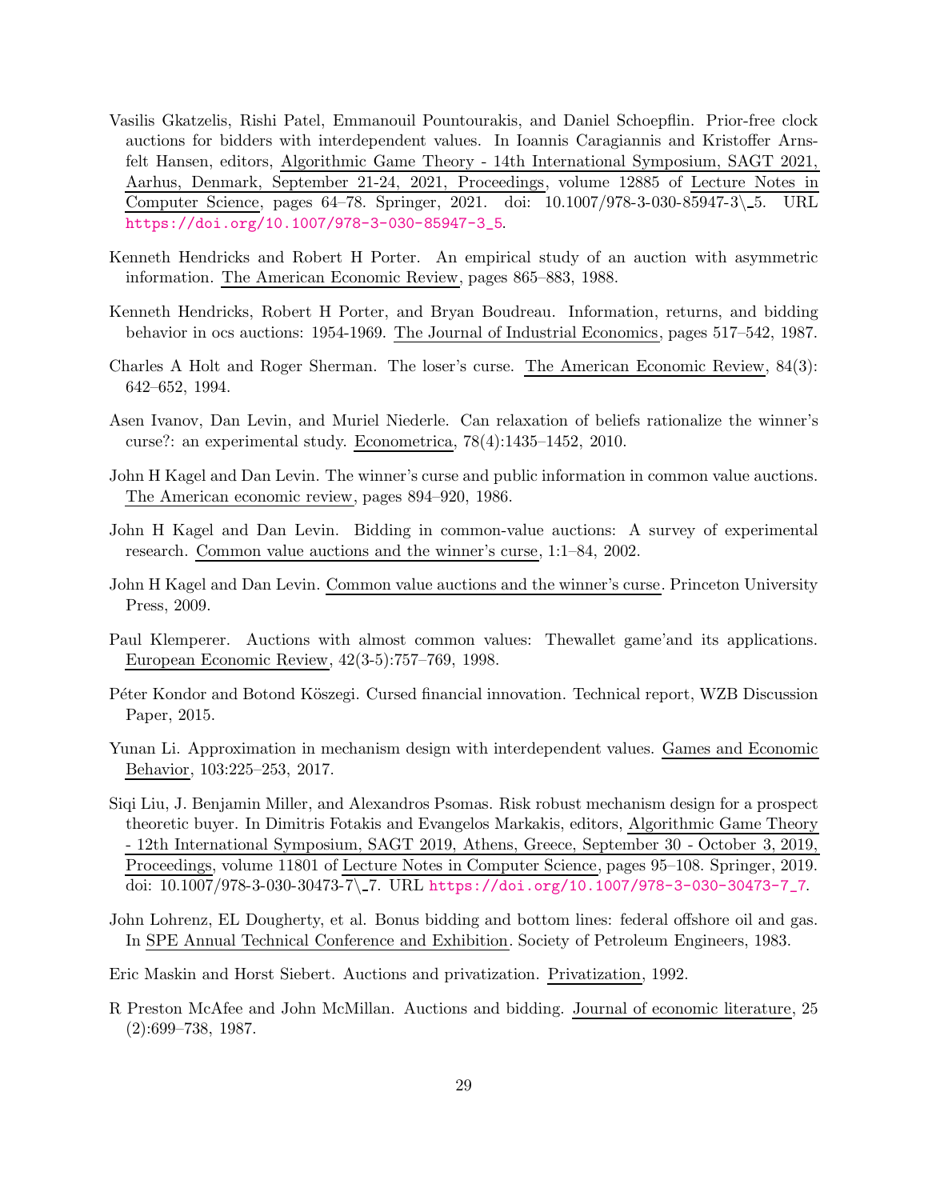Vasilis Gkatzelis, Rishi Patel, Emmanouil Pountourakis, and Daniel Schoepflin. Prior-free clock auctions for bidders with interdependent values. In Ioannis Caragiannis and Kristoffer Arnsfelt Hansen, editors, Algorithmic Game Theory - 14th International Symposium, SAGT 2021, Aarhus, Denmark, September 21-24, 2021, Proceedings, volume 12885 of Lecture Notes in Computer Science, pages 64–78. Springer, 2021. doi: 10.1007/978-3-030-85947-3\_5. URL https://doi.org/10.1007/978-3-030-85947-3_5.

Kenneth Hendricks and Robert H Porter. An empirical study of an auction with asymmetric information. The American Economic Review, pages 865–883, 1988.

Kenneth Hendricks, Robert H Porter, and Bryan Boudreau. Information, returns, and bidding behavior in ocs auctions: 1954-1969. The Journal of Industrial Economics, pages 517–542, 1987.

Charles A Holt and Roger Sherman. The loser's curse. The American Economic Review, 84(3): 642–652, 1994.

Asen Ivanov, Dan Levin, and Muriel Niederle. Can relaxation of beliefs rationalize the winner's curse?: an experimental study. Econometrica, 78(4):1435–1452, 2010.

John H Kagel and Dan Levin. The winner's curse and public information in common value auctions. The American economic review, pages 894–920, 1986.

John H Kagel and Dan Levin. Bidding in common-value auctions: A survey of experimental research. Common value auctions and the winner's curse, 1:1–84, 2002.

John H Kagel and Dan Levin. Common value auctions and the winner's curse. Princeton University Press, 2009.

Paul Klemperer. Auctions with almost common values: Thewallet game'and its applications. European Economic Review, 42(3-5):757–769, 1998.

Péter Kondor and Botond Köszegi. Cursed financial innovation. Technical report, WZB Discussion Paper, 2015.

Yunan Li. Approximation in mechanism design with interdependent values. Games and Economic Behavior, 103:225–253, 2017.

Siqi Liu, J. Benjamin Miller, and Alexandros Psomas. Risk robust mechanism design for a prospect theoretic buyer. In Dimitris Fotakis and Evangelos Markakis, editors, Algorithmic Game Theory - 12th International Symposium, SAGT 2019, Athens, Greece, September 30 - October 3, 2019, Proceedings, volume 11801 of Lecture Notes in Computer Science, pages 95–108. Springer, 2019. doi: 10.1007/978-3-030-30473-7\_7. URL https://doi.org/10.1007/978-3-030-30473-7_7.

John Lohrenz, EL Dougherty, et al. Bonus bidding and bottom lines: federal offshore oil and gas. In SPE Annual Technical Conference and Exhibition. Society of Petroleum Engineers, 1983.

Eric Maskin and Horst Siebert. Auctions and privatization. Privatization, 1992.

R Preston McAfee and John McMillan. Auctions and bidding. Journal of economic literature, 25 (2):699–738, 1987.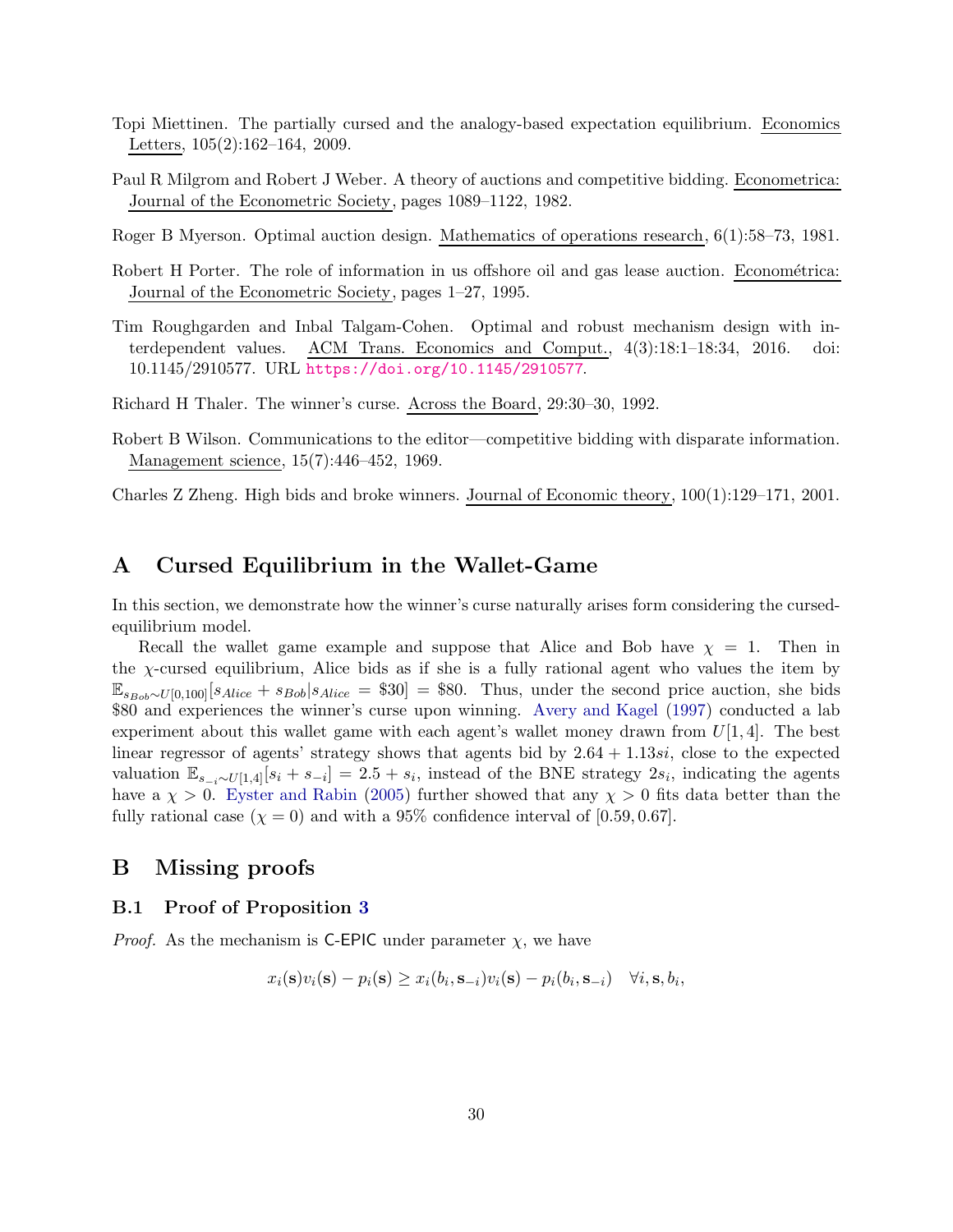Topi Miettinen. The partially cursed and the analogy-based expectation equilibrium. Economics Letters, 105(2):162–164, 2009.

Paul R Milgrom and Robert J Weber. A theory of auctions and competitive bidding. Econometrica: Journal of the Econometric Society, pages 1089–1122, 1982.

Roger B Myerson. Optimal auction design. Mathematics of operations research, 6(1):58–73, 1981.

Robert H Porter. The role of information in us offshore oil and gas lease auction. Económetrica: Journal of the Econometric Society, pages 1–27, 1995.

Tim Roughgarden and Inbal Talgam-Cohen. Optimal and robust mechanism design with interdependent values. ACM Trans. Economics and Comput., 4(3):18:1–18:34, 2016. doi: 10.1145/2910577. URL https://doi.org/10.1145/2910577.

Richard H Thaler. The winner's curse. Across the Board, 29:30–30, 1992.

Robert B Wilson. Communications to the editor—competitive bidding with disparate information. Management science, 15(7):446–452, 1969.

Charles Z Zheng. High bids and broke winners. Journal of Economic theory, 100(1):129–171, 2001.

# A Cursed Equilibrium in the Wallet-Game

In this section, we demonstrate how the winner's curse naturally arises form considering the cursed-equilibrium model.

Recall the wallet game example and suppose that Alice and Bob have $\chi = 1$. Then in the $\chi$-cursed equilibrium, Alice bids as if she is a fully rational agent who values the item by $\mathbb{E}_{s_{Bob} \sim U[0,100]}[s_{Alice} + s_{Bob} | s_{Alice} = \$30] = \$80$. Thus, under the second price auction, she bids \$80 and experiences the winner's curse upon winning. Avery and Kagel (1997) conducted a lab experiment about this wallet game with each agent's wallet money drawn from $U[1, 4]$. The best linear regressor of agents' strategy shows that agents bid by $2.64 + 1.13si$, close to the expected valuation $\mathbb{E}_{s_{-i} \sim U[1,4]}[s_i + s_{-i}] = 2.5 + s_i$, instead of the BNE strategy $2s_i$, indicating the agents have a $\chi > 0$. Eyster and Rabin (2005) further showed that any $\chi > 0$ fits data better than the fully rational case ($\chi = 0$) and with a 95% confidence interval of $[0.59, 0.67]$.

# B Missing proofs

## B.1 Proof of Proposition 3

*Proof.* As the mechanism is C-EPIC under parameter $\chi$, we have

$$x_i(\mathbf{s})v_i(\mathbf{s}) - p_i(\mathbf{s}) \geq x_i(b_i, \mathbf{s}_{-i})v_i(\mathbf{s}) - p_i(b_i, \mathbf{s}_{-i}) \quad \forall i, \mathbf{s}, b_i,$$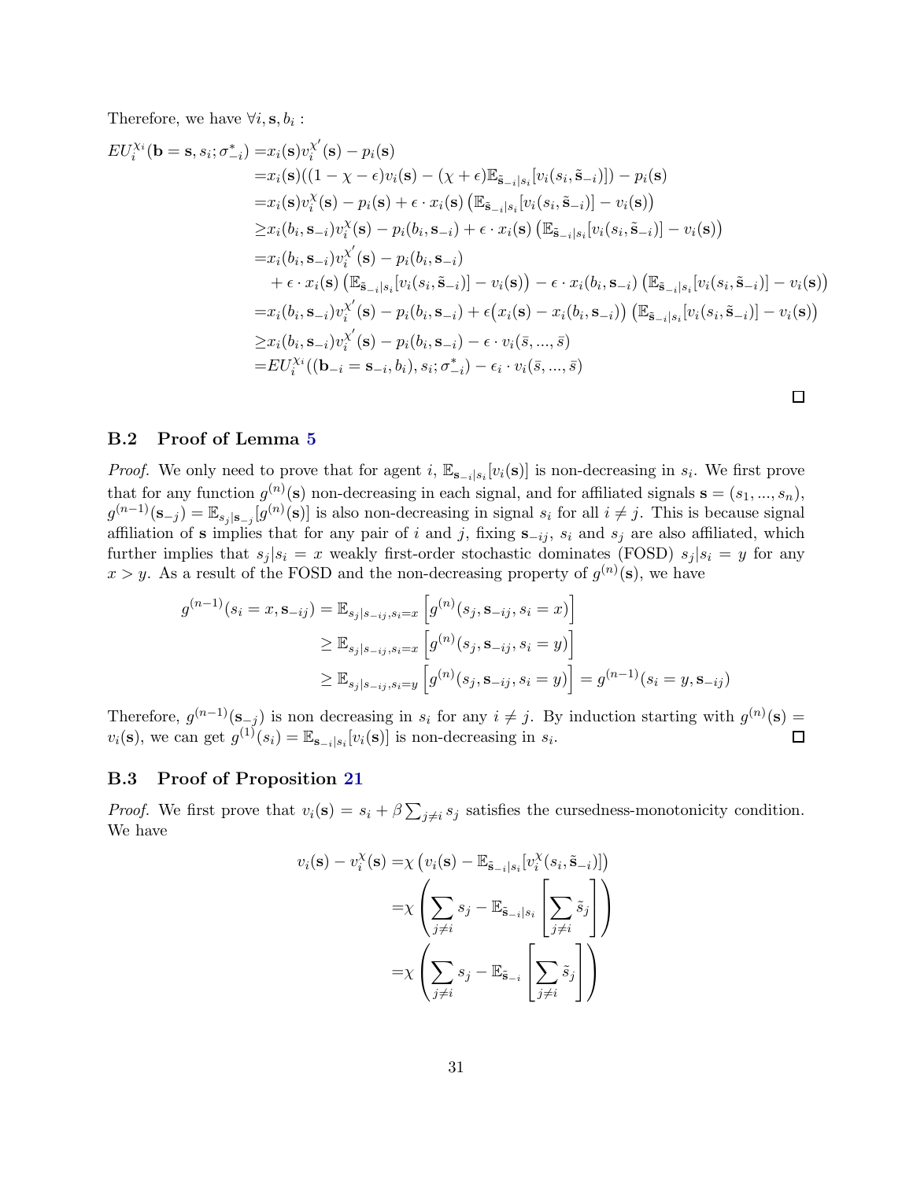Therefore, we have $\forall i, \mathbf{s}, b_i$ :

$$
\begin{aligned}
EU_i^{\chi_i}(\mathbf{b}=\mathbf{s}, s_i; \sigma_{-i}^*) =& x_i(\mathbf{s}) v_i^{\chi'}(\mathbf{s}) - p_i(\mathbf{s}) \\
=& x_i(\mathbf{s})((1-\chi-\epsilon) v_i(\mathbf{s}) - (\chi+\epsilon)\mathbb{E}_{\tilde{\mathbf{s}}_{-i}|s_i}[v_i(s_i, \tilde{\mathbf{s}}_{-i})]) - p_i(\mathbf{s}) \\
=& x_i(\mathbf{s}) v_i^{\chi}(\mathbf{s}) - p_i(\mathbf{s}) + \epsilon \cdot x_i(\mathbf{s}) \left(\mathbb{E}_{\tilde{\mathbf{s}}_{-i}|s_i}[v_i(s_i, \tilde{\mathbf{s}}_{-i})] - v_i(\mathbf{s})\right) \\
\geq & x_i(b_i, \mathbf{s}_{-i}) v_i^{\chi}(\mathbf{s}) - p_i(b_i, \mathbf{s}_{-i}) + \epsilon \cdot x_i(\mathbf{s}) \left(\mathbb{E}_{\tilde{\mathbf{s}}_{-i}|s_i}[v_i(s_i, \tilde{\mathbf{s}}_{-i})] - v_i(\mathbf{s})\right) \\
=& x_i(b_i, \mathbf{s}_{-i}) v_i^{\chi'}(\mathbf{s}) - p_i(b_i, \mathbf{s}_{-i}) \\
&+ \epsilon \cdot x_i(\mathbf{s}) \left(\mathbb{E}_{\tilde{\mathbf{s}}_{-i}|s_i}[v_i(s_i, \tilde{\mathbf{s}}_{-i})] - v_i(\mathbf{s})\right) - \epsilon \cdot x_i(b_i, \mathbf{s}_{-i}) \left(\mathbb{E}_{\tilde{\mathbf{s}}_{-i}|s_i}[v_i(s_i, \tilde{\mathbf{s}}_{-i})] - v_i(\mathbf{s})\right) \\
=& x_i(b_i, \mathbf{s}_{-i}) v_i^{\chi'}(\mathbf{s}) - p_i(b_i, \mathbf{s}_{-i}) + \epsilon \big(x_i(\mathbf{s}) - x_i(b_i, \mathbf{s}_{-i})\big) \left(\mathbb{E}_{\tilde{\mathbf{s}}_{-i}|s_i}[v_i(s_i, \tilde{\mathbf{s}}_{-i})] - v_i(\mathbf{s})\right) \\
\geq & x_i(b_i, \mathbf{s}_{-i}) v_i^{\chi'}(\mathbf{s}) - p_i(b_i, \mathbf{s}_{-i}) - \epsilon \cdot v_i(\bar{s}, ..., \bar{s}) \\
=& EU_i^{\chi_i}((\mathbf{b}_{-i}=\mathbf{s}_{-i}, b_i), s_i; \sigma_{-i}^*) - \epsilon_i \cdot v_i(\bar{s}, ..., \bar{s})
\end{aligned}
$$

□

### B.2 Proof of Lemma 5

*Proof.* We only need to prove that for agent $i$, $\mathbb{E}_{\mathbf{s}_{-i}|s_i}[v_i(\mathbf{s})]$ is non-decreasing in $s_i$. We first prove that for any function $g^{(n)}(\mathbf{s})$ non-decreasing in each signal, and for affiliated signals $\mathbf{s}=(s_1, ..., s_n)$, $g^{(n-1)}(\mathbf{s}_{-j}) = \mathbb{E}_{s_j|\mathbf{s}_{-j}}[g^{(n)}(\mathbf{s})]$ is also non-decreasing in signal $s_i$ for all $i \neq j$. This is because signal affiliation of $\mathbf{s}$ implies that for any pair of $i$ and $j$, fixing $\mathbf{s}_{-ij}$, $s_i$ and $s_j$ are also affiliated, which further implies that $s_j | s_i = x$ weakly first-order stochastic dominates (FOSD) $s_j | s_i = y$ for any $x > y$. As a result of the FOSD and the non-decreasing property of $g^{(n)}(\mathbf{s})$, we have

$$
\begin{aligned}
g^{(n-1)}(s_i = x, \mathbf{s}_{-ij}) &= \mathbb{E}_{s_j|s_{-ij}, s_i = x}\left[g^{(n)}(s_j, \mathbf{s}_{-ij}, s_i = x)\right] \\
&\geq \mathbb{E}_{s_j|s_{-ij}, s_i = x}\left[g^{(n)}(s_j, \mathbf{s}_{-ij}, s_i = y)\right] \\
&\geq \mathbb{E}_{s_j|s_{-ij}, s_i = y}\left[g^{(n)}(s_j, \mathbf{s}_{-ij}, s_i = y)\right] = g^{(n-1)}(s_i = y, \mathbf{s}_{-ij})
\end{aligned}
$$

Therefore, $g^{(n-1)}(\mathbf{s}_{-j})$ is non decreasing in $s_i$ for any $i \neq j$. By induction starting with $g^{(n)}(\mathbf{s}) = v_i(\mathbf{s})$, we can get $g^{(1)}(s_i) = \mathbb{E}_{\mathbf{s}_{-i}|s_i}[v_i(\mathbf{s})]$ is non-decreasing in $s_i$. □

### B.3 Proof of Proposition 21

*Proof.* We first prove that $v_i(\mathbf{s}) = s_i + \beta \sum_{j \neq i} s_j$ satisfies the cursedness-monotonicity condition. We have

$$
\begin{aligned}
v_i(\mathbf{s}) - v_i^{\chi}(\mathbf{s}) =& \chi \left(v_i(\mathbf{s}) - \mathbb{E}_{\tilde{\mathbf{s}}_{-i}|s_i}[v_i^{\chi}(s_i, \tilde{\mathbf{s}}_{-i})]\right) \\
=& \chi \left(\sum_{j \neq i} s_j - \mathbb{E}_{\tilde{\mathbf{s}}_{-i}|s_i}\left[\sum_{j \neq i} \tilde{s}_j\right]\right) \\
=& \chi \left(\sum_{j \neq i} s_j - \mathbb{E}_{\tilde{\mathbf{s}}_{-i}}\left[\sum_{j \neq i} \tilde{s}_j\right]\right)
\end{aligned}
$$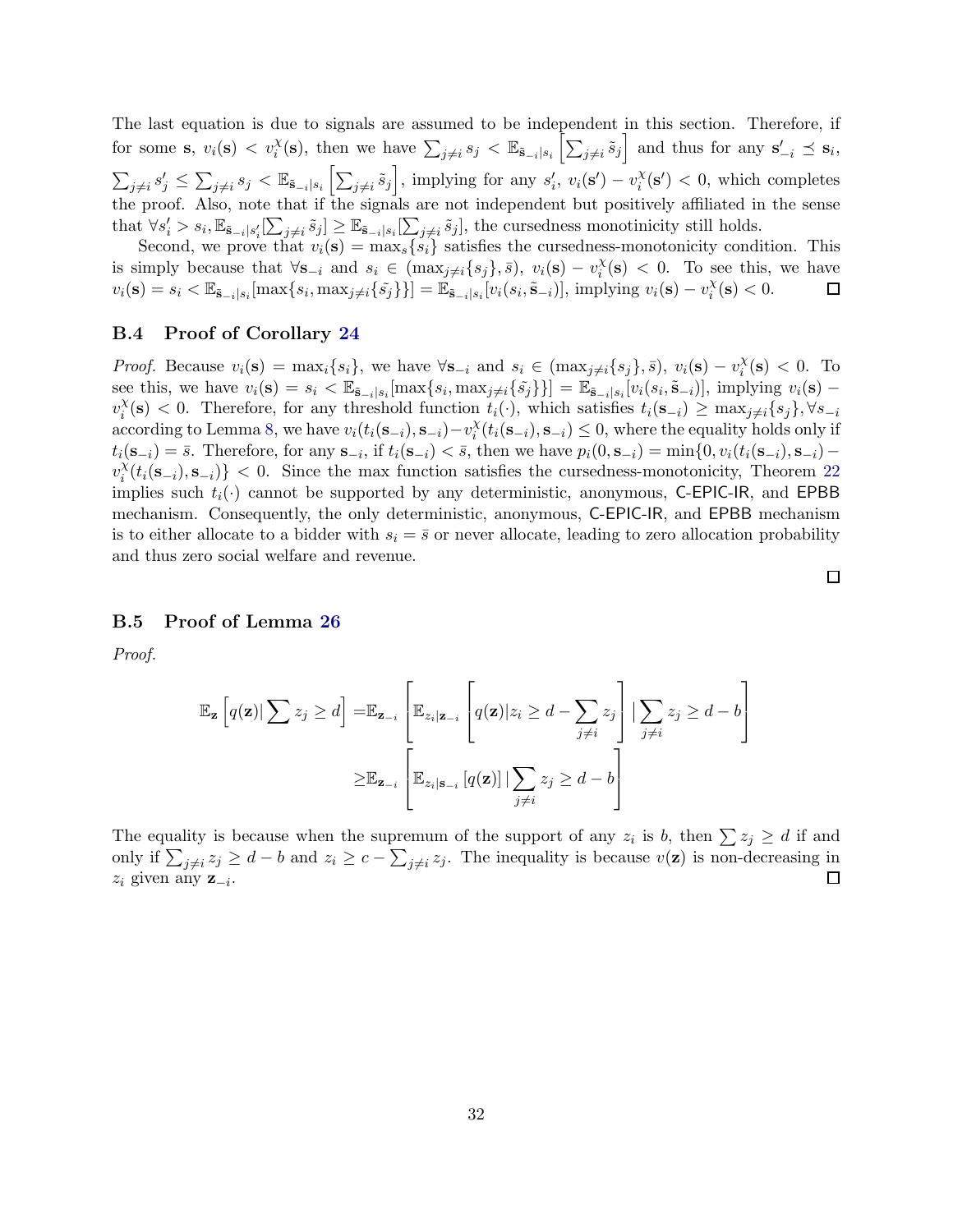The last equation is due to signals are assumed to be independent in this section. Therefore, if for some $\mathbf{s}$, $v_i(\mathbf{s}) < v_i^\chi(\mathbf{s})$, then we have $\sum_{j\neq i} s_j < \mathbb{E}_{\tilde{\mathbf{s}}_{-i}|s_i}\left[\sum_{j\neq i}\tilde{s}_j\right]$ and thus for any $\mathbf{s}'_{-i} \preceq \mathbf{s}_i$, $\sum_{j\neq i} s'_j \leq \sum_{j\neq i} s_j < \mathbb{E}_{\tilde{\mathbf{s}}_{-i}|s_i}\left[\sum_{j\neq i}\tilde{s}_j\right]$, implying for any $s'_i$, $v_i(\mathbf{s}') - v_i^\chi(\mathbf{s}') < 0$, which completes the proof. Also, note that if the signals are not independent but positively affiliated in the sense that $\forall s'_i > s_i, \mathbb{E}_{\tilde{\mathbf{s}}_{-i}|s'_i}[\sum_{j\neq i}\tilde{s}_j] \geq \mathbb{E}_{\tilde{\mathbf{s}}_{-i}|s_i}[\sum_{j\neq i}\tilde{s}_j]$, the cursedness monotinicity still holds.

Second, we prove that $v_i(\mathbf{s}) = \max_s\{s_i\}$ satisfies the cursedness-monotonicity condition. This is simply because that $\forall \mathbf{s}_{-i}$ and $s_i \in (\max_{j\neq i}\{s_j\}, \bar{s})$, $v_i(\mathbf{s}) - v_i^\chi(\mathbf{s}) < 0$. To see this, we have $v_i(\mathbf{s}) = s_i < \mathbb{E}_{\tilde{\mathbf{s}}_{-i}|s_i}[\max\{s_i, \max_{j\neq i}\{\tilde{s_j}\}\}] = \mathbb{E}_{\tilde{\mathbf{s}}_{-i}|s_i}[v_i(s_i, \tilde{\mathbf{s}}_{-i})]$, implying $v_i(\mathbf{s}) - v_i^\chi(\mathbf{s}) < 0$. □

### B.4 Proof of Corollary 24

*Proof.* Because $v_i(\mathbf{s}) = \max_i\{s_i\}$, we have $\forall \mathbf{s}_{-i}$ and $s_i \in (\max_{j\neq i}\{s_j\}, \bar{s})$, $v_i(\mathbf{s}) - v_i^\chi(\mathbf{s}) < 0$. To see this, we have $v_i(\mathbf{s}) = s_i < \mathbb{E}_{\tilde{\mathbf{s}}_{-i}|s_i}[\max\{s_i, \max_{j\neq i}\{\tilde{s_j}\}\}] = \mathbb{E}_{\tilde{\mathbf{s}}_{-i}|s_i}[v_i(s_i, \tilde{\mathbf{s}}_{-i})]$, implying $v_i(\mathbf{s}) - v_i^\chi(\mathbf{s}) < 0$. Therefore, for any threshold function $t_i(\cdot)$, which satisfies $t_i(\mathbf{s}_{-i}) \geq \max_{j\neq i}\{s_j\}, \forall s_{-i}$ according to Lemma 8, we have $v_i(t_i(\mathbf{s}_{-i}), \mathbf{s}_{-i}) - v_i^\chi(t_i(\mathbf{s}_{-i}), \mathbf{s}_{-i}) \leq 0$, where the equality holds only if $t_i(\mathbf{s}_{-i}) = \bar{s}$. Therefore, for any $\mathbf{s}_{-i}$, if $t_i(\mathbf{s}_{-i}) < \bar{s}$, then we have $p_i(0, \mathbf{s}_{-i}) = \min\{0, v_i(t_i(\mathbf{s}_{-i}), \mathbf{s}_{-i}) - v_i^\chi(t_i(\mathbf{s}_{-i}), \mathbf{s}_{-i})\} < 0$. Since the max function satisfies the cursedness-monotonicity, Theorem 22 implies such $t_i(\cdot)$ cannot be supported by any deterministic, anonymous, C-EPIC-IR, and EPBB mechanism. Consequently, the only deterministic, anonymous, C-EPIC-IR, and EPBB mechanism is to either allocate to a bidder with $s_i = \bar{s}$ or never allocate, leading to zero allocation probability and thus zero social welfare and revenue. □

### B.5 Proof of Lemma 26

*Proof.*

$$
\begin{aligned}
\mathbb{E}_{\mathbf{z}}\left[q(\mathbf{z}) | \sum z_j \geq d\right] =& \mathbb{E}_{\mathbf{z}_{-i}}\left[\mathbb{E}_{z_i|\mathbf{z}_{-i}}\left[q(\mathbf{z}) | z_i \geq d - \sum_{j\neq i} z_j\right] | \sum_{j\neq i} z_j \geq d - b\right] \\
\geq& \mathbb{E}_{\mathbf{z}_{-i}}\left[\mathbb{E}_{z_i|\mathbf{s}_{-i}}\left[q(\mathbf{z})\right] | \sum_{j\neq i} z_j \geq d - b\right]
\end{aligned}
$$

The equality is because when the supremum of the support of any $z_i$ is $b$, then $\sum z_j \geq d$ if and only if $\sum_{j\neq i} z_j \geq d - b$ and $z_i \geq c - \sum_{j\neq i} z_j$. The inequality is because $v(\mathbf{z})$ is non-decreasing in $z_i$ given any $\mathbf{z}_{-i}$. □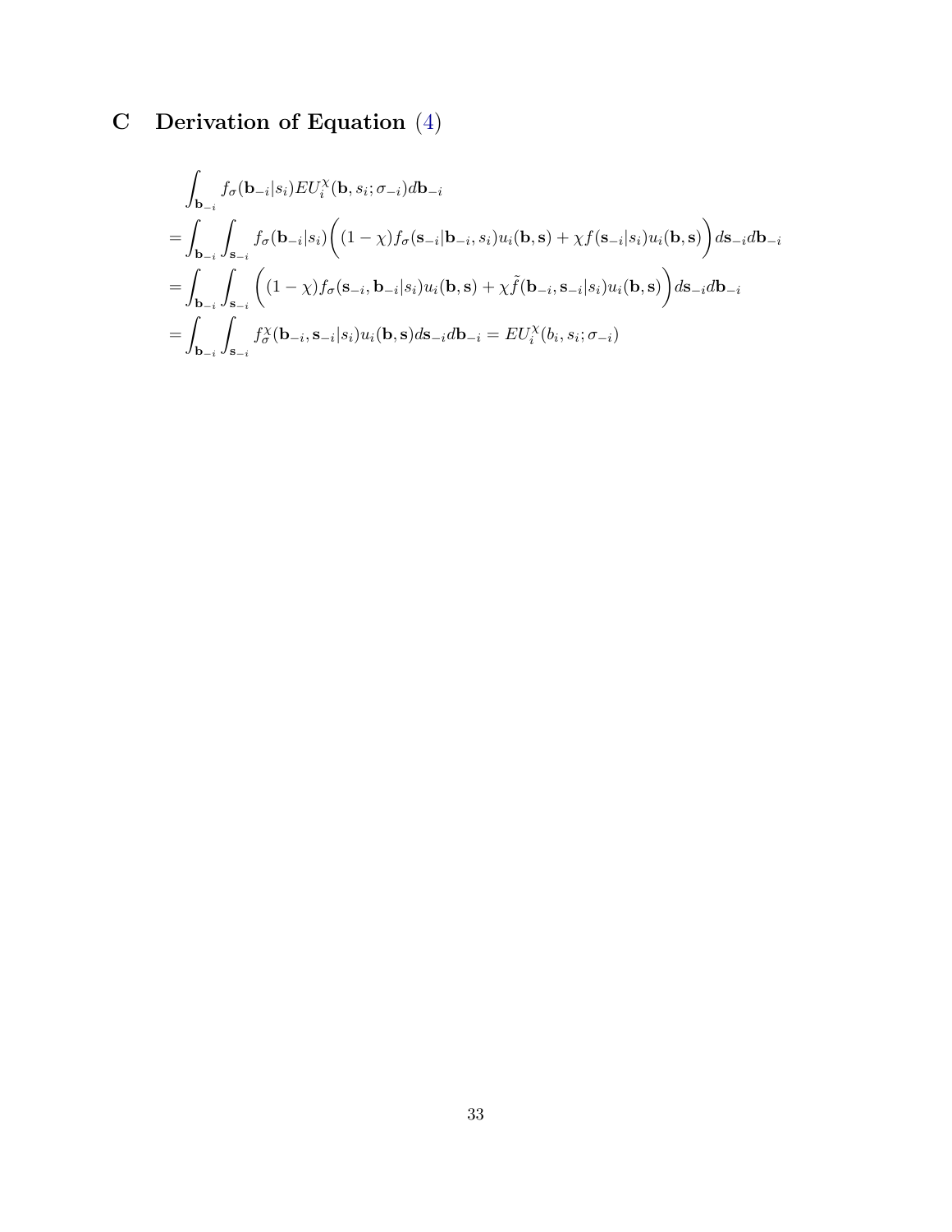## C Derivation of Equation (4)

$$
\begin{aligned}
&\int_{\mathbf{b}_{-i}} f_\sigma(\mathbf{b}_{-i}|s_i) EU_i^\chi(\mathbf{b}, s_i; \sigma_{-i}) d\mathbf{b}_{-i} \\
=&\int_{\mathbf{b}_{-i}} \int_{\mathbf{s}_{-i}} f_\sigma(\mathbf{b}_{-i}|s_i) \bigg( (1-\chi) f_\sigma(\mathbf{s}_{-i}|\mathbf{b}_{-i}, s_i) u_i(\mathbf{b}, \mathbf{s}) + \chi f(\mathbf{s}_{-i}|s_i) u_i(\mathbf{b}, \mathbf{s}) \bigg) d\mathbf{s}_{-i} d\mathbf{b}_{-i} \\
=&\int_{\mathbf{b}_{-i}} \int_{\mathbf{s}_{-i}} \bigg( (1-\chi) f_\sigma(\mathbf{s}_{-i}, \mathbf{b}_{-i}|s_i) u_i(\mathbf{b}, \mathbf{s}) + \chi \tilde{f}(\mathbf{b}_{-i}, \mathbf{s}_{-i}|s_i) u_i(\mathbf{b}, \mathbf{s}) \bigg) d\mathbf{s}_{-i} d\mathbf{b}_{-i} \\
=&\int_{\mathbf{b}_{-i}} \int_{\mathbf{s}_{-i}} f_\sigma^\chi(\mathbf{b}_{-i}, \mathbf{s}_{-i}|s_i) u_i(\mathbf{b}, \mathbf{s}) d\mathbf{s}_{-i} d\mathbf{b}_{-i} = EU_i^\chi(b_i, s_i; \sigma_{-i})
\end{aligned}
$$